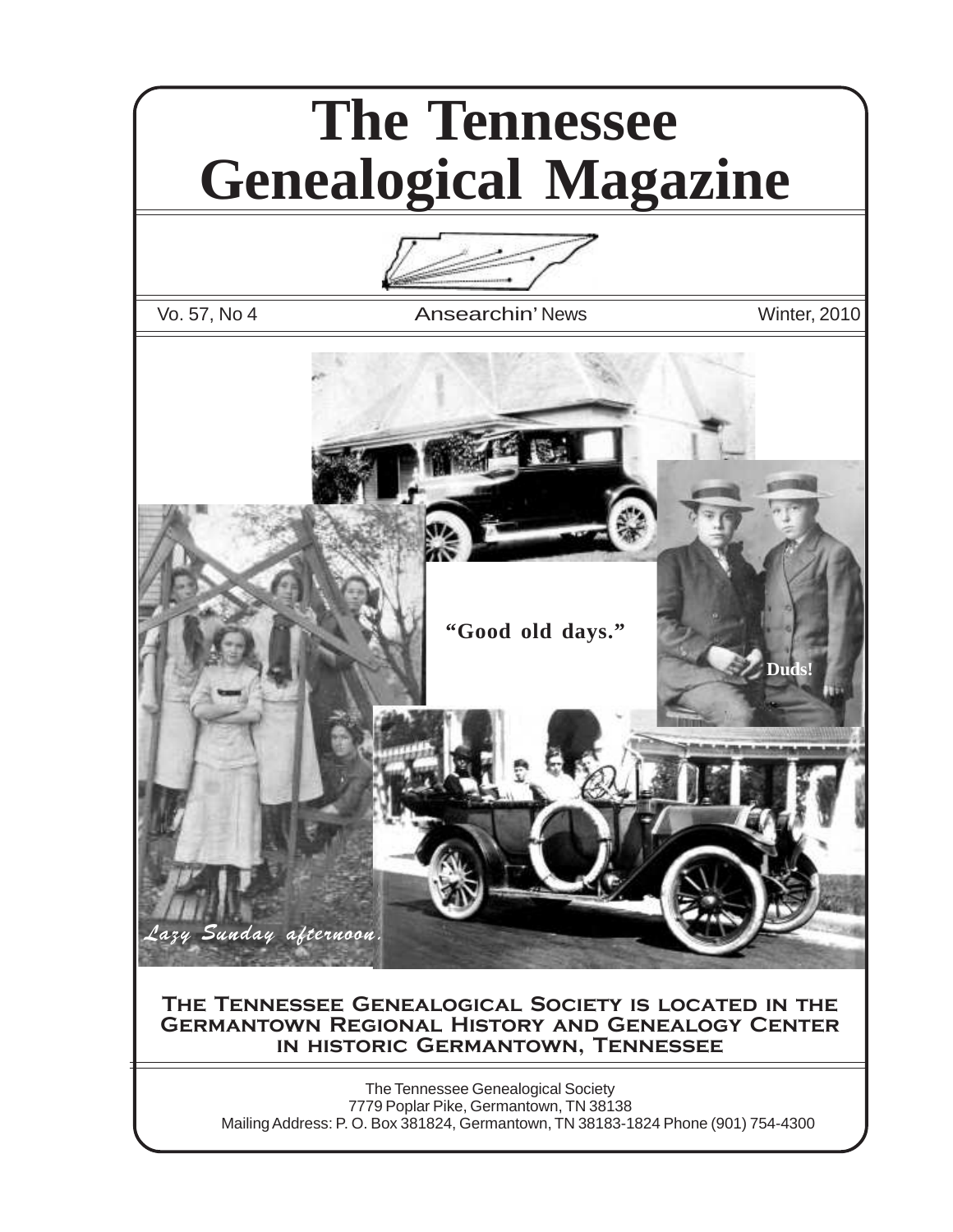# The Tennessee Genealogical Magazine

Vo. 57, No 4 | Ansearchin' News | Winter, 2010

*Lazy Sunday afternoon.*

**"Good old days."**

**Duds!**

**The Tennessee Genealogical Society is located in the Germantown Regional History and Genealogy Center in historic Germantown, Tennessee**

The Tennessee Genealogical Society
7779 Poplar Pike, Germantown, TN 38138
Mailing Address: P. O. Box 381824, Germantown, TN 38183-1824 Phone (901) 754-4300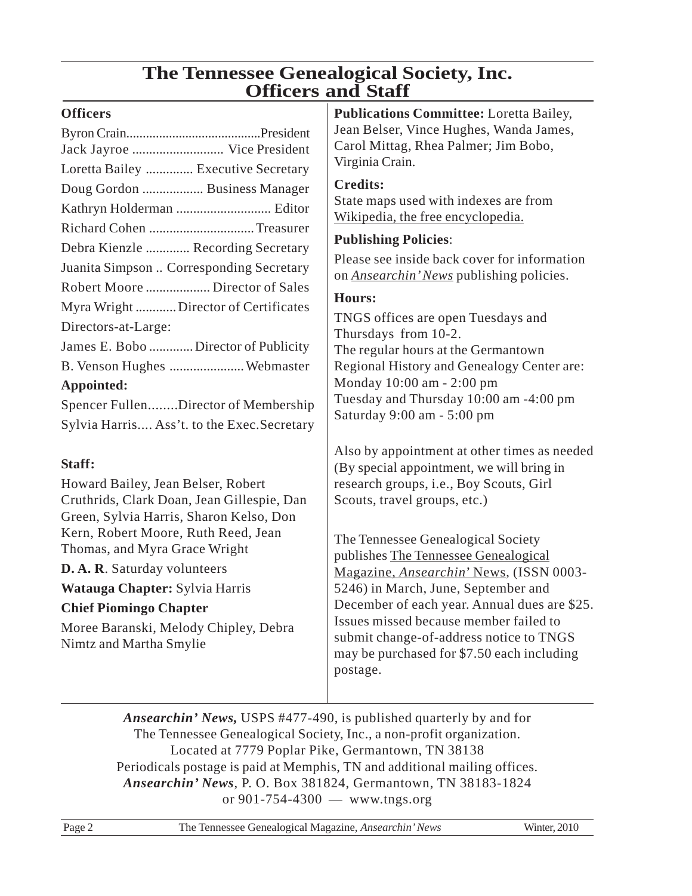# The Tennessee Genealogical Society, Inc.
## Officers and Staff

### Officers

Byron Crain.........................................President
Jack Jayroe ........................... Vice President
Loretta Bailey .............. Executive Secretary
Doug Gordon .................. Business Manager
Kathryn Holderman ............................ Editor
Richard Cohen ............................... Treasurer
Debra Kienzle ............. Recording Secretary
Juanita Simpson .. Corresponding Secretary
Robert Moore ................... Director of Sales
Myra Wright ............ Director of Certificates
Directors-at-Large:
James E. Bobo ............. Director of Publicity
B. Venson Hughes ...................... Webmaster

**Appointed:**

Spencer Fullen........Director of Membership
Sylvia Harris.... Ass't. to the Exec.Secretary

### Staff:

Howard Bailey, Jean Belser, Robert Cruthrids, Clark Doan, Jean Gillespie, Dan Green, Sylvia Harris, Sharon Kelso, Don Kern, Robert Moore, Ruth Reed, Jean Thomas, and Myra Grace Wright

**D. A. R**. Saturday volunteers

**Watauga Chapter:** Sylvia Harris

**Chief Piomingo Chapter**

Moree Baranski, Melody Chipley, Debra Nimtz and Martha Smylie

**Publications Committee:** Loretta Bailey, Jean Belser, Vince Hughes, Wanda James, Carol Mittag, Rhea Palmer; Jim Bobo, Virginia Crain.

**Credits:**
State maps used with indexes are from Wikipedia, the free encyclopedia.

**Publishing Policies**:

Please see inside back cover for information on *Ansearchin' News* publishing policies.

**Hours:**

TNGS offices are open Tuesdays and Thursdays from 10-2.
The regular hours at the Germantown Regional History and Genealogy Center are:
Monday 10:00 am - 2:00 pm
Tuesday and Thursday 10:00 am -4:00 pm
Saturday 9:00 am - 5:00 pm

Also by appointment at other times as needed (By special appointment, we will bring in research groups, i.e., Boy Scouts, Girl Scouts, travel groups, etc.)

The Tennessee Genealogical Society publishes The Tennessee Genealogical Magazine, *Ansearchin'* News, (ISSN 0003-5246) in March, June, September and December of each year. Annual dues are $25. Issues missed because member failed to submit change-of-address notice to TNGS may be purchased for $7.50 each including postage.

***Ansearchin' News,*** USPS #477-490, is published quarterly by and for The Tennessee Genealogical Society, Inc., a non-profit organization. Located at 7779 Poplar Pike, Germantown, TN 38138
Periodicals postage is paid at Memphis, TN and additional mailing offices.
***Ansearchin' News***, P. O. Box 381824, Germantown, TN 38183-1824
or 901-754-4300 — www.tngs.org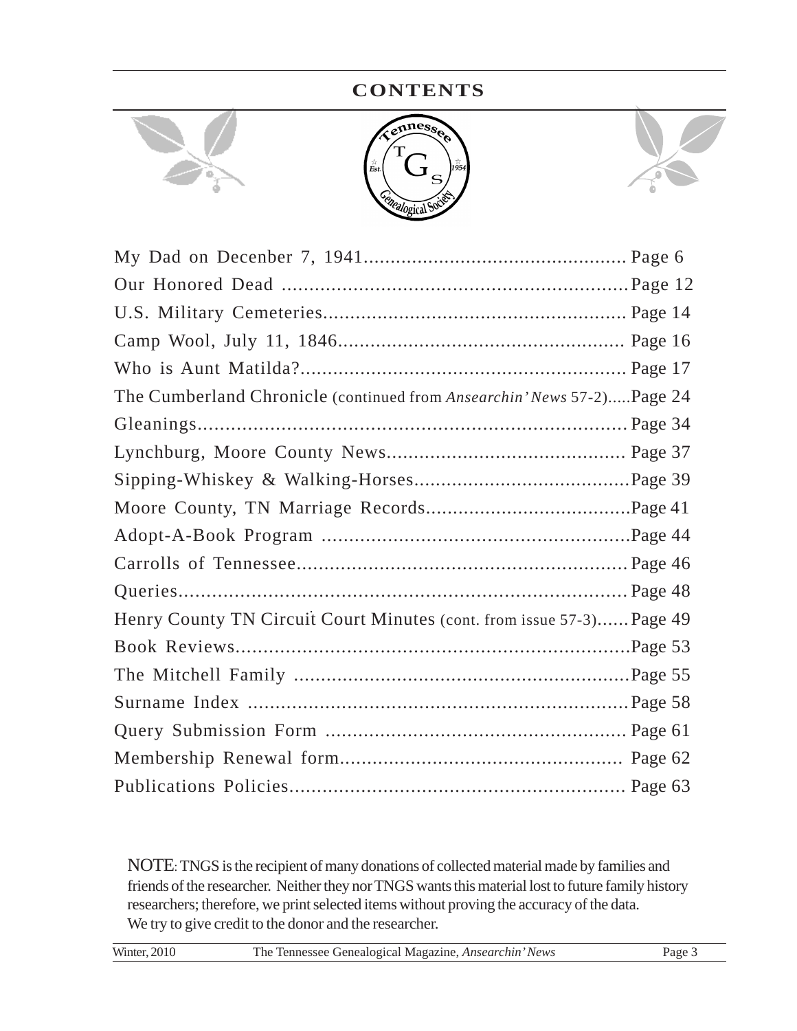# CONTENTS

| | |
|---|---|
| My Dad on Decenber 7, 1941 | Page 6 |
| Our Honored Dead | Page 12 |
| U.S. Military Cemeteries | Page 14 |
| Camp Wool, July 11, 1846 | Page 16 |
| Who is Aunt Matilda? | Page 17 |
| The Cumberland Chronicle (continued from *Ansearchin' News* 57-2) | Page 24 |
| Gleanings | Page 34 |
| Lynchburg, Moore County News | Page 37 |
| Sipping-Whiskey & Walking-Horses | Page 39 |
| Moore County, TN Marriage Records | Page 41 |
| Adopt-A-Book Program | Page 44 |
| Carrolls of Tennessee | Page 46 |
| Queries | Page 48 |
| Henry County TN Circuit Court Minutes (cont. from issue 57-3) | Page 49 |
| Book Reviews | Page 53 |
| The Mitchell Family | Page 55 |
| Surname Index | Page 58 |
| Query Submission Form | Page 61 |
| Membership Renewal form | Page 62 |
| Publications Policies | Page 63 |

NOTE: TNGS is the recipient of many donations of collected material made by families and friends of the researcher. Neither they nor TNGS wants this material lost to future family history researchers; therefore, we print selected items without proving the accuracy of the data. We try to give credit to the donor and the researcher.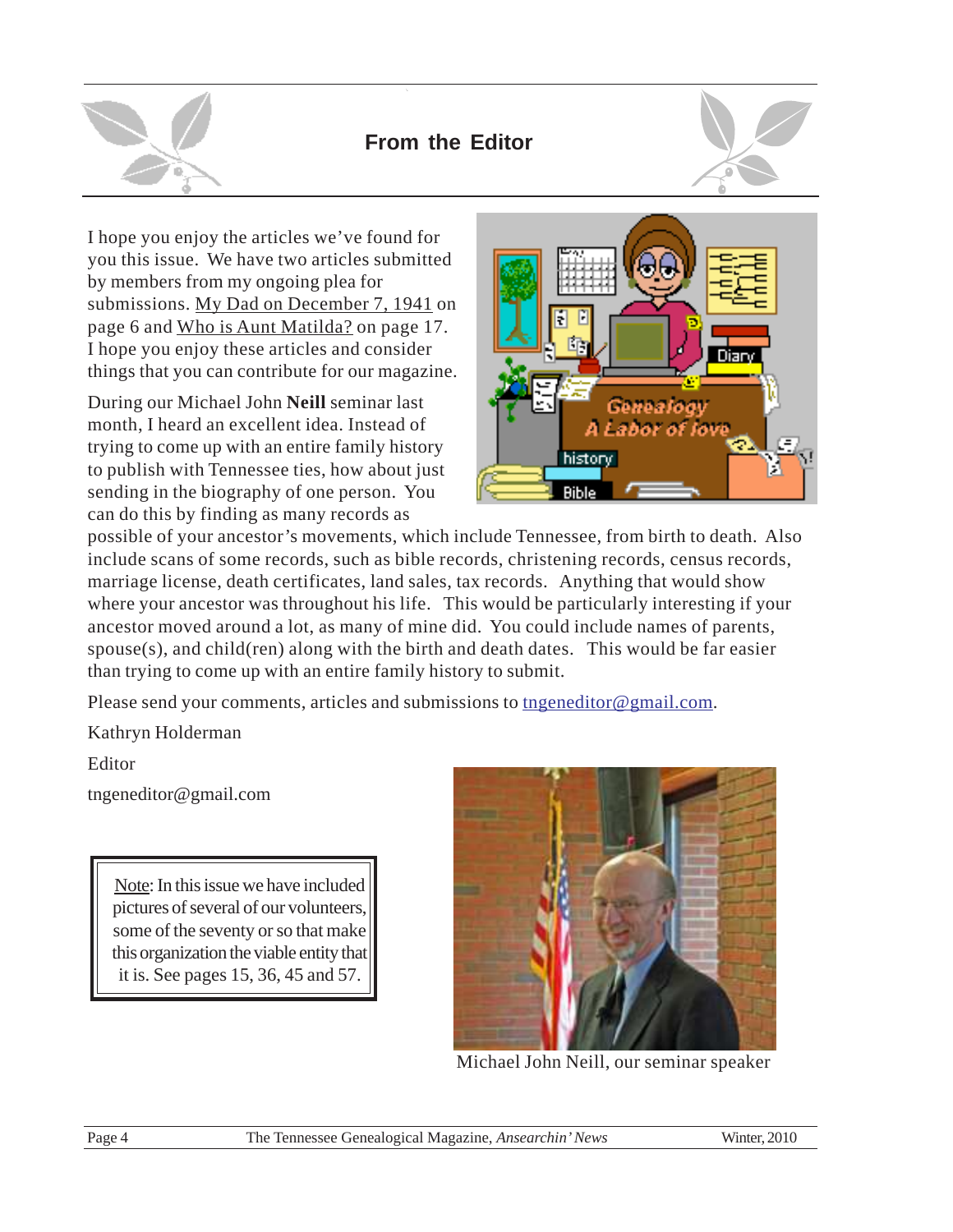## From the Editor

I hope you enjoy the articles we've found for you this issue. We have two articles submitted by members from my ongoing plea for submissions. My Dad on December 7, 1941 on page 6 and Who is Aunt Matilda? on page 17. I hope you enjoy these articles and consider things that you can contribute for our magazine.

During our Michael John **Neill** seminar last month, I heard an excellent idea. Instead of trying to come up with an entire family history to publish with Tennessee ties, how about just sending in the biography of one person. You can do this by finding as many records as possible of your ancestor's movements, which include Tennessee, from birth to death. Also include scans of some records, such as bible records, christening records, census records, marriage license, death certificates, land sales, tax records. Anything that would show where your ancestor was throughout his life. This would be particularly interesting if your ancestor moved around a lot, as many of mine did. You could include names of parents, spouse(s), and child(ren) along with the birth and death dates. This would be far easier than trying to come up with an entire family history to submit.

Please send your comments, articles and submissions to tngeneditor@gmail.com.

Kathryn Holderman

Editor

tngeneditor@gmail.com

> Note: In this issue we have included pictures of several of our volunteers, some of the seventy or so that make this organization the viable entity that it is. See pages 15, 36, 45 and 57.

Michael John Neill, our seminar speaker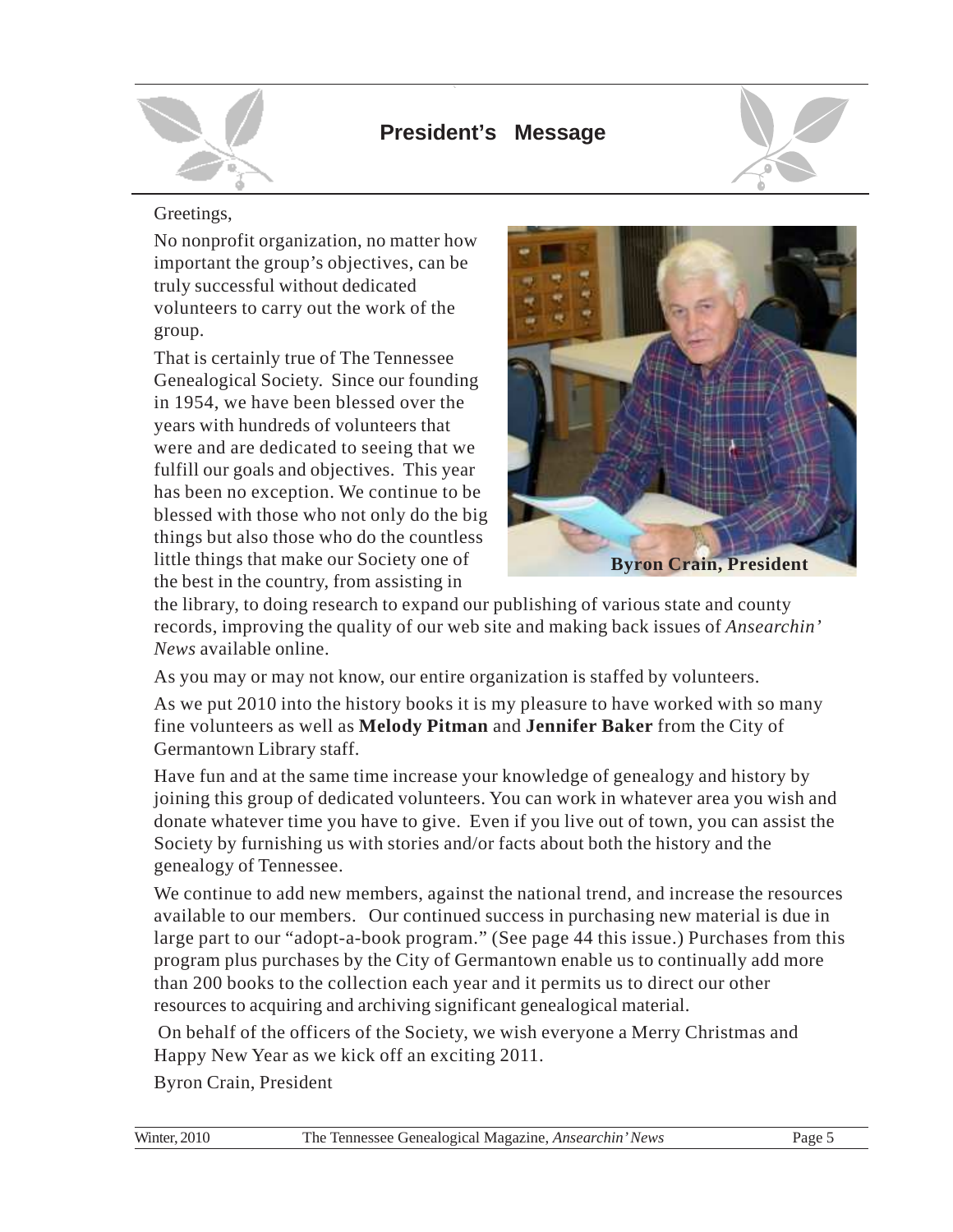## President's Message

Greetings,

No nonprofit organization, no matter how important the group's objectives, can be truly successful without dedicated volunteers to carry out the work of the group.

That is certainly true of The Tennessee Genealogical Society. Since our founding in 1954, we have been blessed over the years with hundreds of volunteers that were and are dedicated to seeing that we fulfill our goals and objectives. This year has been no exception. We continue to be blessed with those who not only do the big things but also those who do the countless little things that make our Society one of the best in the country, from assisting in the library, to doing research to expand our publishing of various state and county records, improving the quality of our web site and making back issues of *Ansearchin' News* available online.

**Byron Crain, President**

As you may or may not know, our entire organization is staffed by volunteers.

As we put 2010 into the history books it is my pleasure to have worked with so many fine volunteers as well as **Melody Pitman** and **Jennifer Baker** from the City of Germantown Library staff.

Have fun and at the same time increase your knowledge of genealogy and history by joining this group of dedicated volunteers. You can work in whatever area you wish and donate whatever time you have to give. Even if you live out of town, you can assist the Society by furnishing us with stories and/or facts about both the history and the genealogy of Tennessee.

We continue to add new members, against the national trend, and increase the resources available to our members. Our continued success in purchasing new material is due in large part to our "adopt-a-book program." (See page 44 this issue.) Purchases from this program plus purchases by the City of Germantown enable us to continually add more than 200 books to the collection each year and it permits us to direct our other resources to acquiring and archiving significant genealogical material.

On behalf of the officers of the Society, we wish everyone a Merry Christmas and Happy New Year as we kick off an exciting 2011.

Byron Crain, President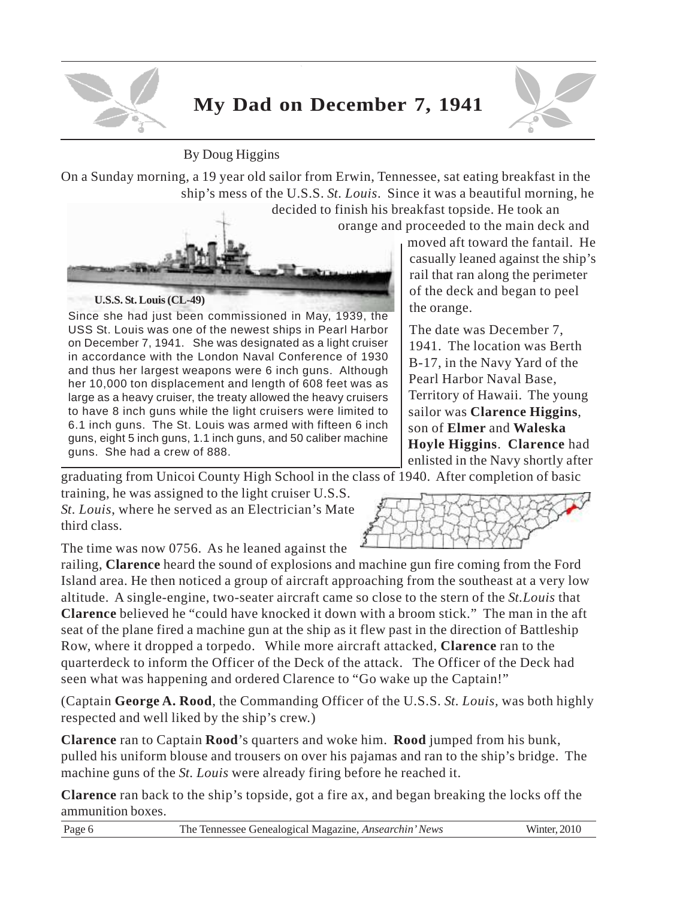# My Dad on December 7, 1941

By Doug Higgins

On a Sunday morning, a 19 year old sailor from Erwin, Tennessee, sat eating breakfast in the ship's mess of the U.S.S. *St. Louis*. Since it was a beautiful morning, he decided to finish his breakfast topside. He took an orange and proceeded to the main deck and moved aft toward the fantail. He casually leaned against the ship's rail that ran along the perimeter of the deck and began to peel the orange.

**U.S.S. St. Louis (CL-49)**

Since she had just been commissioned in May, 1939, the USS St. Louis was one of the newest ships in Pearl Harbor on December 7, 1941. She was designated as a light cruiser in accordance with the London Naval Conference of 1930 and thus her largest weapons were 6 inch guns. Although her 10,000 ton displacement and length of 608 feet was as large as a heavy cruiser, the treaty allowed the heavy cruisers to have 8 inch guns while the light cruisers were limited to 6.1 inch guns. The St. Louis was armed with fifteen 6 inch guns, eight 5 inch guns, 1.1 inch guns, and 50 caliber machine guns. She had a crew of 888.

The date was December 7, 1941. The location was Berth B-17, in the Navy Yard of the Pearl Harbor Naval Base, Territory of Hawaii. The young sailor was **Clarence Higgins**, son of **Elmer** and **Waleska Hoyle Higgins**. **Clarence** had enlisted in the Navy shortly after graduating from Unicoi County High School in the class of 1940. After completion of basic training, he was assigned to the light cruiser U.S.S. *St. Louis*, where he served as an Electrician's Mate third class.

The time was now 0756. As he leaned against the railing, **Clarence** heard the sound of explosions and machine gun fire coming from the Ford Island area. He then noticed a group of aircraft approaching from the southeast at a very low altitude. A single-engine, two-seater aircraft came so close to the stern of the *St.Louis* that **Clarence** believed he "could have knocked it down with a broom stick." The man in the aft seat of the plane fired a machine gun at the ship as it flew past in the direction of Battleship Row, where it dropped a torpedo. While more aircraft attacked, **Clarence** ran to the quarterdeck to inform the Officer of the Deck of the attack. The Officer of the Deck had seen what was happening and ordered Clarence to "Go wake up the Captain!"

(Captain **George A. Rood**, the Commanding Officer of the U.S.S. *St. Louis*, was both highly respected and well liked by the ship's crew.)

**Clarence** ran to Captain **Rood**'s quarters and woke him. **Rood** jumped from his bunk, pulled his uniform blouse and trousers on over his pajamas and ran to the ship's bridge. The machine guns of the *St. Louis* were already firing before he reached it.

**Clarence** ran back to the ship's topside, got a fire ax, and began breaking the locks off the ammunition boxes.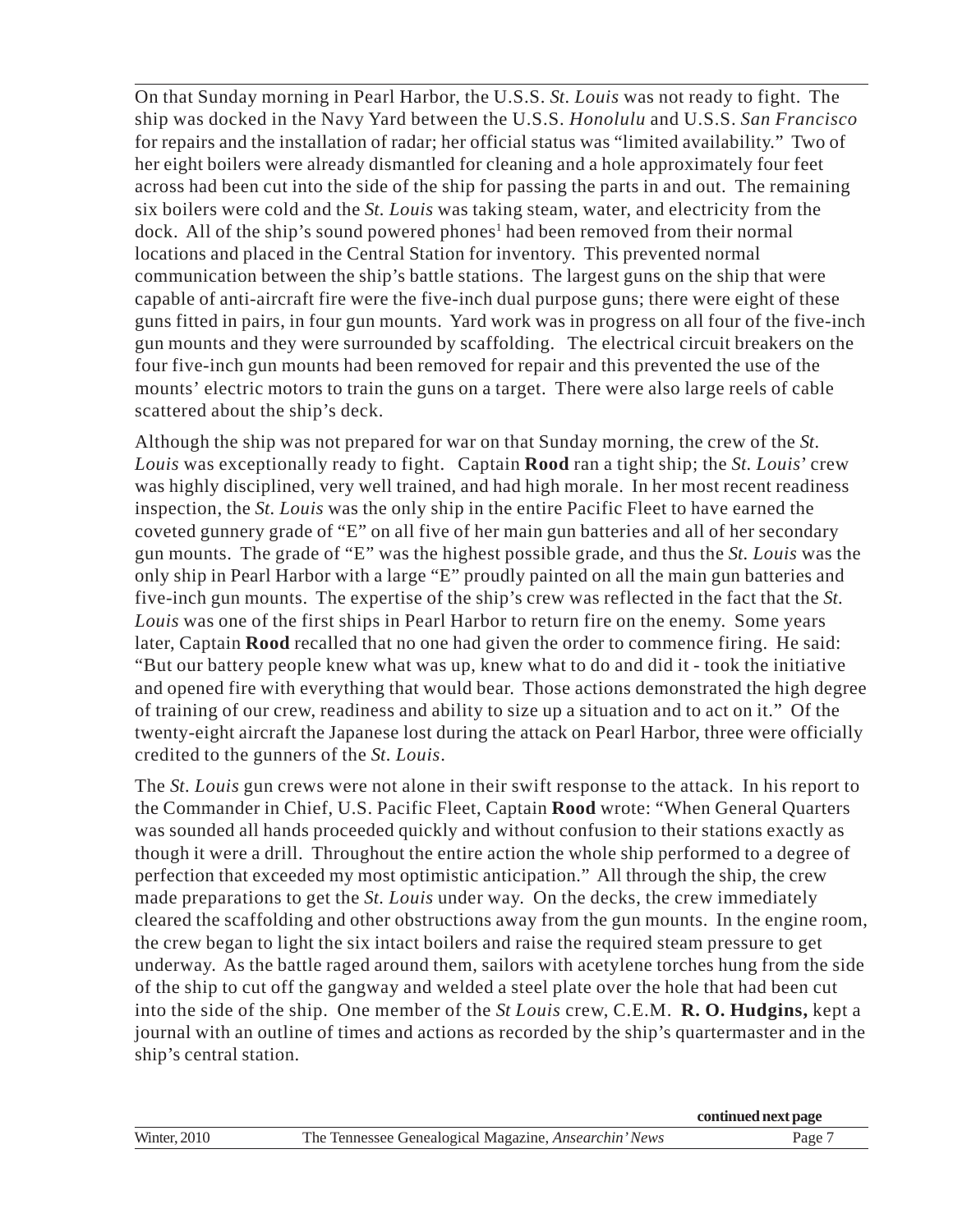On that Sunday morning in Pearl Harbor, the U.S.S. *St. Louis* was not ready to fight. The ship was docked in the Navy Yard between the U.S.S. *Honolulu* and U.S.S. *San Francisco* for repairs and the installation of radar; her official status was "limited availability." Two of her eight boilers were already dismantled for cleaning and a hole approximately four feet across had been cut into the side of the ship for passing the parts in and out. The remaining six boilers were cold and the *St. Louis* was taking steam, water, and electricity from the dock. All of the ship's sound powered phones[1] had been removed from their normal locations and placed in the Central Station for inventory. This prevented normal communication between the ship's battle stations. The largest guns on the ship that were capable of anti-aircraft fire were the five-inch dual purpose guns; there were eight of these guns fitted in pairs, in four gun mounts. Yard work was in progress on all four of the five-inch gun mounts and they were surrounded by scaffolding. The electrical circuit breakers on the four five-inch gun mounts had been removed for repair and this prevented the use of the mounts' electric motors to train the guns on a target. There were also large reels of cable scattered about the ship's deck.

Although the ship was not prepared for war on that Sunday morning, the crew of the *St. Louis* was exceptionally ready to fight. Captain **Rood** ran a tight ship; the *St. Louis'* crew was highly disciplined, very well trained, and had high morale. In her most recent readiness inspection, the *St. Louis* was the only ship in the entire Pacific Fleet to have earned the coveted gunnery grade of "E" on all five of her main gun batteries and all of her secondary gun mounts. The grade of "E" was the highest possible grade, and thus the *St. Louis* was the only ship in Pearl Harbor with a large "E" proudly painted on all the main gun batteries and five-inch gun mounts. The expertise of the ship's crew was reflected in the fact that the *St. Louis* was one of the first ships in Pearl Harbor to return fire on the enemy. Some years later, Captain **Rood** recalled that no one had given the order to commence firing. He said: "But our battery people knew what was up, knew what to do and did it - took the initiative and opened fire with everything that would bear. Those actions demonstrated the high degree of training of our crew, readiness and ability to size up a situation and to act on it." Of the twenty-eight aircraft the Japanese lost during the attack on Pearl Harbor, three were officially credited to the gunners of the *St. Louis*.

The *St. Louis* gun crews were not alone in their swift response to the attack. In his report to the Commander in Chief, U.S. Pacific Fleet, Captain **Rood** wrote: "When General Quarters was sounded all hands proceeded quickly and without confusion to their stations exactly as though it were a drill. Throughout the entire action the whole ship performed to a degree of perfection that exceeded my most optimistic anticipation." All through the ship, the crew made preparations to get the *St. Louis* under way. On the decks, the crew immediately cleared the scaffolding and other obstructions away from the gun mounts. In the engine room, the crew began to light the six intact boilers and raise the required steam pressure to get underway. As the battle raged around them, sailors with acetylene torches hung from the side of the ship to cut off the gangway and welded a steel plate over the hole that had been cut into the side of the ship. One member of the *St Louis* crew, C.E.M. **R. O. Hudgins,** kept a journal with an outline of times and actions as recorded by the ship's quartermaster and in the ship's central station.

**continued next page**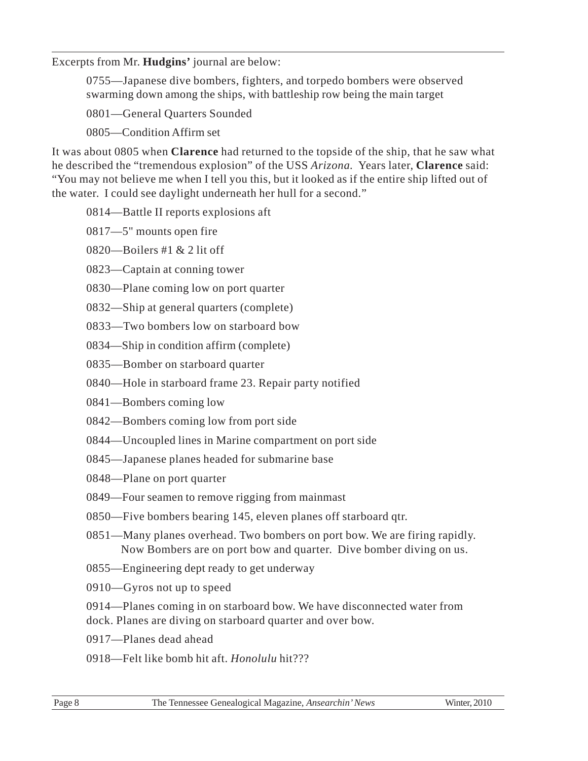Excerpts from Mr. **Hudgins'** journal are below:

0755—Japanese dive bombers, fighters, and torpedo bombers were observed swarming down among the ships, with battleship row being the main target

0801—General Quarters Sounded

0805—Condition Affirm set

It was about 0805 when **Clarence** had returned to the topside of the ship, that he saw what he described the "tremendous explosion" of the USS *Arizona.* Years later, **Clarence** said: "You may not believe me when I tell you this, but it looked as if the entire ship lifted out of the water. I could see daylight underneath her hull for a second."

0814—Battle II reports explosions aft

0817—5" mounts open fire

0820—Boilers #1 & 2 lit off

0823—Captain at conning tower

0830—Plane coming low on port quarter

0832—Ship at general quarters (complete)

0833—Two bombers low on starboard bow

0834—Ship in condition affirm (complete)

0835—Bomber on starboard quarter

0840—Hole in starboard frame 23. Repair party notified

0841—Bombers coming low

0842—Bombers coming low from port side

0844—Uncoupled lines in Marine compartment on port side

0845—Japanese planes headed for submarine base

0848—Plane on port quarter

0849—Four seamen to remove rigging from mainmast

0850—Five bombers bearing 145, eleven planes off starboard qtr.

0851—Many planes overhead. Two bombers on port bow. We are firing rapidly. Now Bombers are on port bow and quarter. Dive bomber diving on us.

0855—Engineering dept ready to get underway

0910—Gyros not up to speed

0914—Planes coming in on starboard bow. We have disconnected water from dock. Planes are diving on starboard quarter and over bow.

0917—Planes dead ahead

0918—Felt like bomb hit aft. *Honolulu* hit???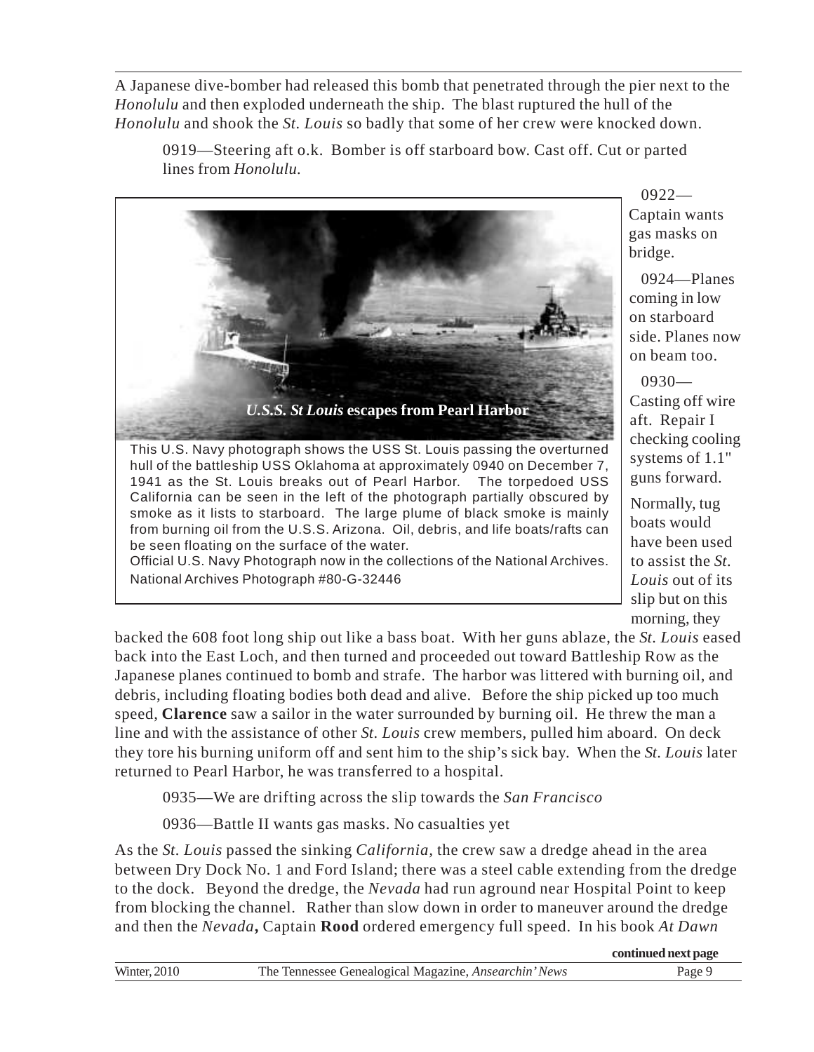A Japanese dive-bomber had released this bomb that penetrated through the pier next to the *Honolulu* and then exploded underneath the ship. The blast ruptured the hull of the *Honolulu* and shook the *St. Louis* so badly that some of her crew were knocked down.

> 0919—Steering aft o.k. Bomber is off starboard bow. Cast off. Cut or parted lines from *Honolulu.*

***U.S.S. St Louis* escapes from Pearl Harbor**

This U.S. Navy photograph shows the USS St. Louis passing the overturned hull of the battleship USS Oklahoma at approximately 0940 on December 7, 1941 as the St. Louis breaks out of Pearl Harbor. The torpedoed USS California can be seen in the left of the photograph partially obscured by smoke as it lists to starboard. The large plume of black smoke is mainly from burning oil from the U.S.S. Arizona. Oil, debris, and life boats/rafts can be seen floating on the surface of the water.
Official U.S. Navy Photograph now in the collections of the National Archives. National Archives Photograph #80-G-32446

> 0922—Captain wants gas masks on bridge.
>
> 0924—Planes coming in low on starboard side. Planes now on beam too.
>
> 0930—Casting off wire aft. Repair I checking cooling systems of 1.1" guns forward.

Normally, tug boats would have been used to assist the *St. Louis* out of its slip but on this morning, they backed the 608 foot long ship out like a bass boat. With her guns ablaze, the *St. Louis* eased back into the East Loch, and then turned and proceeded out toward Battleship Row as the Japanese planes continued to bomb and strafe. The harbor was littered with burning oil, and debris, including floating bodies both dead and alive. Before the ship picked up too much speed, **Clarence** saw a sailor in the water surrounded by burning oil. He threw the man a line and with the assistance of other *St. Louis* crew members, pulled him aboard. On deck they tore his burning uniform off and sent him to the ship's sick bay. When the *St. Louis* later returned to Pearl Harbor, he was transferred to a hospital.

> 0935—We are drifting across the slip towards the *San Francisco*
>
> 0936—Battle II wants gas masks. No casualties yet

As the *St. Louis* passed the sinking *California*, the crew saw a dredge ahead in the area between Dry Dock No. 1 and Ford Island; there was a steel cable extending from the dredge to the dock. Beyond the dredge, the *Nevada* had run aground near Hospital Point to keep from blocking the channel. Rather than slow down in order to maneuver around the dredge and then the *Nevada***,** Captain **Rood** ordered emergency full speed. In his book *At Dawn*

**continued next page**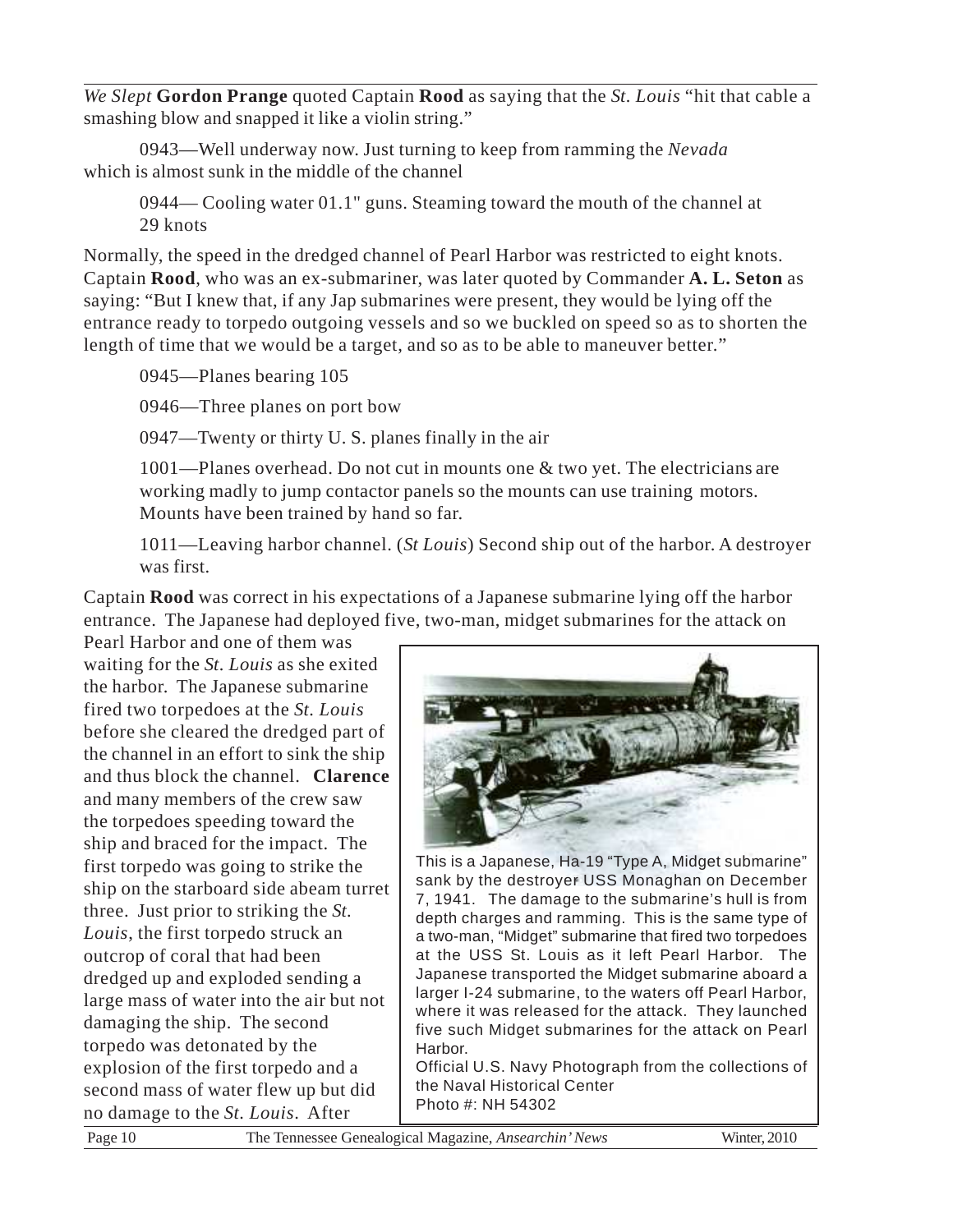*We Slept* **Gordon Prange** quoted Captain **Rood** as saying that the *St. Louis* "hit that cable a smashing blow and snapped it like a violin string."

0943—Well underway now. Just turning to keep from ramming the *Nevada* which is almost sunk in the middle of the channel

0944— Cooling water 01.1" guns. Steaming toward the mouth of the channel at 29 knots

Normally, the speed in the dredged channel of Pearl Harbor was restricted to eight knots. Captain **Rood**, who was an ex-submariner, was later quoted by Commander **A. L. Seton** as saying: "But I knew that, if any Jap submarines were present, they would be lying off the entrance ready to torpedo outgoing vessels and so we buckled on speed so as to shorten the length of time that we would be a target, and so as to be able to maneuver better."

0945—Planes bearing 105

0946—Three planes on port bow

0947—Twenty or thirty U. S. planes finally in the air

1001—Planes overhead. Do not cut in mounts one & two yet. The electricians are working madly to jump contactor panels so the mounts can use training motors. Mounts have been trained by hand so far.

1011—Leaving harbor channel. (*St Louis*) Second ship out of the harbor. A destroyer was first.

Captain **Rood** was correct in his expectations of a Japanese submarine lying off the harbor entrance. The Japanese had deployed five, two-man, midget submarines for the attack on Pearl Harbor and one of them was waiting for the *St. Louis* as she exited the harbor. The Japanese submarine fired two torpedoes at the *St. Louis* before she cleared the dredged part of the channel in an effort to sink the ship and thus block the channel. **Clarence** and many members of the crew saw the torpedoes speeding toward the ship and braced for the impact. The first torpedo was going to strike the ship on the starboard side abeam turret three. Just prior to striking the *St. Louis*, the first torpedo struck an outcrop of coral that had been dredged up and exploded sending a large mass of water into the air but not damaging the ship. The second torpedo was detonated by the explosion of the first torpedo and a second mass of water flew up but did no damage to the *St. Louis*. After

This is a Japanese, Ha-19 "Type A, Midget submarine" sank by the destroyer USS Monaghan on December 7, 1941. The damage to the submarine's hull is from depth charges and ramming. This is the same type of a two-man, "Midget" submarine that fired two torpedoes at the USS St. Louis as it left Pearl Harbor. The Japanese transported the Midget submarine aboard a larger I-24 submarine, to the waters off Pearl Harbor, where it was released for the attack. They launched five such Midget submarines for the attack on Pearl Harbor.
Official U.S. Navy Photograph from the collections of the Naval Historical Center
Photo #: NH 54302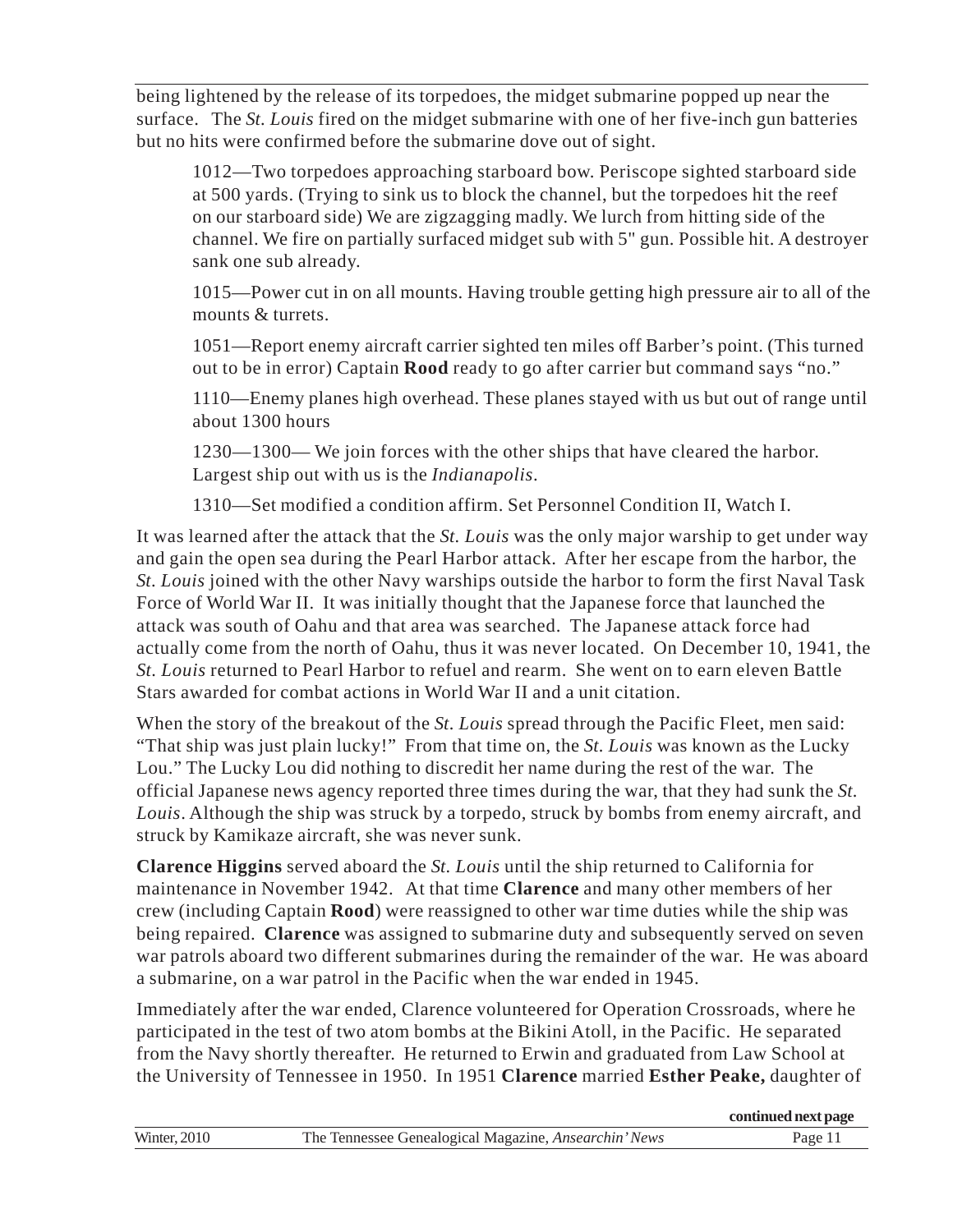being lightened by the release of its torpedoes, the midget submarine popped up near the surface. The *St. Louis* fired on the midget submarine with one of her five-inch gun batteries but no hits were confirmed before the submarine dove out of sight.

> 1012—Two torpedoes approaching starboard bow. Periscope sighted starboard side at 500 yards. (Trying to sink us to block the channel, but the torpedoes hit the reef on our starboard side) We are zigzagging madly. We lurch from hitting side of the channel. We fire on partially surfaced midget sub with 5" gun. Possible hit. A destroyer sank one sub already.
>
> 1015—Power cut in on all mounts. Having trouble getting high pressure air to all of the mounts & turrets.
>
> 1051—Report enemy aircraft carrier sighted ten miles off Barber's point. (This turned out to be in error) Captain **Rood** ready to go after carrier but command says "no."
>
> 1110—Enemy planes high overhead. These planes stayed with us but out of range until about 1300 hours
>
> 1230—1300— We join forces with the other ships that have cleared the harbor. Largest ship out with us is the *Indianapolis*.
>
> 1310—Set modified a condition affirm. Set Personnel Condition II, Watch I.

It was learned after the attack that the *St. Louis* was the only major warship to get under way and gain the open sea during the Pearl Harbor attack. After her escape from the harbor, the *St. Louis* joined with the other Navy warships outside the harbor to form the first Naval Task Force of World War II. It was initially thought that the Japanese force that launched the attack was south of Oahu and that area was searched. The Japanese attack force had actually come from the north of Oahu, thus it was never located. On December 10, 1941, the *St. Louis* returned to Pearl Harbor to refuel and rearm. She went on to earn eleven Battle Stars awarded for combat actions in World War II and a unit citation.

When the story of the breakout of the *St. Louis* spread through the Pacific Fleet, men said: "That ship was just plain lucky!" From that time on, the *St. Louis* was known as the Lucky Lou." The Lucky Lou did nothing to discredit her name during the rest of the war. The official Japanese news agency reported three times during the war, that they had sunk the *St. Louis*. Although the ship was struck by a torpedo, struck by bombs from enemy aircraft, and struck by Kamikaze aircraft, she was never sunk.

**Clarence Higgins** served aboard the *St. Louis* until the ship returned to California for maintenance in November 1942. At that time **Clarence** and many other members of her crew (including Captain **Rood**) were reassigned to other war time duties while the ship was being repaired. **Clarence** was assigned to submarine duty and subsequently served on seven war patrols aboard two different submarines during the remainder of the war. He was aboard a submarine, on a war patrol in the Pacific when the war ended in 1945.

Immediately after the war ended, Clarence volunteered for Operation Crossroads, where he participated in the test of two atom bombs at the Bikini Atoll, in the Pacific. He separated from the Navy shortly thereafter. He returned to Erwin and graduated from Law School at the University of Tennessee in 1950. In 1951 **Clarence** married **Esther Peake,** daughter of

**continued next page**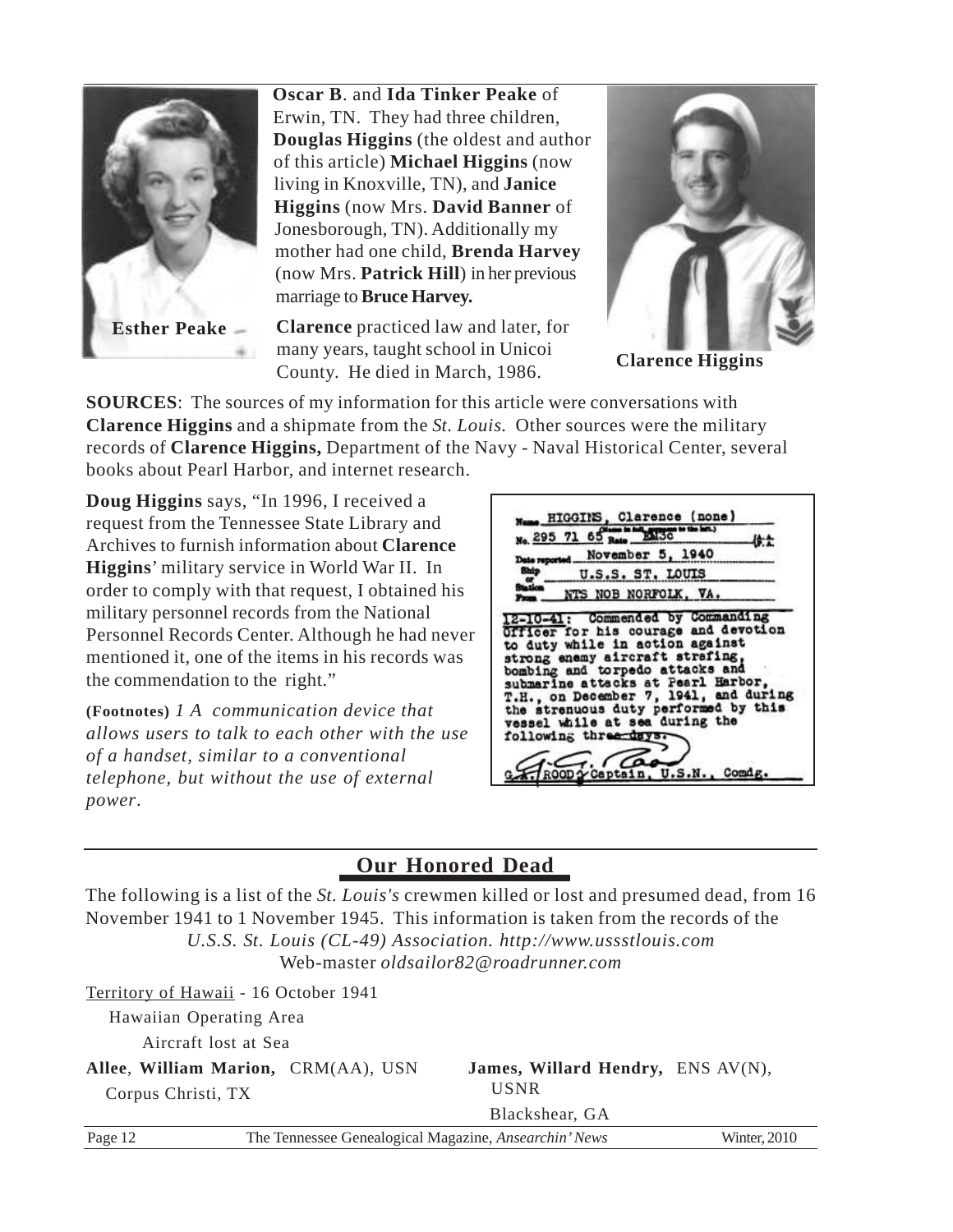**Oscar B**. and **Ida Tinker Peake** of Erwin, TN. They had three children, **Douglas Higgins** (the oldest and author of this article) **Michael Higgins** (now living in Knoxville, TN), and **Janice Higgins** (now Mrs. **David Banner** of Jonesborough, TN). Additionally my mother had one child, **Brenda Harvey** (now Mrs. **Patrick Hill**) in her previous marriage to **Bruce Harvey.**

**Esther Peake**

**Clarence** practiced law and later, for many years, taught school in Unicoi County. He died in March, 1986.

**Clarence Higgins**

**SOURCES**: The sources of my information for this article were conversations with **Clarence Higgins** and a shipmate from the *St. Louis.* Other sources were the military records of **Clarence Higgins,** Department of the Navy - Naval Historical Center, several books about Pearl Harbor, and internet research.

**Doug Higgins** says, "In 1996, I received a request from the Tennessee State Library and Archives to furnish information about **Clarence Higgins**' military service in World War II. In order to comply with that request, I obtained his military personnel records from the National Personnel Records Center. Although he had never mentioned it, one of the items in his records was the commendation to the right."

Name HIGGINS, Clarence (none)
No. 295 71 65 Rate EM3c
Date reported November 5, 1940
Ship or Station U.S.S. ST. LOUIS
From NTS NOB NORFOLK, VA.

12-10-41: Commended by Commanding Officer for his courage and devotion to duty while in action against strong enemy aircraft strafing, bombing and torpedo attacks and submarine attacks at Pearl Harbor, T.H., on December 7, 1941, and during the strenuous duty performed by this vessel while at sea during the following three days.

G. A. ROOD, Captain, U.S.N., Comdg.

**(Footnotes)** *1 A communication device that allows users to talk to each other with the use of a handset, similar to a conventional telephone, but without the use of external power.*

## Our Honored Dead

The following is a list of the *St. Louis's* crewmen killed or lost and presumed dead, from 16 November 1941 to 1 November 1945. This information is taken from the records of the *U.S.S. St. Louis (CL-49) Association. http://www.ussstlouis.com* Web-master *oldsailor82@roadrunner.com*

Territory of Hawaii - 16 October 1941

Hawaiian Operating Area

Aircraft lost at Sea

**Allee**, **William Marion,** CRM(AA), USN
Corpus Christi, TX

**James, Willard Hendry,** ENS AV(N), USNR
Blackshear, GA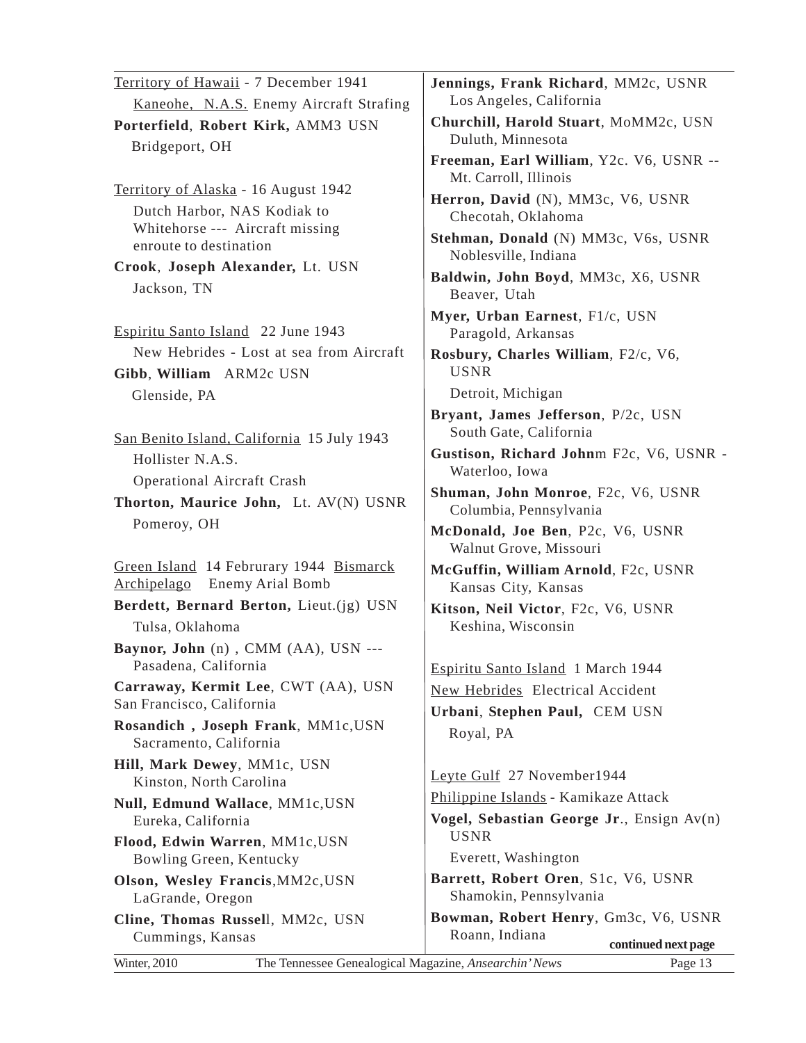Territory of Hawaii - 7 December 1941

Kaneohe, N.A.S. Enemy Aircraft Strafing

**Porterfield**, **Robert Kirk,** AMM3 USN
Bridgeport, OH

Territory of Alaska - 16 August 1942

Dutch Harbor, NAS Kodiak to Whitehorse --- Aircraft missing enroute to destination

**Crook**, **Joseph Alexander,** Lt. USN
Jackson, TN

Espiritu Santo Island 22 June 1943

New Hebrides - Lost at sea from Aircraft

**Gibb**, **William** ARM2c USN
Glenside, PA

San Benito Island, California 15 July 1943

Hollister N.A.S.

Operational Aircraft Crash

**Thorton, Maurice John,** Lt. AV(N) USNR
Pomeroy, OH

Green Island 14 Februrary 1944 Bismarck Archipelago Enemy Arial Bomb

**Berdett, Bernard Berton,** Lieut.(jg) USN
Tulsa, Oklahoma

**Baynor, John** (n) , CMM (AA), USN ---
Pasadena, California

**Carraway, Kermit Lee**, CWT (AA), USN
San Francisco, California

**Rosandich , Joseph Frank**, MM1c,USN
Sacramento, California

**Hill, Mark Dewey**, MM1c, USN
Kinston, North Carolina

**Null, Edmund Wallace**, MM1c,USN
Eureka, California

**Flood, Edwin Warren**, MM1c,USN
Bowling Green, Kentucky

**Olson, Wesley Francis**,MM2c,USN
LaGrande, Oregon

**Cline, Thomas Russel**l, MM2c, USN
Cummings, Kansas

**Jennings, Frank Richard**, MM2c, USNR
Los Angeles, California

**Churchill, Harold Stuart**, MoMM2c, USN
Duluth, Minnesota

**Freeman, Earl William**, Y2c. V6, USNR --
Mt. Carroll, Illinois

**Herron, David** (N), MM3c, V6, USNR
Checotah, Oklahoma

**Stehman, Donald** (N) MM3c, V6s, USNR
Noblesville, Indiana

**Baldwin, John Boyd**, MM3c, X6, USNR
Beaver, Utah

**Myer, Urban Earnest**, F1/c, USN
Paragold, Arkansas

**Rosbury, Charles William**, F2/c, V6, USNR
Detroit, Michigan

**Bryant, James Jefferson**, P/2c, USN
South Gate, California

**Gustison, Richard John**m F2c, V6, USNR -
Waterloo, Iowa

**Shuman, John Monroe**, F2c, V6, USNR
Columbia, Pennsylvania

**McDonald, Joe Ben**, P2c, V6, USNR
Walnut Grove, Missouri

**McGuffin, William Arnold**, F2c, USNR
Kansas City, Kansas

**Kitson, Neil Victor**, F2c, V6, USNR
Keshina, Wisconsin

Espiritu Santo Island 1 March 1944

New Hebrides Electrical Accident

**Urbani**, **Stephen Paul,** CEM USN
Royal, PA

Leyte Gulf 27 November1944

Philippine Islands - Kamikaze Attack

**Vogel, Sebastian George Jr**., Ensign Av(n) USNR
Everett, Washington

**Barrett, Robert Oren**, S1c, V6, USNR
Shamokin, Pennsylvania

**Bowman, Robert Henry**, Gm3c, V6, USNR
Roann, Indiana

**continued next page**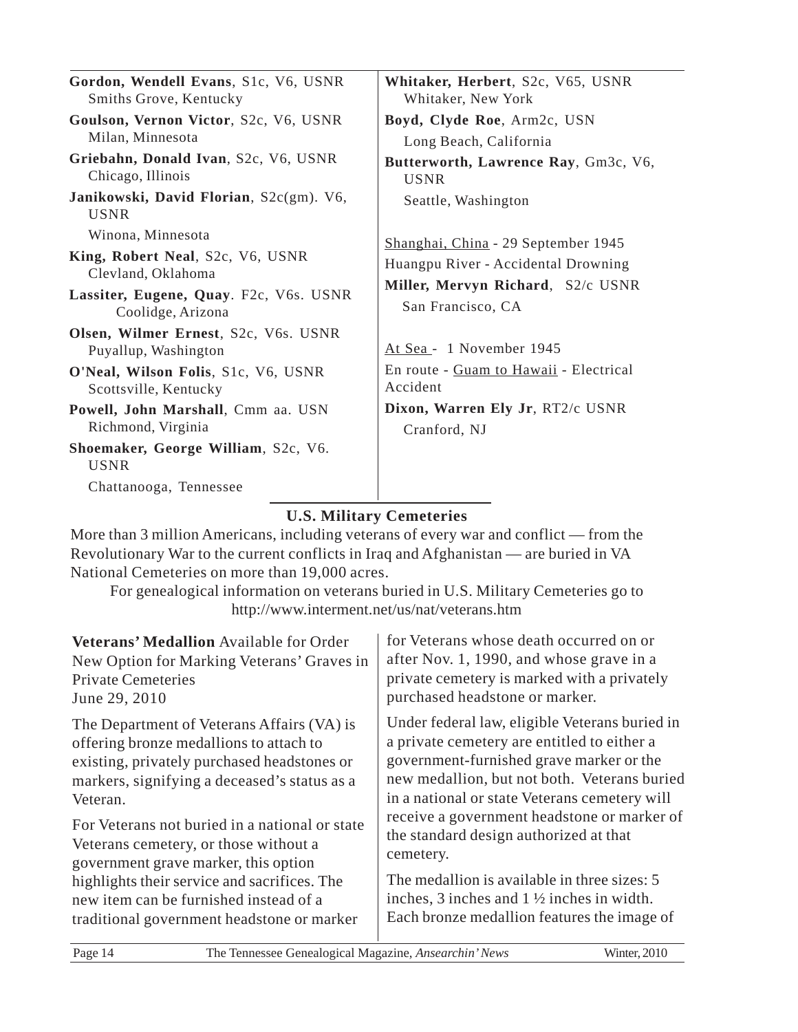**Gordon, Wendell Evans**, S1c, V6, USNR
Smiths Grove, Kentucky

**Goulson, Vernon Victor**, S2c, V6, USNR
Milan, Minnesota

**Griebahn, Donald Ivan**, S2c, V6, USNR
Chicago, Illinois

**Janikowski, David Florian**, S2c(gm). V6, USNR
Winona, Minnesota

**King, Robert Neal**, S2c, V6, USNR
Clevland, Oklahoma

**Lassiter, Eugene, Quay**. F2c, V6s. USNR
Coolidge, Arizona

**Olsen, Wilmer Ernest**, S2c, V6s. USNR
Puyallup, Washington

**O'Neal, Wilson Folis**, S1c, V6, USNR
Scottsville, Kentucky

**Powell, John Marshall**, Cmm aa. USN
Richmond, Virginia

**Shoemaker, George William**, S2c, V6. USNR
Chattanooga, Tennessee

**Whitaker, Herbert**, S2c, V65, USNR
Whitaker, New York

**Boyd, Clyde Roe**, Arm2c, USN
Long Beach, California

**Butterworth, Lawrence Ray**, Gm3c, V6, USNR
Seattle, Washington

Shanghai, China - 29 September 1945
Huangpu River - Accidental Drowning

**Miller, Mervyn Richard**, S2/c USNR
San Francisco, CA

At Sea - 1 November 1945
En route - Guam to Hawaii - Electrical Accident

**Dixon, Warren Ely Jr**, RT2/c USNR
Cranford, NJ

## U.S. Military Cemeteries

More than 3 million Americans, including veterans of every war and conflict — from the Revolutionary War to the current conflicts in Iraq and Afghanistan — are buried in VA National Cemeteries on more than 19,000 acres.

For genealogical information on veterans buried in U.S. Military Cemeteries go to http://www.interment.net/us/nat/veterans.htm

**Veterans' Medallion** Available for Order
New Option for Marking Veterans' Graves in Private Cemeteries
June 29, 2010

The Department of Veterans Affairs (VA) is offering bronze medallions to attach to existing, privately purchased headstones or markers, signifying a deceased's status as a Veteran.

For Veterans not buried in a national or state Veterans cemetery, or those without a government grave marker, this option highlights their service and sacrifices. The new item can be furnished instead of a traditional government headstone or marker for Veterans whose death occurred on or after Nov. 1, 1990, and whose grave in a private cemetery is marked with a privately purchased headstone or marker.

Under federal law, eligible Veterans buried in a private cemetery are entitled to either a government-furnished grave marker or the new medallion, but not both. Veterans buried in a national or state Veterans cemetery will receive a government headstone or marker of the standard design authorized at that cemetery.

The medallion is available in three sizes: 5 inches, 3 inches and 1 ½ inches in width. Each bronze medallion features the image of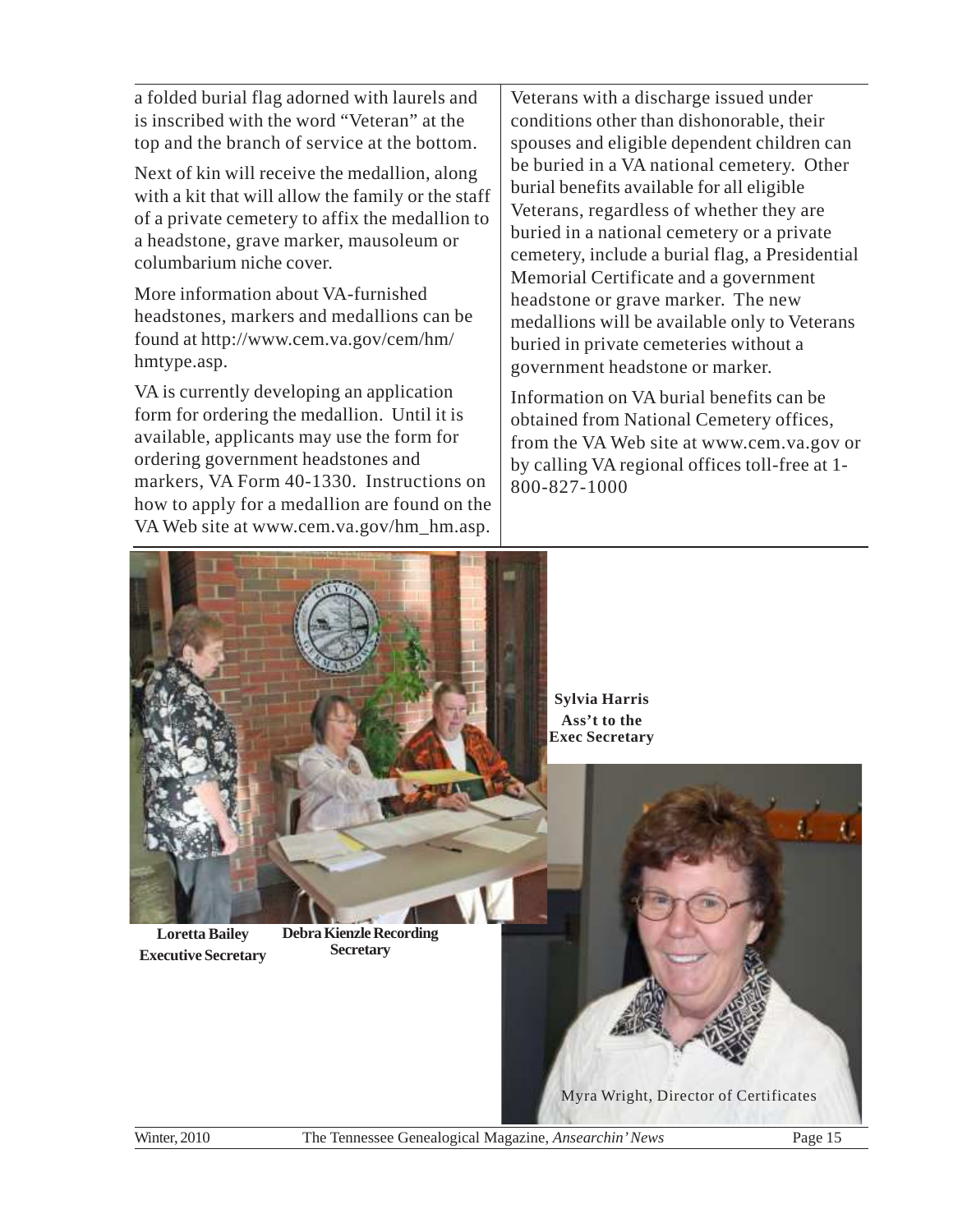a folded burial flag adorned with laurels and is inscribed with the word "Veteran" at the top and the branch of service at the bottom.

Next of kin will receive the medallion, along with a kit that will allow the family or the staff of a private cemetery to affix the medallion to a headstone, grave marker, mausoleum or columbarium niche cover.

More information about VA-furnished headstones, markers and medallions can be found at http://www.cem.va.gov/cem/hm/hmtype.asp.

VA is currently developing an application form for ordering the medallion. Until it is available, applicants may use the form for ordering government headstones and markers, VA Form 40-1330. Instructions on how to apply for a medallion are found on the VA Web site at www.cem.va.gov/hm_hm.asp.

Veterans with a discharge issued under conditions other than dishonorable, their spouses and eligible dependent children can be buried in a VA national cemetery. Other burial benefits available for all eligible Veterans, regardless of whether they are buried in a national cemetery or a private cemetery, include a burial flag, a Presidential Memorial Certificate and a government headstone or grave marker. The new medallions will be available only to Veterans buried in private cemeteries without a government headstone or marker.

Information on VA burial benefits can be obtained from National Cemetery offices, from the VA Web site at www.cem.va.gov or by calling VA regional offices toll-free at 1-800-827-1000

**Loretta Bailey Executive Secretary**

**Debra Kienzle Recording Secretary**

**Sylvia Harris Ass't to the Exec Secretary**

Myra Wright, Director of Certificates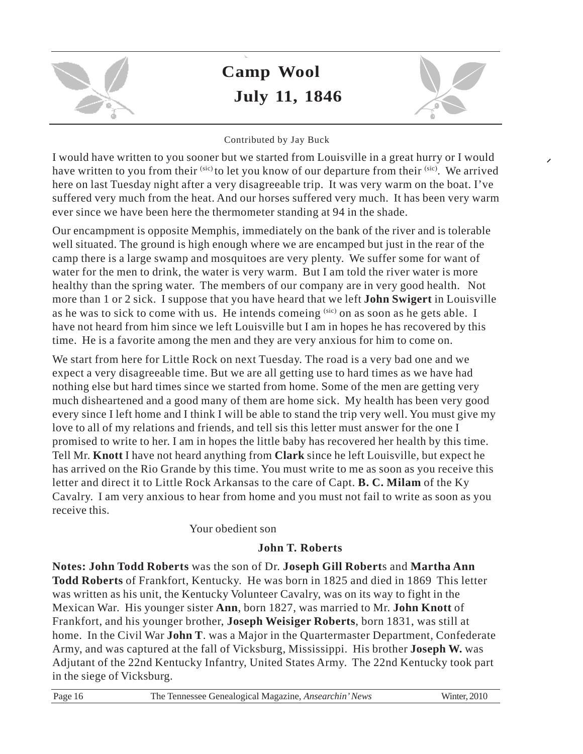# Camp Wool

## July 11, 1846

Contributed by Jay Buck

I would have written to you sooner but we started from Louisville in a great hurry or I would have written to you from their (sic) to let you know of our departure from their (sic). We arrived here on last Tuesday night after a very disagreeable trip. It was very warm on the boat. I've suffered very much from the heat. And our horses suffered very much. It has been very warm ever since we have been here the thermometer standing at 94 in the shade.

Our encampment is opposite Memphis, immediately on the bank of the river and is tolerable well situated. The ground is high enough where we are encamped but just in the rear of the camp there is a large swamp and mosquitoes are very plenty. We suffer some for want of water for the men to drink, the water is very warm. But I am told the river water is more healthy than the spring water. The members of our company are in very good health. Not more than 1 or 2 sick. I suppose that you have heard that we left **John Swigert** in Louisville as he was to sick to come with us. He intends comeing (sic) on as soon as he gets able. I have not heard from him since we left Louisville but I am in hopes he has recovered by this time. He is a favorite among the men and they are very anxious for him to come on.

We start from here for Little Rock on next Tuesday. The road is a very bad one and we expect a very disagreeable time. But we are all getting use to hard times as we have had nothing else but hard times since we started from home. Some of the men are getting very much disheartened and a good many of them are home sick. My health has been very good every since I left home and I think I will be able to stand the trip very well. You must give my love to all of my relations and friends, and tell sis this letter must answer for the one I promised to write to her. I am in hopes the little baby has recovered her health by this time. Tell Mr. **Knott** I have not heard anything from **Clark** since he left Louisville, but expect he has arrived on the Rio Grande by this time. You must write to me as soon as you receive this letter and direct it to Little Rock Arkansas to the care of Capt. **B. C. Milam** of the Ky Cavalry. I am very anxious to hear from home and you must not fail to write as soon as you receive this.

Your obedient son

**John T. Roberts**

**Notes: John Todd Roberts** was the son of Dr. **Joseph Gill Robert**s and **Martha Ann Todd Roberts** of Frankfort, Kentucky. He was born in 1825 and died in 1869 This letter was written as his unit, the Kentucky Volunteer Cavalry, was on its way to fight in the Mexican War. His younger sister **Ann**, born 1827, was married to Mr. **John Knott** of Frankfort, and his younger brother, **Joseph Weisiger Roberts**, born 1831, was still at home. In the Civil War **John T**. was a Major in the Quartermaster Department, Confederate Army, and was captured at the fall of Vicksburg, Mississippi. His brother **Joseph W.** was Adjutant of the 22nd Kentucky Infantry, United States Army. The 22nd Kentucky took part in the siege of Vicksburg.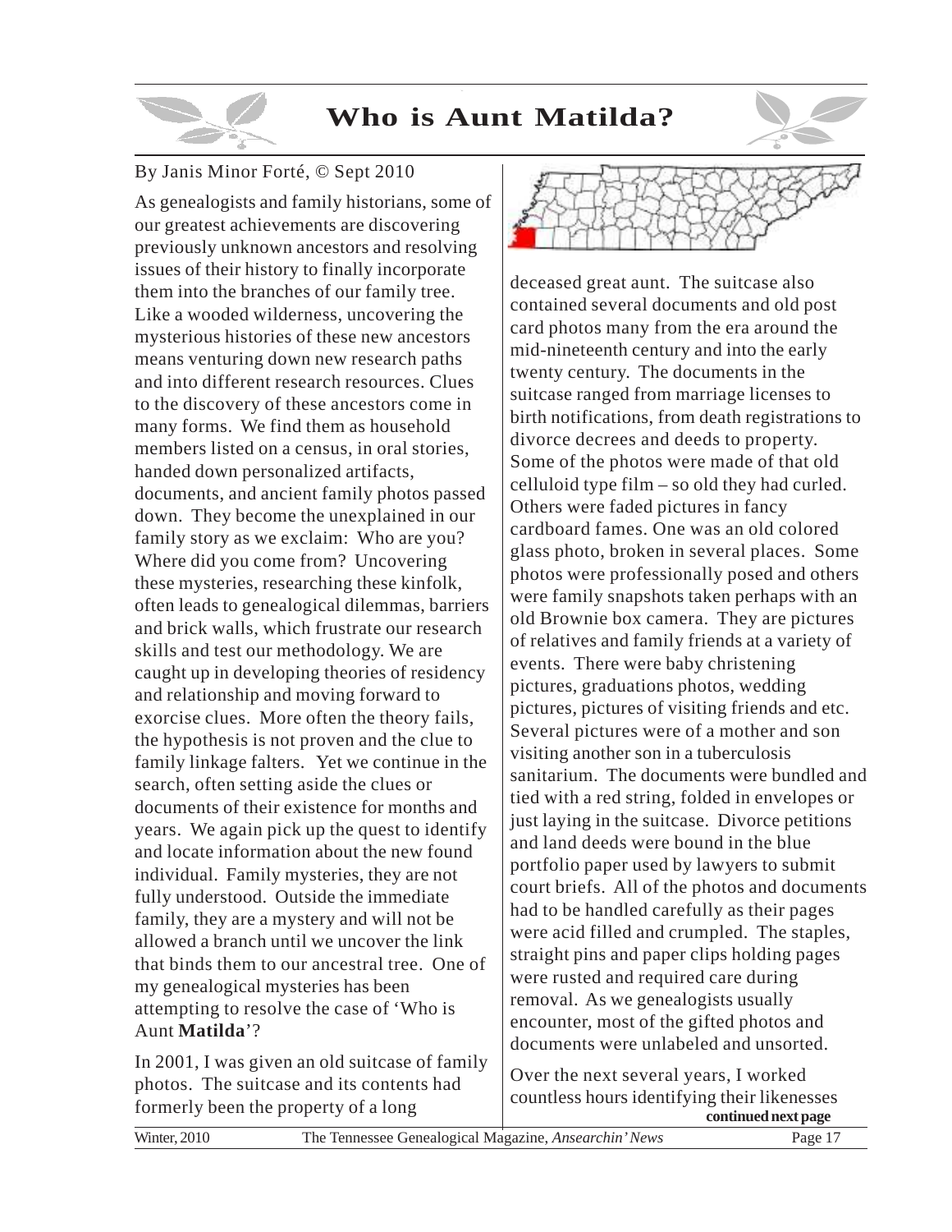# Who is Aunt Matilda?

By Janis Minor Forté, © Sept 2010

As genealogists and family historians, some of our greatest achievements are discovering previously unknown ancestors and resolving issues of their history to finally incorporate them into the branches of our family tree. Like a wooded wilderness, uncovering the mysterious histories of these new ancestors means venturing down new research paths and into different research resources. Clues to the discovery of these ancestors come in many forms. We find them as household members listed on a census, in oral stories, handed down personalized artifacts, documents, and ancient family photos passed down. They become the unexplained in our family story as we exclaim: Who are you? Where did you come from? Uncovering these mysteries, researching these kinfolk, often leads to genealogical dilemmas, barriers and brick walls, which frustrate our research skills and test our methodology. We are caught up in developing theories of residency and relationship and moving forward to exorcise clues. More often the theory fails, the hypothesis is not proven and the clue to family linkage falters. Yet we continue in the search, often setting aside the clues or documents of their existence for months and years. We again pick up the quest to identify and locate information about the new found individual. Family mysteries, they are not fully understood. Outside the immediate family, they are a mystery and will not be allowed a branch until we uncover the link that binds them to our ancestral tree. One of my genealogical mysteries has been attempting to resolve the case of 'Who is Aunt **Matilda**'?

In 2001, I was given an old suitcase of family photos. The suitcase and its contents had formerly been the property of a long deceased great aunt. The suitcase also contained several documents and old post card photos many from the era around the mid-nineteenth century and into the early twenty century. The documents in the suitcase ranged from marriage licenses to birth notifications, from death registrations to divorce decrees and deeds to property. Some of the photos were made of that old celluloid type film – so old they had curled. Others were faded pictures in fancy cardboard fames. One was an old colored glass photo, broken in several places. Some photos were professionally posed and others were family snapshots taken perhaps with an old Brownie box camera. They are pictures of relatives and family friends at a variety of events. There were baby christening pictures, graduations photos, wedding pictures, pictures of visiting friends and etc. Several pictures were of a mother and son visiting another son in a tuberculosis sanitarium. The documents were bundled and tied with a red string, folded in envelopes or just laying in the suitcase. Divorce petitions and land deeds were bound in the blue portfolio paper used by lawyers to submit court briefs. All of the photos and documents had to be handled carefully as their pages were acid filled and crumpled. The staples, straight pins and paper clips holding pages were rusted and required care during removal. As we genealogists usually encounter, most of the gifted photos and documents were unlabeled and unsorted.

Over the next several years, I worked countless hours identifying their likenesses

**continued next page**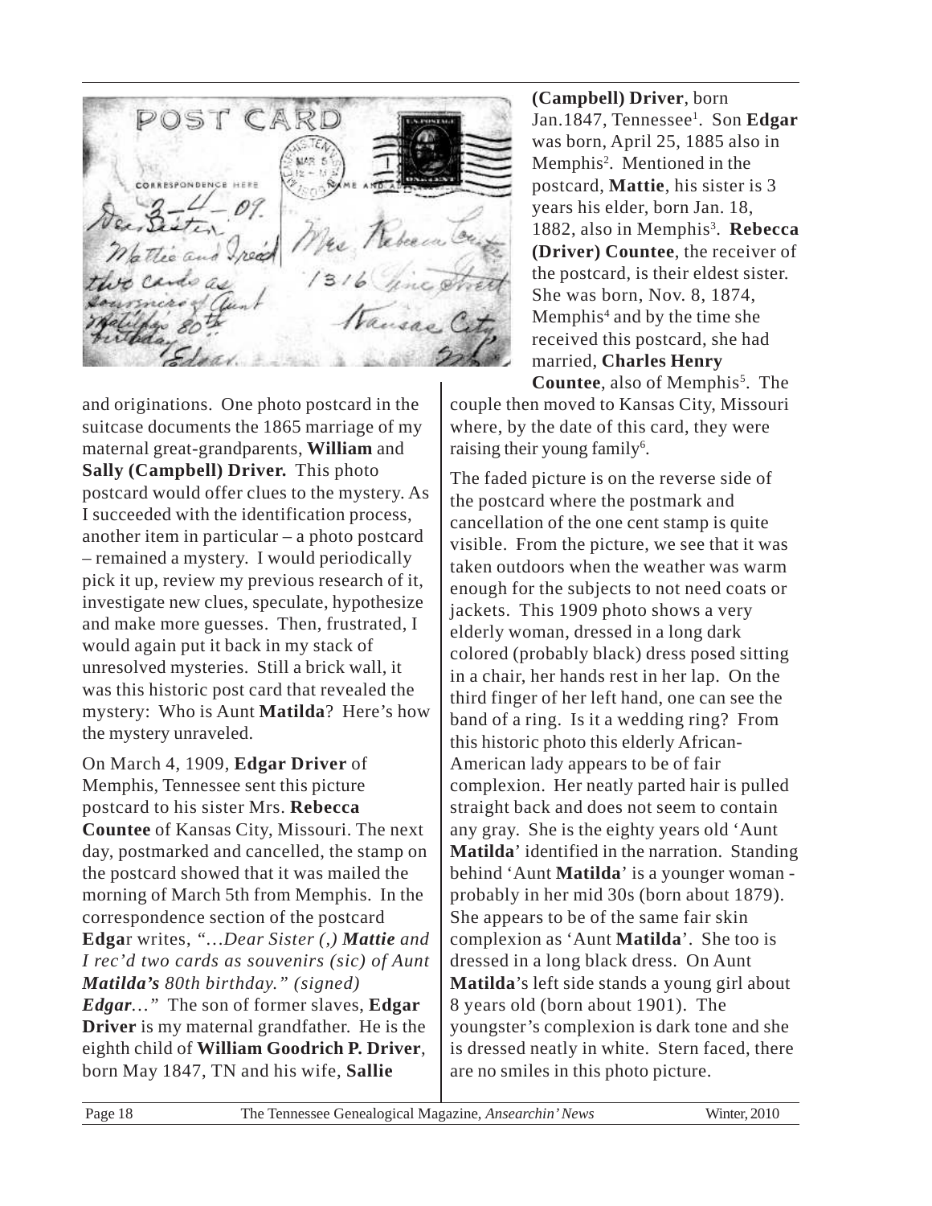and originations. One photo postcard in the suitcase documents the 1865 marriage of my maternal great-grandparents, **William** and **Sally (Campbell) Driver.** This photo postcard would offer clues to the mystery. As I succeeded with the identification process, another item in particular – a photo postcard – remained a mystery. I would periodically pick it up, review my previous research of it, investigate new clues, speculate, hypothesize and make more guesses. Then, frustrated, I would again put it back in my stack of unresolved mysteries. Still a brick wall, it was this historic post card that revealed the mystery: Who is Aunt **Matilda**? Here's how the mystery unraveled.

On March 4, 1909, **Edgar Driver** of Memphis, Tennessee sent this picture postcard to his sister Mrs. **Rebecca Countee** of Kansas City, Missouri. The next day, postmarked and cancelled, the stamp on the postcard showed that it was mailed the morning of March 5th from Memphis. In the correspondence section of the postcard **Edga**r writes, *"…Dear Sister (,) **Mattie** and I rec'd two cards as souvenirs (sic) of Aunt **Matilda's** 80th birthday." (signed) **Edgar**…"* The son of former slaves, **Edgar Driver** is my maternal grandfather. He is the eighth child of **William Goodrich P. Driver**, born May 1847, TN and his wife, **Sallie (Campbell) Driver**, born Jan.1847, Tennessee[1]. Son **Edgar** was born, April 25, 1885 also in Memphis[2]. Mentioned in the postcard, **Mattie**, his sister is 3 years his elder, born Jan. 18, 1882, also in Memphis[3]. **Rebecca (Driver) Countee**, the receiver of the postcard, is their eldest sister. She was born, Nov. 8, 1874, Memphis[4] and by the time she received this postcard, she had married, **Charles Henry Countee**, also of Memphis[5]. The couple then moved to Kansas City, Missouri where, by the date of this card, they were raising their young family[6].

The faded picture is on the reverse side of the postcard where the postmark and cancellation of the one cent stamp is quite visible. From the picture, we see that it was taken outdoors when the weather was warm enough for the subjects to not need coats or jackets. This 1909 photo shows a very elderly woman, dressed in a long dark colored (probably black) dress posed sitting in a chair, her hands rest in her lap. On the third finger of her left hand, one can see the band of a ring. Is it a wedding ring? From this historic photo this elderly African-American lady appears to be of fair complexion. Her neatly parted hair is pulled straight back and does not seem to contain any gray. She is the eighty years old 'Aunt **Matilda**' identified in the narration. Standing behind 'Aunt **Matilda**' is a younger woman - probably in her mid 30s (born about 1879). She appears to be of the same fair skin complexion as 'Aunt **Matilda**'. She too is dressed in a long black dress. On Aunt **Matilda**'s left side stands a young girl about 8 years old (born about 1901). The youngster's complexion is dark tone and she is dressed neatly in white. Stern faced, there are no smiles in this photo picture.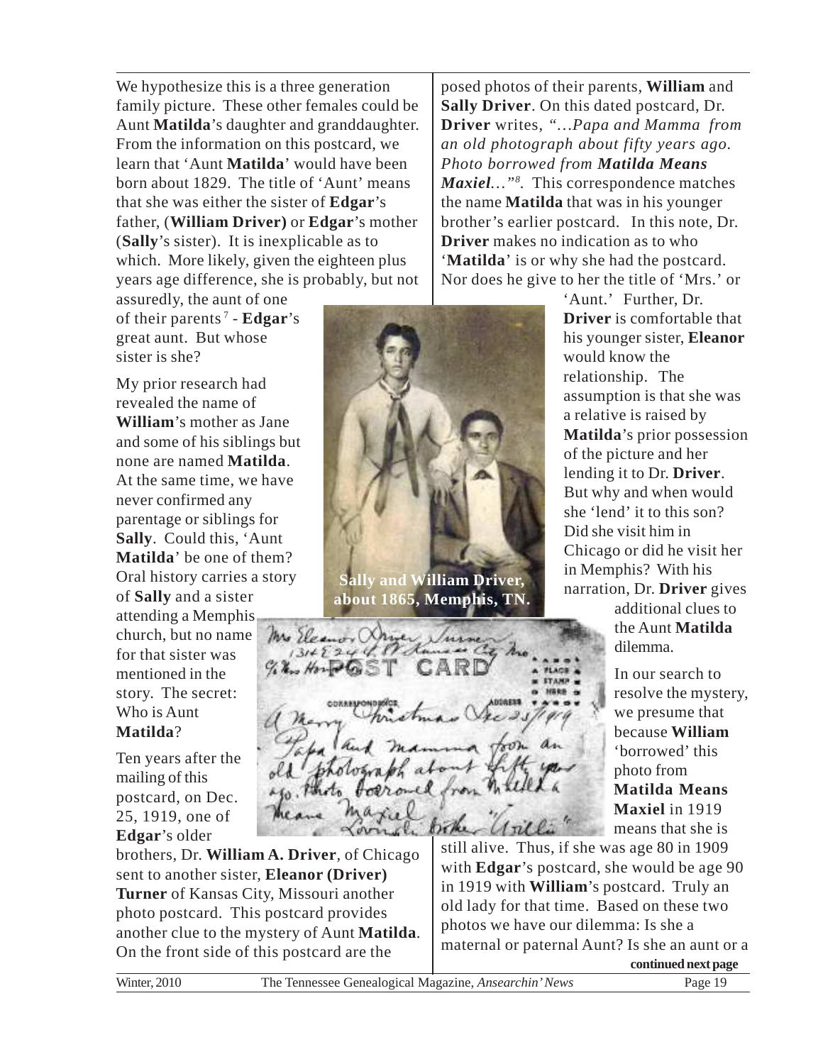We hypothesize this is a three generation family picture. These other females could be Aunt **Matilda**'s daughter and granddaughter. From the information on this postcard, we learn that 'Aunt **Matilda**' would have been born about 1829. The title of 'Aunt' means that she was either the sister of **Edgar**'s father, (**William Driver)** or **Edgar**'s mother (**Sally**'s sister). It is inexplicable as to which. More likely, given the eighteen plus years age difference, she is probably, but not assuredly, the aunt of one of their parents[7] - **Edgar**'s great aunt. But whose sister is she?

My prior research had revealed the name of **William**'s mother as Jane and some of his siblings but none are named **Matilda**. At the same time, we have never confirmed any parentage or siblings for **Sally**. Could this, 'Aunt **Matilda**' be one of them? Oral history carries a story of **Sally** and a sister attending a Memphis church, but no name for that sister was mentioned in the story. The secret: Who is Aunt **Matilda**?

**Sally and William Driver, about 1865, Memphis, TN.**

Ten years after the mailing of this postcard, on Dec. 25, 1919, one of **Edgar**'s older brothers, Dr. **William A. Driver**, of Chicago sent to another sister, **Eleanor (Driver) Turner** of Kansas City, Missouri another photo postcard. This postcard provides another clue to the mystery of Aunt **Matilda**. On the front side of this postcard are the posed photos of their parents, **William** and **Sally Driver**. On this dated postcard, Dr. **Driver** writes, *"…Papa and Mamma from an old photograph about fifty years ago. Photo borrowed from **Matilda Means Maxiel**…"*[8]. This correspondence matches the name **Matilda** that was in his younger brother's earlier postcard. In this note, Dr. **Driver** makes no indication as to who '**Matilda**' is or why she had the postcard. Nor does he give to her the title of 'Mrs.' or 'Aunt.' Further, Dr. **Driver** is comfortable that his younger sister, **Eleanor** would know the relationship. The assumption is that she was a relative is raised by **Matilda**'s prior possession of the picture and her lending it to Dr. **Driver**. But why and when would she 'lend' it to this son? Did she visit him in Chicago or did he visit her in Memphis? With his narration, Dr. **Driver** gives additional clues to the Aunt **Matilda** dilemma.

In our search to resolve the mystery, we presume that because **William** 'borrowed' this photo from **Matilda Means Maxiel** in 1919 means that she is still alive. Thus, if she was age 80 in 1909 with **Edgar**'s postcard, she would be age 90 in 1919 with **William**'s postcard. Truly an old lady for that time. Based on these two photos we have our dilemma: Is she a maternal or paternal Aunt? Is she an aunt or a

**continued next page**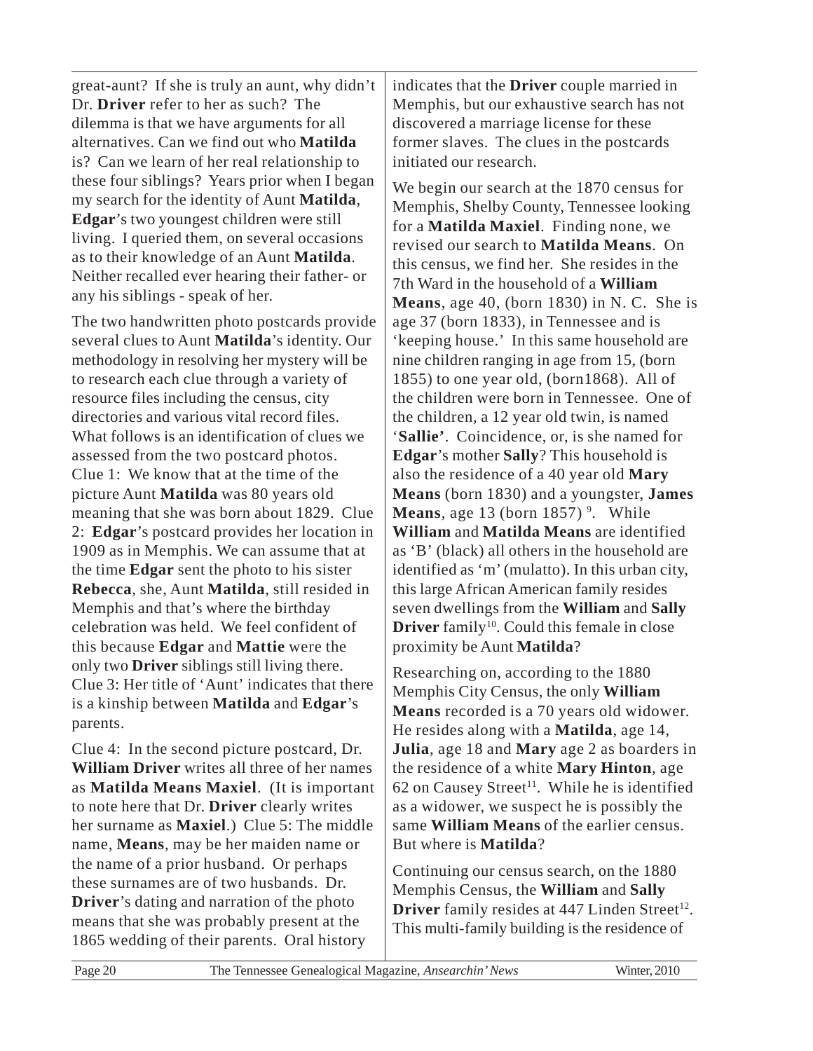great-aunt? If she is truly an aunt, why didn't Dr. **Driver** refer to her as such? The dilemma is that we have arguments for all alternatives. Can we find out who **Matilda** is? Can we learn of her real relationship to these four siblings? Years prior when I began my search for the identity of Aunt **Matilda**, **Edgar**'s two youngest children were still living. I queried them, on several occasions as to their knowledge of an Aunt **Matilda**. Neither recalled ever hearing their father- or any his siblings - speak of her.

The two handwritten photo postcards provide several clues to Aunt **Matilda**'s identity. Our methodology in resolving her mystery will be to research each clue through a variety of resource files including the census, city directories and various vital record files. What follows is an identification of clues we assessed from the two postcard photos. Clue 1: We know that at the time of the picture Aunt **Matilda** was 80 years old meaning that she was born about 1829. Clue 2: **Edgar**'s postcard provides her location in 1909 as in Memphis. We can assume that at the time **Edgar** sent the photo to his sister **Rebecca**, she, Aunt **Matilda**, still resided in Memphis and that's where the birthday celebration was held. We feel confident of this because **Edgar** and **Mattie** were the only two **Driver** siblings still living there. Clue 3: Her title of 'Aunt' indicates that there is a kinship between **Matilda** and **Edgar**'s parents.

Clue 4: In the second picture postcard, Dr. **William Driver** writes all three of her names as **Matilda Means Maxiel**. (It is important to note here that Dr. **Driver** clearly writes her surname as **Maxiel**.) Clue 5: The middle name, **Means**, may be her maiden name or the name of a prior husband. Or perhaps these surnames are of two husbands. Dr. **Driver**'s dating and narration of the photo means that she was probably present at the 1865 wedding of their parents. Oral history indicates that the **Driver** couple married in Memphis, but our exhaustive search has not discovered a marriage license for these former slaves. The clues in the postcards initiated our research.

We begin our search at the 1870 census for Memphis, Shelby County, Tennessee looking for a **Matilda Maxiel**. Finding none, we revised our search to **Matilda Means**. On this census, we find her. She resides in the 7th Ward in the household of a **William Means**, age 40, (born 1830) in N. C. She is age 37 (born 1833), in Tennessee and is 'keeping house.' In this same household are nine children ranging in age from 15, (born 1855) to one year old, (born1868). All of the children were born in Tennessee. One of the children, a 12 year old twin, is named '**Sallie'**. Coincidence, or, is she named for **Edgar**'s mother **Sally**? This household is also the residence of a 40 year old **Mary Means** (born 1830) and a youngster, **James Means**, age 13 (born 1857)[9]. While **William** and **Matilda Means** are identified as 'B' (black) all others in the household are identified as 'm' (mulatto). In this urban city, this large African American family resides seven dwellings from the **William** and **Sally Driver** family[10]. Could this female in close proximity be Aunt **Matilda**?

Researching on, according to the 1880 Memphis City Census, the only **William Means** recorded is a 70 years old widower. He resides along with a **Matilda**, age 14, **Julia**, age 18 and **Mary** age 2 as boarders in the residence of a white **Mary Hinton**, age 62 on Causey Street[11]. While he is identified as a widower, we suspect he is possibly the same **William Means** of the earlier census. But where is **Matilda**?

Continuing our census search, on the 1880 Memphis Census, the **William** and **Sally Driver** family resides at 447 Linden Street[12]. This multi-family building is the residence of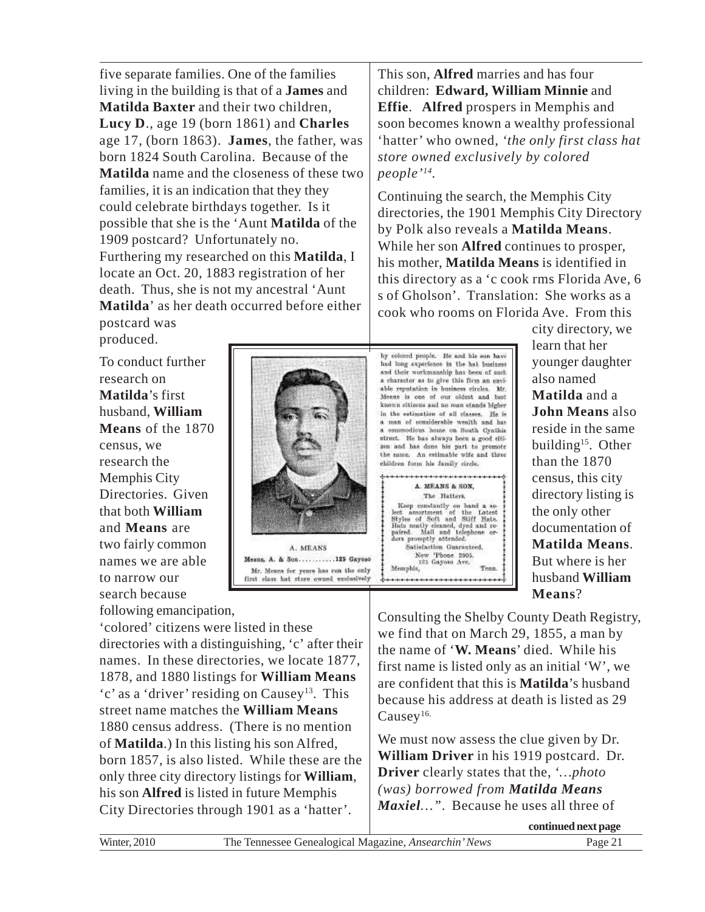five separate families. One of the families living in the building is that of a **James** and **Matilda Baxter** and their two children, **Lucy D**., age 19 (born 1861) and **Charles** age 17, (born 1863). **James**, the father, was born 1824 South Carolina. Because of the **Matilda** name and the closeness of these two families, it is an indication that they they could celebrate birthdays together. Is it possible that she is the 'Aunt **Matilda** of the 1909 postcard? Unfortunately no. Furthering my researched on this **Matilda**, I locate an Oct. 20, 1883 registration of her death. Thus, she is not my ancestral 'Aunt **Matilda**' as her death occurred before either postcard was produced.

To conduct further research on **Matilda**'s first husband, **William Means** of the 1870 census, we research the Memphis City Directories. Given that both **William** and **Means** are two fairly common names we are able to narrow our search because following emancipation, 'colored' citizens were listed in these directories with a distinguishing, 'c' after their names. In these directories, we locate 1877, 1878, and 1880 listings for **William Means** 'c' as a 'driver' residing on Causey[13]. This street name matches the **William Means** 1880 census address. (There is no mention of **Matilda**.) In this listing his son Alfred, born 1857, is also listed. While these are the only three city directory listings for **William**, his son **Alfred** is listed in future Memphis City Directories through 1901 as a 'hatter'.

A. MEANS

Means, A. & Son...........125 Gayoso

Mr. Means for years has run the only first class hat store owned exclusively by colored people. He and his son have had long experience in the hat business and their workmanship has been of such a character as to give this firm an enviable reputation in business circles. Mr. Means is one of our oldest and best known citizens and no man stands higher in the estimation of all classes. He is a man of considerable wealth and has a commodious home on South Cynthia street. He has always been a good citizen and has done his part to promote the same. An estimable wife and three children form his family circle.

A. MEANS & SON,
The Hatters.
Keep constantly on hand a select assortment of the Latest Styles of Soft and Stiff Hats. Hats neatly cleaned, dyed and repaired. Mail and telephone orders promptly attended.
Satisfaction Guaranteed.
New 'Phone 2905.
125 Gayoso Ave.
Memphis, Tenn.

This son, **Alfred** marries and has four children: **Edward, William Minnie** and **Effie**. **Alfred** prospers in Memphis and soon becomes known a wealthy professional 'hatter' who owned, *'the only first class hat store owned exclusively by colored people'*[14].

Continuing the search, the Memphis City directories, the 1901 Memphis City Directory by Polk also reveals a **Matilda Means**. While her son **Alfred** continues to prosper, his mother, **Matilda Means** is identified in this directory as a 'c cook rms Florida Ave, 6 s of Gholson'. Translation: She works as a cook who rooms on Florida Ave. From this city directory, we learn that her younger daughter also named **Matilda** and a **John Means** also reside in the same building[15]. Other than the 1870 census, this city directory listing is the only other documentation of **Matilda Means**. But where is her husband **William Means**?

Consulting the Shelby County Death Registry, we find that on March 29, 1855, a man by the name of '**W. Means**' died. While his first name is listed only as an initial 'W', we are confident that this is **Matilda**'s husband because his address at death is listed as 29 Causey[16].

We must now assess the clue given by Dr. **William Driver** in his 1919 postcard. Dr. **Driver** clearly states that the, *'…photo (was) borrowed from **Matilda Means Maxiel**…"*. Because he uses all three of

**continued next page**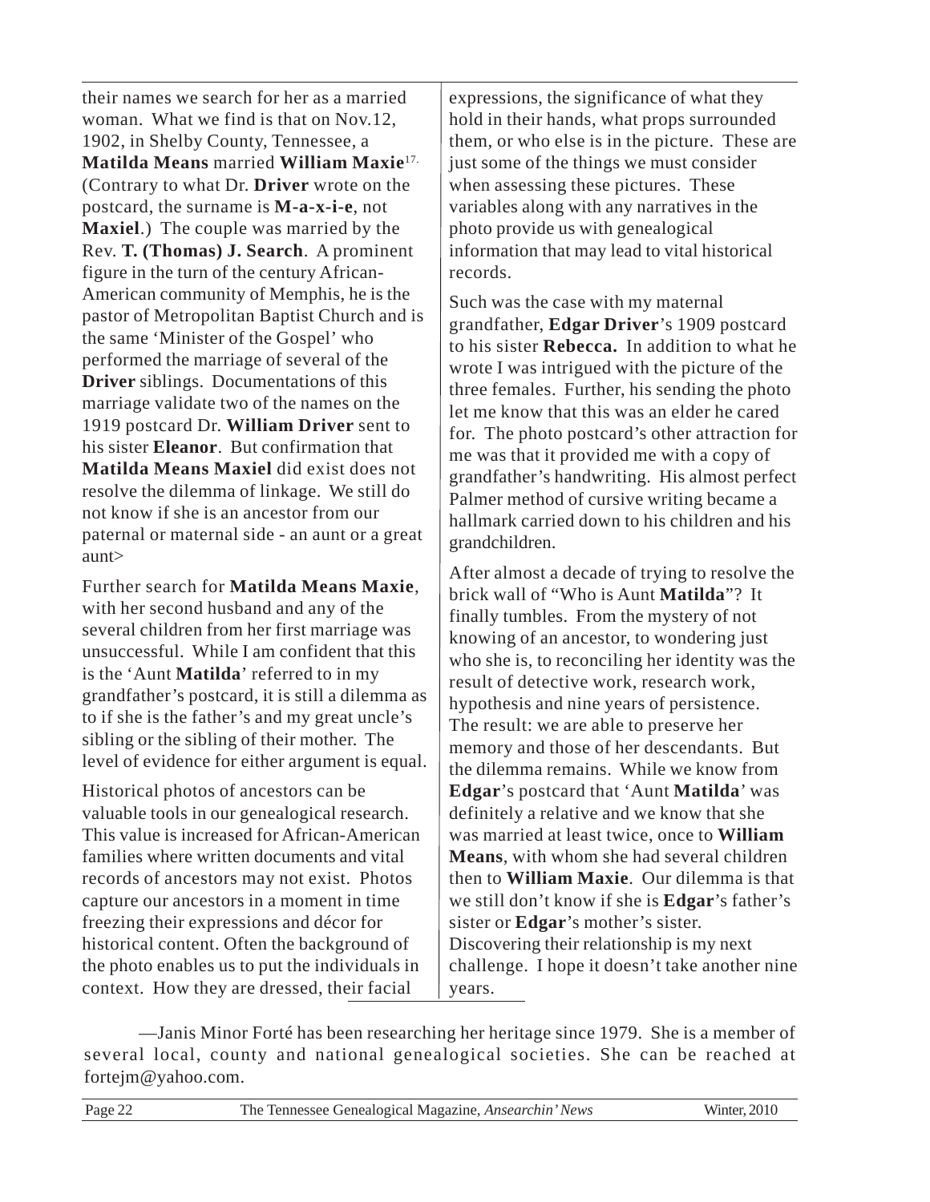their names we search for her as a married woman. What we find is that on Nov.12, 1902, in Shelby County, Tennessee, a **Matilda Means** married **William Maxie**[17.] (Contrary to what Dr. **Driver** wrote on the postcard, the surname is **M-a-x-i-e**, not **Maxiel**.) The couple was married by the Rev. **T. (Thomas) J. Search**. A prominent figure in the turn of the century African-American community of Memphis, he is the pastor of Metropolitan Baptist Church and is the same 'Minister of the Gospel' who performed the marriage of several of the **Driver** siblings. Documentations of this marriage validate two of the names on the 1919 postcard Dr. **William Driver** sent to his sister **Eleanor**. But confirmation that **Matilda Means Maxiel** did exist does not resolve the dilemma of linkage. We still do not know if she is an ancestor from our paternal or maternal side - an aunt or a great aunt>

Further search for **Matilda Means Maxie**, with her second husband and any of the several children from her first marriage was unsuccessful. While I am confident that this is the 'Aunt **Matilda**' referred to in my grandfather's postcard, it is still a dilemma as to if she is the father's and my great uncle's sibling or the sibling of their mother. The level of evidence for either argument is equal.

Historical photos of ancestors can be valuable tools in our genealogical research. This value is increased for African-American families where written documents and vital records of ancestors may not exist. Photos capture our ancestors in a moment in time freezing their expressions and décor for historical content. Often the background of the photo enables us to put the individuals in context. How they are dressed, their facial expressions, the significance of what they hold in their hands, what props surrounded them, or who else is in the picture. These are just some of the things we must consider when assessing these pictures. These variables along with any narratives in the photo provide us with genealogical information that may lead to vital historical records.

Such was the case with my maternal grandfather, **Edgar Driver**'s 1909 postcard to his sister **Rebecca.** In addition to what he wrote I was intrigued with the picture of the three females. Further, his sending the photo let me know that this was an elder he cared for. The photo postcard's other attraction for me was that it provided me with a copy of grandfather's handwriting. His almost perfect Palmer method of cursive writing became a hallmark carried down to his children and his grandchildren.

After almost a decade of trying to resolve the brick wall of "Who is Aunt **Matilda**"? It finally tumbles. From the mystery of not knowing of an ancestor, to wondering just who she is, to reconciling her identity was the result of detective work, research work, hypothesis and nine years of persistence. The result: we are able to preserve her memory and those of her descendants. But the dilemma remains. While we know from **Edgar**'s postcard that 'Aunt **Matilda**' was definitely a relative and we know that she was married at least twice, once to **William Means**, with whom she had several children then to **William Maxie**. Our dilemma is that we still don't know if she is **Edgar**'s father's sister or **Edgar**'s mother's sister. Discovering their relationship is my next challenge. I hope it doesn't take another nine years.

—Janis Minor Forté has been researching her heritage since 1979. She is a member of several local, county and national genealogical societies. She can be reached at fortejm@yahoo.com.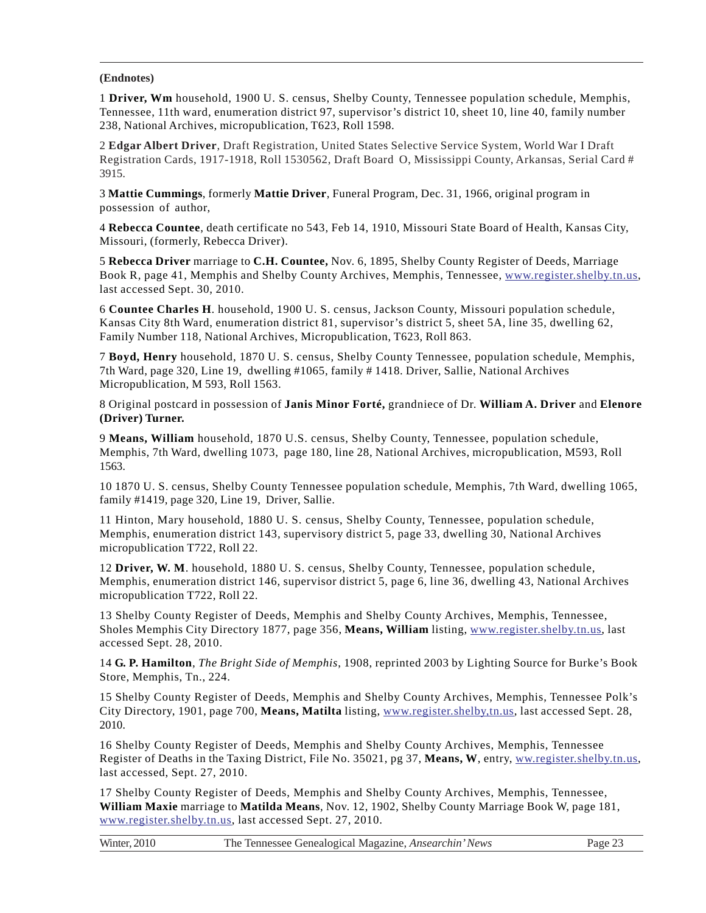**(Endnotes)**

1 **Driver, Wm** household, 1900 U. S. census, Shelby County, Tennessee population schedule, Memphis, Tennessee, 11th ward, enumeration district 97, supervisor's district 10, sheet 10, line 40, family number 238, National Archives, micropublication, T623, Roll 1598.

2 **Edgar Albert Driver**, Draft Registration, United States Selective Service System, World War I Draft Registration Cards, 1917-1918, Roll 1530562, Draft Board O, Mississippi County, Arkansas, Serial Card # 3915.

3 **Mattie Cummings**, formerly **Mattie Driver**, Funeral Program, Dec. 31, 1966, original program in possession of author,

4 **Rebecca Countee**, death certificate no 543, Feb 14, 1910, Missouri State Board of Health, Kansas City, Missouri, (formerly, Rebecca Driver).

5 **Rebecca Driver** marriage to **C.H. Countee,** Nov. 6, 1895, Shelby County Register of Deeds, Marriage Book R, page 41, Memphis and Shelby County Archives, Memphis, Tennessee, www.register.shelby.tn.us, last accessed Sept. 30, 2010.

6 **Countee Charles H**. household, 1900 U. S. census, Jackson County, Missouri population schedule, Kansas City 8th Ward, enumeration district 81, supervisor's district 5, sheet 5A, line 35, dwelling 62, Family Number 118, National Archives, Micropublication, T623, Roll 863.

7 **Boyd, Henry** household, 1870 U. S. census, Shelby County Tennessee, population schedule, Memphis, 7th Ward, page 320, Line 19, dwelling #1065, family # 1418. Driver, Sallie, National Archives Micropublication, M 593, Roll 1563.

8 Original postcard in possession of **Janis Minor Forté,** grandniece of Dr. **William A. Driver** and **Elenore (Driver) Turner.**

9 **Means, William** household, 1870 U.S. census, Shelby County, Tennessee, population schedule, Memphis, 7th Ward, dwelling 1073, page 180, line 28, National Archives, micropublication, M593, Roll 1563.

10 1870 U. S. census, Shelby County Tennessee population schedule, Memphis, 7th Ward, dwelling 1065, family #1419, page 320, Line 19, Driver, Sallie.

11 Hinton, Mary household, 1880 U. S. census, Shelby County, Tennessee, population schedule, Memphis, enumeration district 143, supervisory district 5, page 33, dwelling 30, National Archives micropublication T722, Roll 22.

12 **Driver, W. M**. household, 1880 U. S. census, Shelby County, Tennessee, population schedule, Memphis, enumeration district 146, supervisor district 5, page 6, line 36, dwelling 43, National Archives micropublication T722, Roll 22.

13 Shelby County Register of Deeds, Memphis and Shelby County Archives, Memphis, Tennessee, Sholes Memphis City Directory 1877, page 356, **Means, William** listing, www.register.shelby.tn.us, last accessed Sept. 28, 2010.

14 **G. P. Hamilton**, *The Bright Side of Memphis*, 1908, reprinted 2003 by Lighting Source for Burke's Book Store, Memphis, Tn., 224.

15 Shelby County Register of Deeds, Memphis and Shelby County Archives, Memphis, Tennessee Polk's City Directory, 1901, page 700, **Means, Matilta** listing, www.register.shelby,tn.us, last accessed Sept. 28, 2010.

16 Shelby County Register of Deeds, Memphis and Shelby County Archives, Memphis, Tennessee Register of Deaths in the Taxing District, File No. 35021, pg 37, **Means, W**, entry, ww.register.shelby.tn.us, last accessed, Sept. 27, 2010.

17 Shelby County Register of Deeds, Memphis and Shelby County Archives, Memphis, Tennessee, **William Maxie** marriage to **Matilda Means**, Nov. 12, 1902, Shelby County Marriage Book W, page 181, www.register.shelby.tn.us, last accessed Sept. 27, 2010.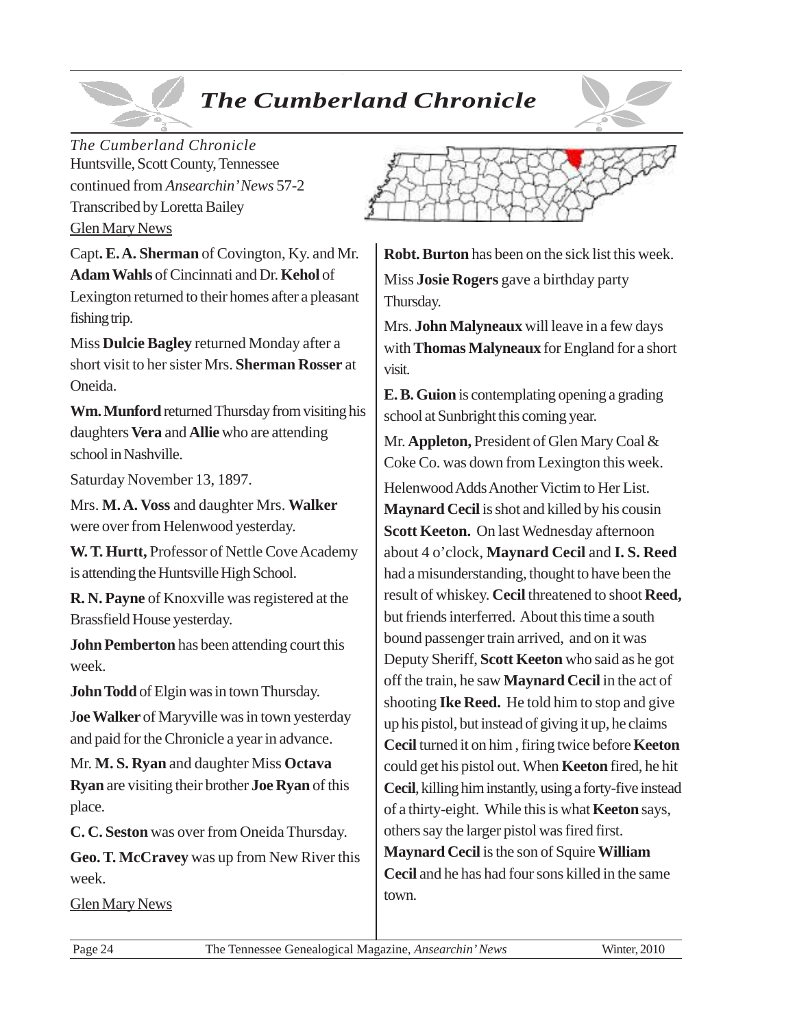# *The Cumberland Chronicle*

*The Cumberland Chronicle*
Huntsville, Scott County, Tennessee
continued from *Ansearchin' News* 57-2
Transcribed by Loretta Bailey
Glen Mary News

Capt**. E. A. Sherman** of Covington, Ky. and Mr. **Adam Wahls** of Cincinnati and Dr. **Kehol** of Lexington returned to their homes after a pleasant fishing trip.

Miss **Dulcie Bagley** returned Monday after a short visit to her sister Mrs. **Sherman Rosser** at Oneida.

**Wm. Munford** returned Thursday from visiting his daughters **Vera** and **Allie** who are attending school in Nashville.

Saturday November 13, 1897.

Mrs. **M. A. Voss** and daughter Mrs. **Walker** were over from Helenwood yesterday.

**W. T. Hurtt,** Professor of Nettle Cove Academy is attending the Huntsville High School.

**R. N. Payne** of Knoxville was registered at the Brassfield House yesterday.

**John Pemberton** has been attending court this week.

**John Todd** of Elgin was in town Thursday.

J**oe Walker** of Maryville was in town yesterday and paid for the Chronicle a year in advance.

Mr. **M. S. Ryan** and daughter Miss **Octava Ryan** are visiting their brother **Joe Ryan** of this place.

**C. C. Seston** was over from Oneida Thursday.

**Geo. T. McCravey** was up from New River this week.

Glen Mary News

**Robt. Burton** has been on the sick list this week.

Miss **Josie Rogers** gave a birthday party Thursday.

Mrs. **John Malyneaux** will leave in a few days with **Thomas Malyneaux** for England for a short visit.

**E. B. Guion** is contemplating opening a grading school at Sunbright this coming year.

Mr. **Appleton,** President of Glen Mary Coal & Coke Co. was down from Lexington this week.

Helenwood Adds Another Victim to Her List. **Maynard Cecil** is shot and killed by his cousin **Scott Keeton.** On last Wednesday afternoon about 4 o'clock, **Maynard Cecil** and **I. S. Reed** had a misunderstanding, thought to have been the result of whiskey. **Cecil** threatened to shoot **Reed,** but friends interferred. About this time a south bound passenger train arrived, and on it was Deputy Sheriff, **Scott Keeton** who said as he got off the train, he saw **Maynard Cecil** in the act of shooting **Ike Reed.** He told him to stop and give up his pistol, but instead of giving it up, he claims **Cecil** turned it on him , firing twice before **Keeton** could get his pistol out. When **Keeton** fired, he hit **Cecil**, killing him instantly, using a forty-five instead of a thirty-eight. While this is what **Keeton** says, others say the larger pistol was fired first. **Maynard Cecil** is the son of Squire **William Cecil** and he has had four sons killed in the same town.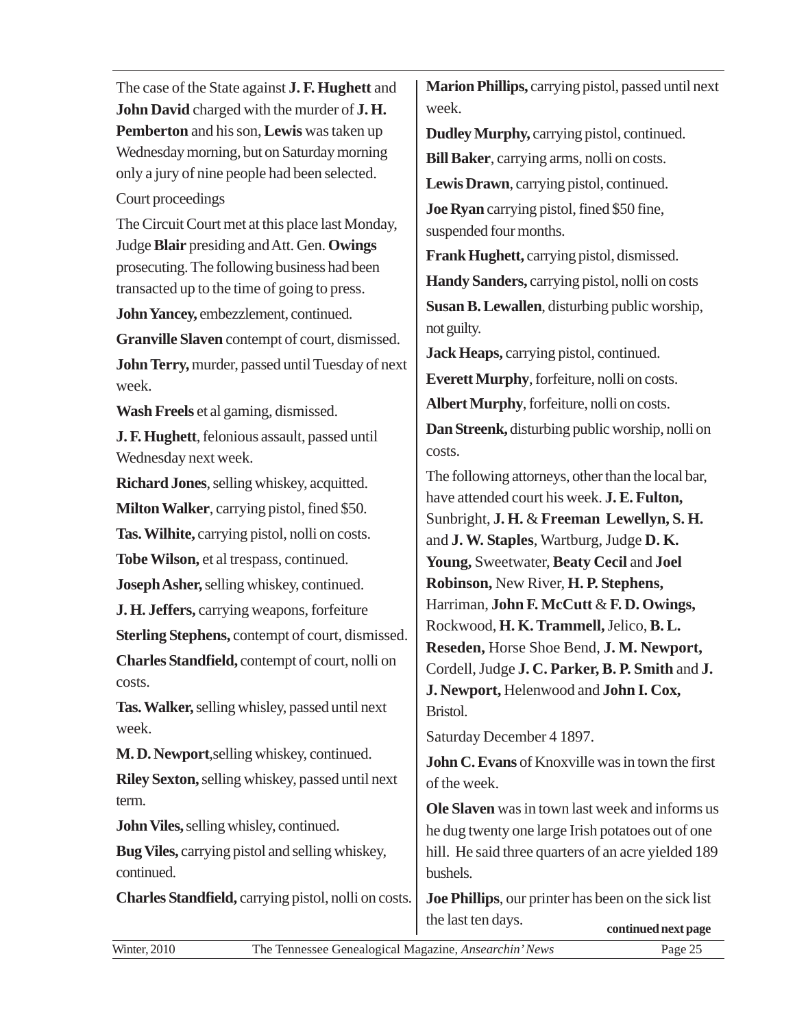The case of the State against **J. F. Hughett** and **John David** charged with the murder of **J. H. Pemberton** and his son, **Lewis** was taken up Wednesday morning, but on Saturday morning only a jury of nine people had been selected.

Court proceedings

The Circuit Court met at this place last Monday, Judge **Blair** presiding and Att. Gen. **Owings** prosecuting. The following business had been transacted up to the time of going to press.

**John Yancey,** embezzlement, continued.

**Granville Slaven** contempt of court, dismissed.

**John Terry,** murder, passed until Tuesday of next week.

**Wash Freels** et al gaming, dismissed.

**J. F. Hughett**, felonious assault, passed until Wednesday next week.

**Richard Jones**, selling whiskey, acquitted.

**Milton Walker**, carrying pistol, fined $50.

**Tas. Wilhite,** carrying pistol, nolli on costs.

**Tobe Wilson,** et al trespass, continued.

**Joseph Asher,** selling whiskey, continued.

**J. H. Jeffers,** carrying weapons, forfeiture

**Sterling Stephens,** contempt of court, dismissed.

**Charles Standfield,** contempt of court, nolli on costs.

**Tas. Walker,** selling whisley, passed until next week.

**M. D. Newport**,selling whiskey, continued.

**Riley Sexton,** selling whiskey, passed until next term.

**John Viles,** selling whisley, continued.

**Bug Viles,** carrying pistol and selling whiskey, continued.

**Charles Standfield,** carrying pistol, nolli on costs.

**Marion Phillips,** carrying pistol, passed until next week.

**Dudley Murphy,** carrying pistol, continued.

**Bill Baker**, carrying arms, nolli on costs.

**Lewis Drawn**, carrying pistol, continued.

**Joe Ryan** carrying pistol, fined $50 fine, suspended four months.

**Frank Hughett,** carrying pistol, dismissed.

**Handy Sanders,** carrying pistol, nolli on costs

**Susan B. Lewallen**, disturbing public worship, not guilty.

**Jack Heaps,** carrying pistol, continued.

**Everett Murphy**, forfeiture, nolli on costs.

**Albert Murphy**, forfeiture, nolli on costs.

**Dan Streenk,** disturbing public worship, nolli on costs.

The following attorneys, other than the local bar, have attended court his week. **J. E. Fulton,** Sunbright, **J. H.** & **Freeman Lewellyn, S. H.** and **J. W. Staples**, Wartburg, Judge **D. K. Young,** Sweetwater, **Beaty Cecil** and **Joel Robinson,** New River, **H. P. Stephens,** Harriman, **John F. McCutt** & **F. D. Owings,** Rockwood, **H. K. Trammell,** Jelico, **B. L. Reseden,** Horse Shoe Bend, **J. M. Newport,** Cordell, Judge **J. C. Parker, B. P. Smith** and **J. J. Newport,** Helenwood and **John I. Cox,** Bristol.

Saturday December 4 1897.

**John C. Evans** of Knoxville was in town the first of the week.

**Ole Slaven** was in town last week and informs us he dug twenty one large Irish potatoes out of one hill. He said three quarters of an acre yielded 189 bushels.

**Joe Phillips**, our printer has been on the sick list the last ten days.

**continued next page**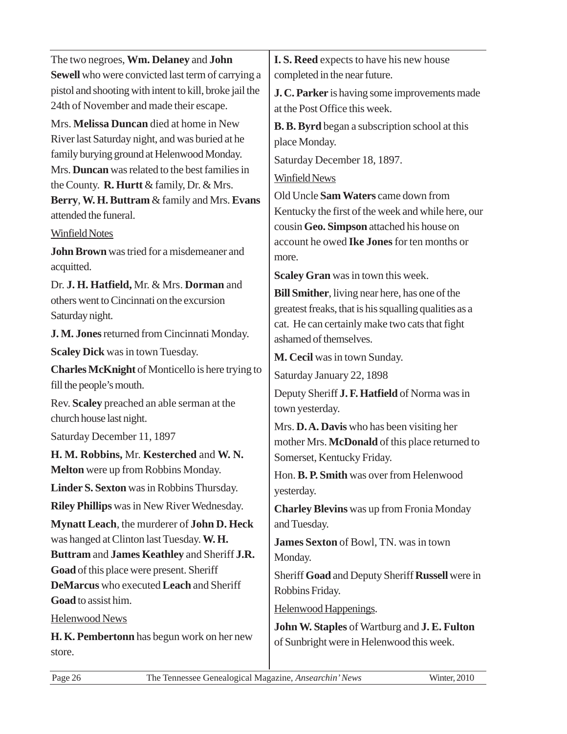The two negroes, **Wm. Delaney** and **John Sewell** who were convicted last term of carrying a pistol and shooting with intent to kill, broke jail the 24th of November and made their escape.

Mrs. **Melissa Duncan** died at home in New River last Saturday night, and was buried at he family burying ground at Helenwood Monday. Mrs. **Duncan** was related to the best families in the County. **R. Hurtt** & family, Dr. & Mrs. **Berry**, **W. H. Buttram** & family and Mrs. **Evans** attended the funeral.

Winfield Notes

**John Brown** was tried for a misdemeaner and acquitted.

Dr. **J. H. Hatfield,** Mr. & Mrs. **Dorman** and others went to Cincinnati on the excursion Saturday night.

**J. M. Jones** returned from Cincinnati Monday.

**Scaley Dick** was in town Tuesday.

**Charles McKnight** of Monticello is here trying to fill the people's mouth.

Rev. **Scaley** preached an able serman at the church house last night.

Saturday December 11, 1897

**H. M. Robbins,** Mr. **Kesterched** and **W. N. Melton** were up from Robbins Monday.

**Linder S. Sexton** was in Robbins Thursday.

**Riley Phillips** was in New River Wednesday.

**Mynatt Leach**, the murderer of **John D. Heck** was hanged at Clinton last Tuesday. **W. H. Buttram** and **James Keathley** and Sheriff **J.R. Goad** of this place were present. Sheriff **DeMarcus** who executed **Leach** and Sheriff **Goad** to assist him.

Helenwood News

**H. K. Pembertonn** has begun work on her new store.

**I. S. Reed** expects to have his new house completed in the near future.

**J. C. Parker** is having some improvements made at the Post Office this week.

**B. B. Byrd** began a subscription school at this place Monday.

Saturday December 18, 1897.

Winfield News

Old Uncle **Sam Waters** came down from Kentucky the first of the week and while here, our cousin **Geo. Simpson** attached his house on account he owed **Ike Jones** for ten months or more.

**Scaley Gran** was in town this week.

**Bill Smither**, living near here, has one of the greatest freaks, that is his squalling qualities as a cat. He can certainly make two cats that fight ashamed of themselves.

**M. Cecil** was in town Sunday.

Saturday January 22, 1898

Deputy Sheriff **J. F. Hatfield** of Norma was in town yesterday.

Mrs. **D. A. Davis** who has been visiting her mother Mrs. **McDonald** of this place returned to Somerset, Kentucky Friday.

Hon. **B. P. Smith** was over from Helenwood yesterday.

**Charley Blevins** was up from Fronia Monday and Tuesday.

**James Sexton** of Bowl, TN. was in town Monday.

Sheriff **Goad** and Deputy Sheriff **Russell** were in Robbins Friday.

Helenwood Happenings.

**John W. Staples** of Wartburg and **J. E. Fulton** of Sunbright were in Helenwood this week.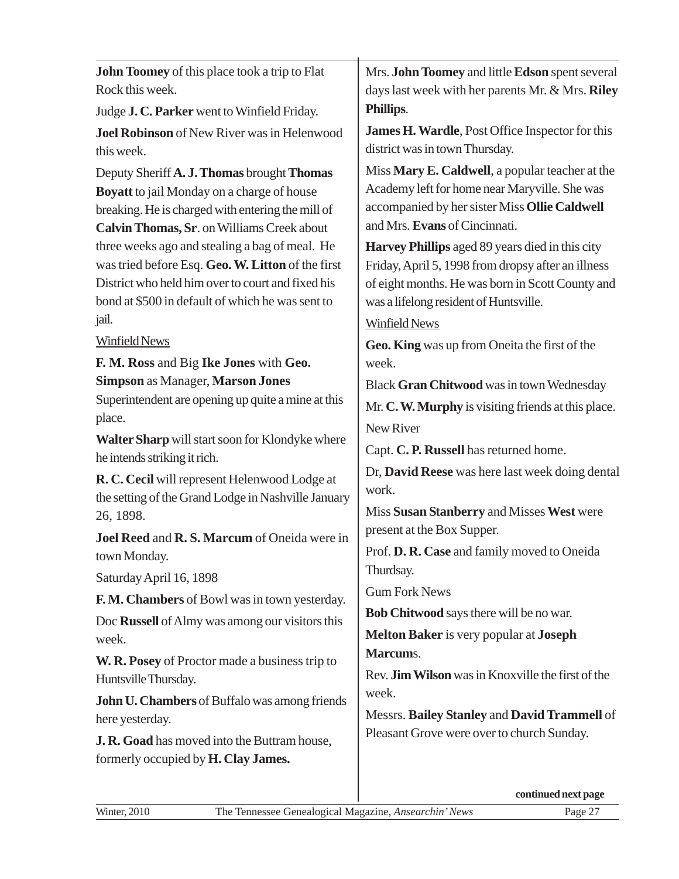**John Toomey** of this place took a trip to Flat Rock this week.

Judge **J. C. Parker** went to Winfield Friday.

**Joel Robinson** of New River was in Helenwood this week.

Deputy Sheriff **A. J. Thomas** brought **Thomas Boyatt** to jail Monday on a charge of house breaking. He is charged with entering the mill of **Calvin Thomas, Sr**. on Williams Creek about three weeks ago and stealing a bag of meal. He was tried before Esq. **Geo. W. Litton** of the first District who held him over to court and fixed his bond at $500 in default of which he was sent to jail.

Winfield News

**F. M. Ross** and Big **Ike Jones** with **Geo. Simpson** as Manager, **Marson Jones** Superintendent are opening up quite a mine at this place.

**Walter Sharp** will start soon for Klondyke where he intends striking it rich.

**R. C. Cecil** will represent Helenwood Lodge at the setting of the Grand Lodge in Nashville January 26, 1898.

**Joel Reed** and **R. S. Marcum** of Oneida were in town Monday.

Saturday April 16, 1898

**F. M. Chambers** of Bowl was in town yesterday.

Doc **Russell** of Almy was among our visitors this week.

**W. R. Posey** of Proctor made a business trip to Huntsville Thursday.

**John U. Chambers** of Buffalo was among friends here yesterday.

**J. R. Goad** has moved into the Buttram house, formerly occupied by **H. Clay James.**

Mrs. **John Toomey** and little **Edson** spent several days last week with her parents Mr. & Mrs. **Riley Phillips**.

**James H. Wardle**, Post Office Inspector for this district was in town Thursday.

Miss **Mary E. Caldwell**, a popular teacher at the Academy left for home near Maryville. She was accompanied by her sister Miss **Ollie Caldwell** and Mrs. **Evans** of Cincinnati.

**Harvey Phillips** aged 89 years died in this city Friday, April 5, 1998 from dropsy after an illness of eight months. He was born in Scott County and was a lifelong resident of Huntsville.

Winfield News

**Geo. King** was up from Oneita the first of the week.

Black **Gran Chitwood** was in town Wednesday

Mr. **C. W. Murphy** is visiting friends at this place.

New River

Capt. **C. P. Russell** has returned home.

Dr, **David Reese** was here last week doing dental work.

Miss **Susan Stanberry** and Misses **West** were present at the Box Supper.

Prof. **D. R. Case** and family moved to Oneida Thurdsay.

Gum Fork News

**Bob Chitwood** says there will be no war.

**Melton Baker** is very popular at **Joseph Marcum**s.

Rev. **Jim Wilson** was in Knoxville the first of the week.

Messrs. **Bailey Stanley** and **David Trammell** of Pleasant Grove were over to church Sunday.

**continued next page**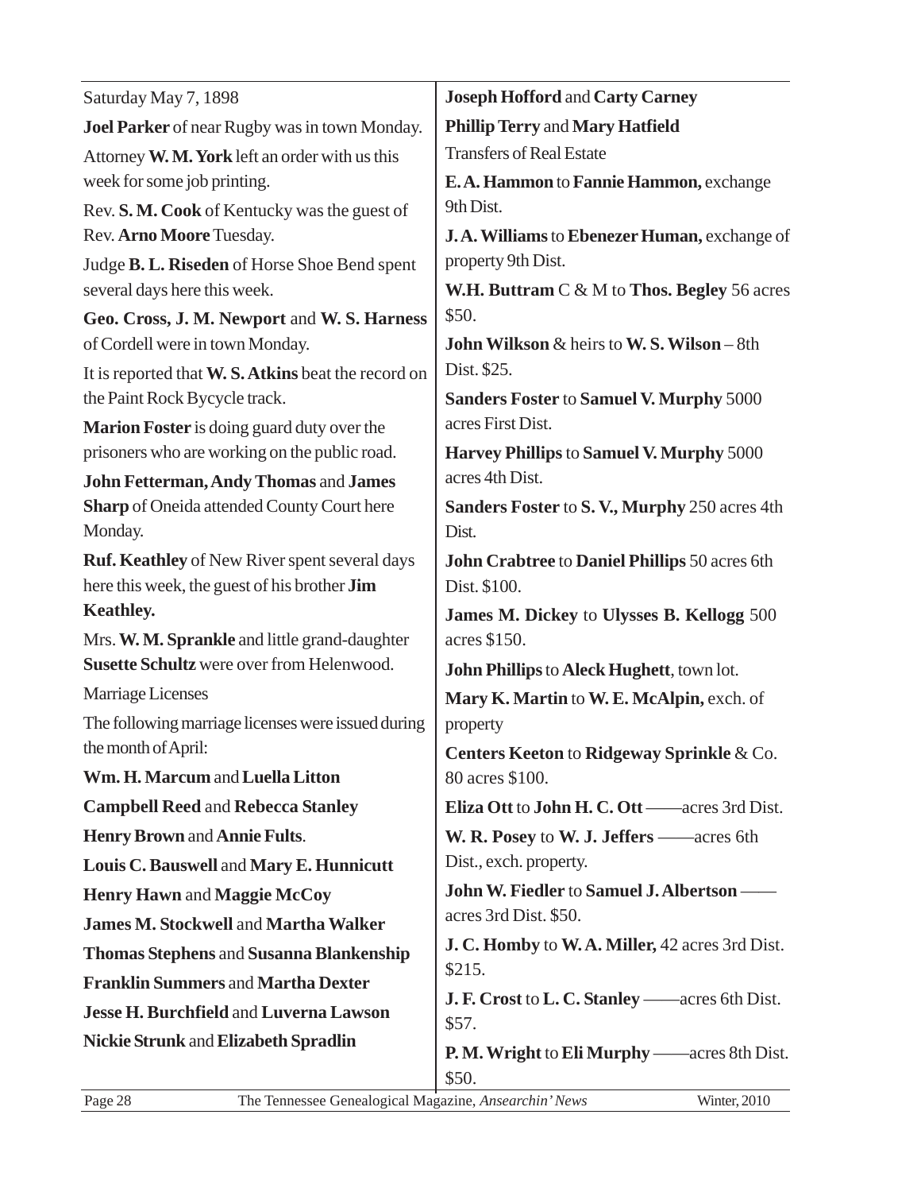Saturday May 7, 1898

**Joel Parker** of near Rugby was in town Monday.

Attorney **W. M. York** left an order with us this week for some job printing.

Rev. **S. M. Cook** of Kentucky was the guest of Rev. **Arno Moore** Tuesday.

Judge **B. L. Riseden** of Horse Shoe Bend spent several days here this week.

**Geo. Cross, J. M. Newport** and **W. S. Harness** of Cordell were in town Monday.

It is reported that **W. S. Atkins** beat the record on the Paint Rock Bycycle track.

**Marion Foster** is doing guard duty over the prisoners who are working on the public road.

**John Fetterman, Andy Thomas** and **James Sharp** of Oneida attended County Court here Monday.

**Ruf. Keathley** of New River spent several days here this week, the guest of his brother **Jim Keathley.**

Mrs. **W. M. Sprankle** and little grand-daughter **Susette Schultz** were over from Helenwood.

Marriage Licenses

The following marriage licenses were issued during the month of April:

**Wm. H. Marcum** and **Luella Litton**

**Campbell Reed** and **Rebecca Stanley**

**Henry Brown** and **Annie Fults**.

**Louis C. Bauswell** and **Mary E. Hunnicutt**

**Henry Hawn** and **Maggie McCoy**

**James M. Stockwell** and **Martha Walker**

**Thomas Stephens** and **Susanna Blankenship**

**Franklin Summers** and **Martha Dexter**

**Jesse H. Burchfield** and **Luverna Lawson**

**Nickie Strunk** and **Elizabeth Spradlin**

**Joseph Hofford** and **Carty Carney**

**Phillip Terry** and **Mary Hatfield**

Transfers of Real Estate

**E. A. Hammon** to **Fannie Hammon,** exchange 9th Dist.

**J. A. Williams** to **Ebenezer Human,** exchange of property 9th Dist.

**W.H. Buttram** C & M to **Thos. Begley** 56 acres $50.

**John Wilkson** & heirs to **W. S. Wilson** – 8th Dist. $25.

**Sanders Foster** to **Samuel V. Murphy** 5000 acres First Dist.

**Harvey Phillips** to **Samuel V. Murphy** 5000 acres 4th Dist.

**Sanders Foster** to **S. V., Murphy** 250 acres 4th Dist.

**John Crabtree** to **Daniel Phillips** 50 acres 6th Dist. $100.

**James M. Dickey** to **Ulysses B. Kellogg** 500 acres $150.

**John Phillips** to **Aleck Hughett**, town lot.

**Mary K. Martin** to **W. E. McAlpin,** exch. of property

**Centers Keeton** to **Ridgeway Sprinkle** & Co. 80 acres $100.

**Eliza Ott** to **John H. C. Ott** ——acres 3rd Dist.

**W. R. Posey** to **W. J. Jeffers** ——acres 6th Dist., exch. property.

**John W. Fiedler** to **Samuel J. Albertson** —— acres 3rd Dist. $50.

**J. C. Homby** to **W. A. Miller,** 42 acres 3rd Dist. $215.

**J. F. Crost** to **L. C. Stanley** ——acres 6th Dist. $57.

**P. M. Wright** to **Eli Murphy** ——acres 8th Dist. $50.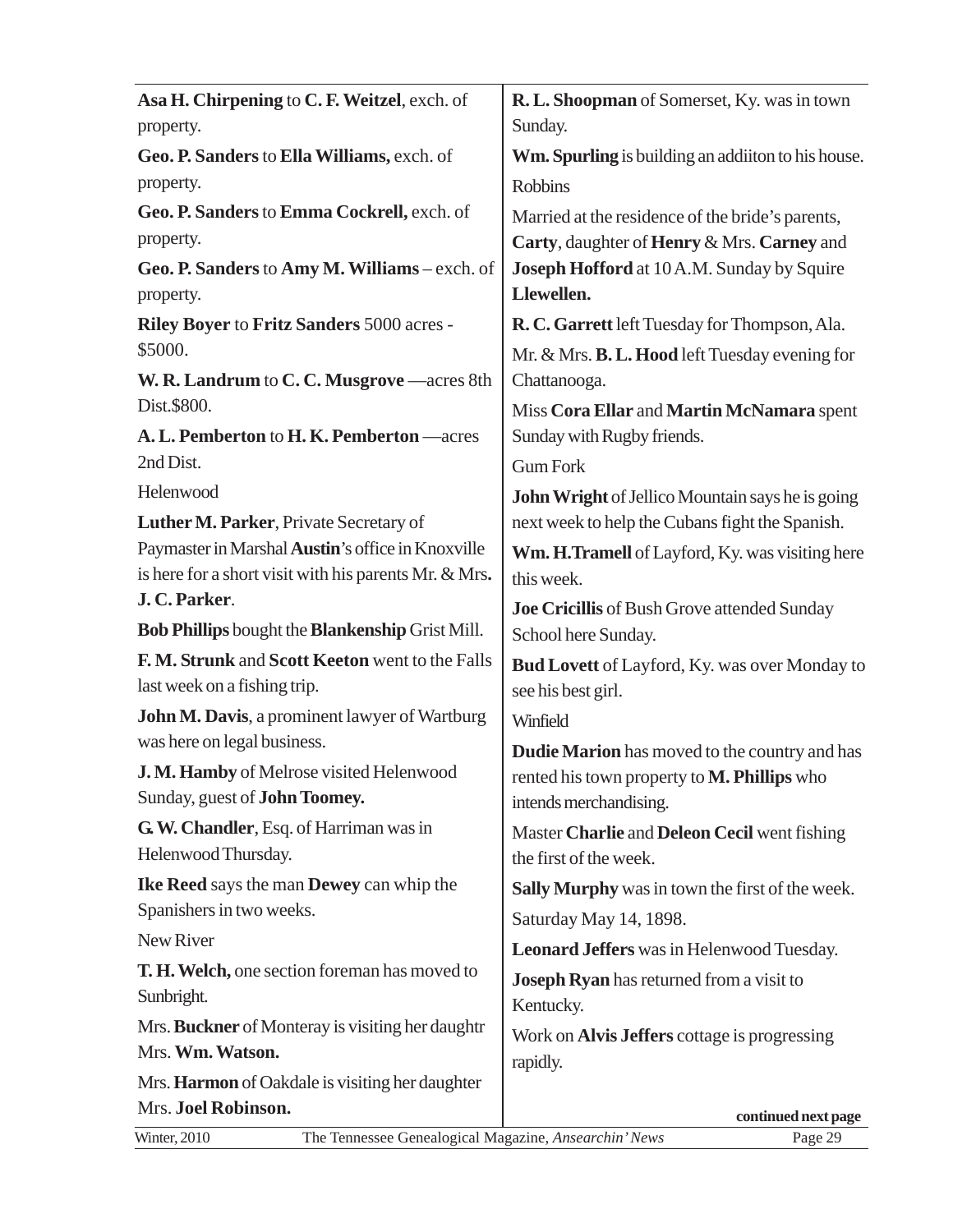**Asa H. Chirpening** to **C. F. Weitzel**, exch. of property.

**Geo. P. Sanders** to **Ella Williams,** exch. of property.

**Geo. P. Sanders** to **Emma Cockrell,** exch. of property.

**Geo. P. Sanders** to **Amy M. Williams** – exch. of property.

**Riley Boyer** to **Fritz Sanders** 5000 acres - $5000.

**W. R. Landrum** to **C. C. Musgrove** —acres 8th Dist.$800.

**A. L. Pemberton** to **H. K. Pemberton** —acres 2nd Dist.

Helenwood

**Luther M. Parker**, Private Secretary of Paymaster in Marshal **Austin**'s office in Knoxville is here for a short visit with his parents Mr. & Mrs**. J. C. Parker**.

**Bob Phillips** bought the **Blankenship** Grist Mill.

**F. M. Strunk** and **Scott Keeton** went to the Falls last week on a fishing trip.

**John M. Davis**, a prominent lawyer of Wartburg was here on legal business.

**J. M. Hamby** of Melrose visited Helenwood Sunday, guest of **John Toomey.**

**G. W. Chandler**, Esq. of Harriman was in Helenwood Thursday.

**Ike Reed** says the man **Dewey** can whip the Spanishers in two weeks.

New River

**T. H. Welch,** one section foreman has moved to Sunbright.

Mrs. **Buckner** of Monteray is visiting her daughtr Mrs. **Wm. Watson.**

Mrs. **Harmon** of Oakdale is visiting her daughter Mrs. **Joel Robinson.**

**R. L. Shoopman** of Somerset, Ky. was in town Sunday.

**Wm. Spurling** is building an addiiton to his house.

Robbins

Married at the residence of the bride's parents, **Carty**, daughter of **Henry** & Mrs. **Carney** and **Joseph Hofford** at 10 A.M. Sunday by Squire **Llewellen.**

**R. C. Garrett** left Tuesday for Thompson, Ala.

Mr. & Mrs. **B. L. Hood** left Tuesday evening for Chattanooga.

Miss **Cora Ellar** and **Martin McNamara** spent Sunday with Rugby friends.

Gum Fork

**John Wright** of Jellico Mountain says he is going next week to help the Cubans fight the Spanish.

**Wm. H.Tramell** of Layford, Ky. was visiting here this week.

**Joe Cricillis** of Bush Grove attended Sunday School here Sunday.

**Bud Lovett** of Layford, Ky. was over Monday to see his best girl.

Winfield

**Dudie Marion** has moved to the country and has rented his town property to **M. Phillips** who intends merchandising.

Master **Charlie** and **Deleon Cecil** went fishing the first of the week.

**Sally Murphy** was in town the first of the week.

Saturday May 14, 1898.

**Leonard Jeffers** was in Helenwood Tuesday.

**Joseph Ryan** has returned from a visit to Kentucky.

Work on **Alvis Jeffers** cottage is progressing rapidly.

**continued next page**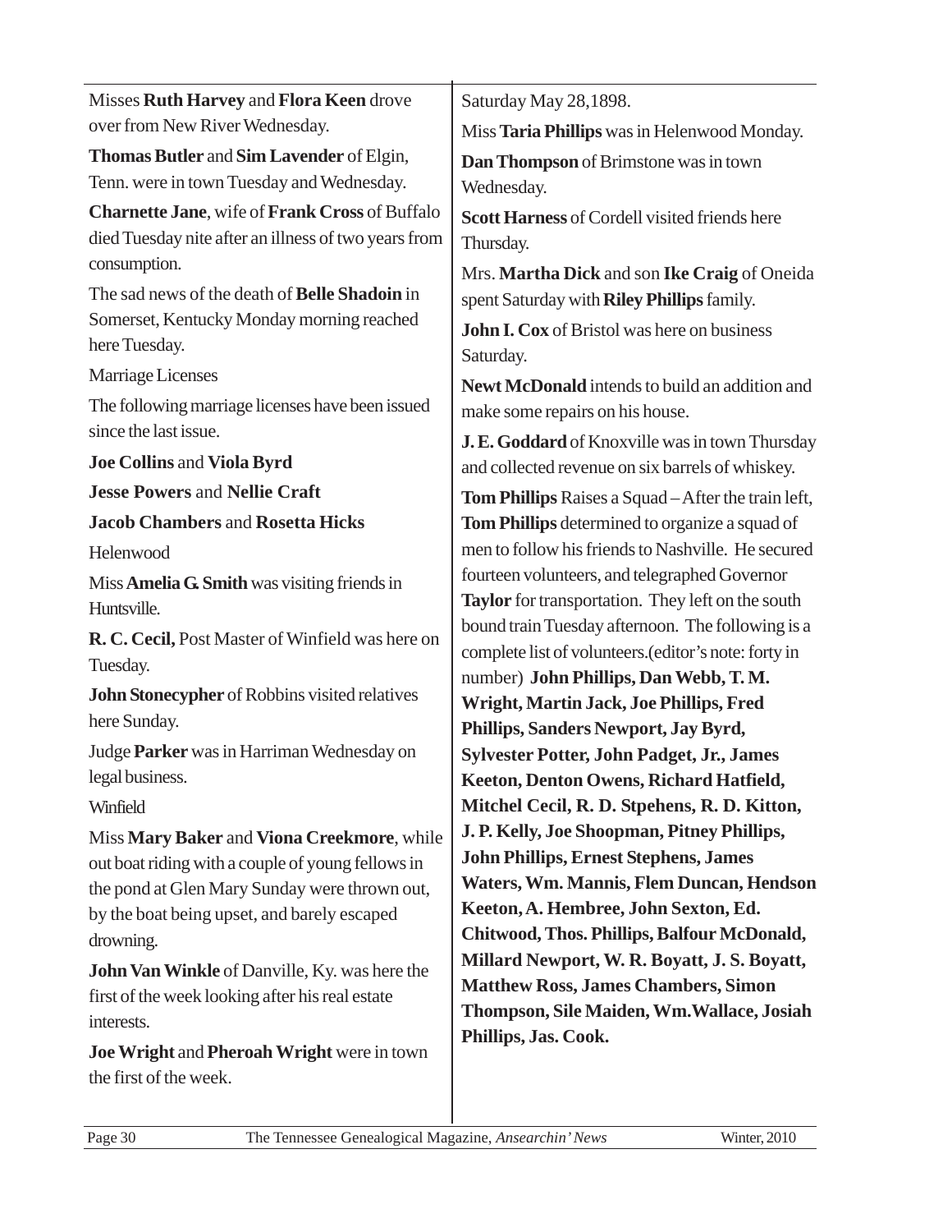Misses **Ruth Harvey** and **Flora Keen** drove over from New River Wednesday.

**Thomas Butler** and **Sim Lavender** of Elgin, Tenn. were in town Tuesday and Wednesday.

**Charnette Jane**, wife of **Frank Cross** of Buffalo died Tuesday nite after an illness of two years from consumption.

The sad news of the death of **Belle Shadoin** in Somerset, Kentucky Monday morning reached here Tuesday.

Marriage Licenses

The following marriage licenses have been issued since the last issue.

**Joe Collins** and **Viola Byrd**

**Jesse Powers** and **Nellie Craft**

**Jacob Chambers** and **Rosetta Hicks**

Helenwood

Miss **Amelia G. Smith** was visiting friends in Huntsville.

**R. C. Cecil,** Post Master of Winfield was here on Tuesday.

**John Stonecypher** of Robbins visited relatives here Sunday.

Judge **Parker** was in Harriman Wednesday on legal business.

Winfield

Miss **Mary Baker** and **Viona Creekmore**, while out boat riding with a couple of young fellows in the pond at Glen Mary Sunday were thrown out, by the boat being upset, and barely escaped drowning.

**John Van Winkle** of Danville, Ky. was here the first of the week looking after his real estate interests.

**Joe Wright** and **Pheroah Wright** were in town the first of the week.

Saturday May 28,1898.

Miss **Taria Phillips** was in Helenwood Monday.

**Dan Thompson** of Brimstone was in town Wednesday.

**Scott Harness** of Cordell visited friends here Thursday.

Mrs. **Martha Dick** and son **Ike Craig** of Oneida spent Saturday with **Riley Phillips** family.

**John I. Cox** of Bristol was here on business Saturday.

**Newt McDonald** intends to build an addition and make some repairs on his house.

**J. E. Goddard** of Knoxville was in town Thursday and collected revenue on six barrels of whiskey.

**Tom Phillips** Raises a Squad – After the train left, **Tom Phillips** determined to organize a squad of men to follow his friends to Nashville. He secured fourteen volunteers, and telegraphed Governor **Taylor** for transportation. They left on the south bound train Tuesday afternoon. The following is a complete list of volunteers.(editor's note: forty in number) **John Phillips, Dan Webb, T. M. Wright, Martin Jack, Joe Phillips, Fred Phillips, Sanders Newport, Jay Byrd, Sylvester Potter, John Padget, Jr., James Keeton, Denton Owens, Richard Hatfield, Mitchel Cecil, R. D. Stpehens, R. D. Kitton, J. P. Kelly, Joe Shoopman, Pitney Phillips, John Phillips, Ernest Stephens, James Waters, Wm. Mannis, Flem Duncan, Hendson Keeton, A. Hembree, John Sexton, Ed. Chitwood, Thos. Phillips, Balfour McDonald, Millard Newport, W. R. Boyatt, J. S. Boyatt, Matthew Ross, James Chambers, Simon Thompson, Sile Maiden, Wm.Wallace, Josiah Phillips, Jas. Cook.**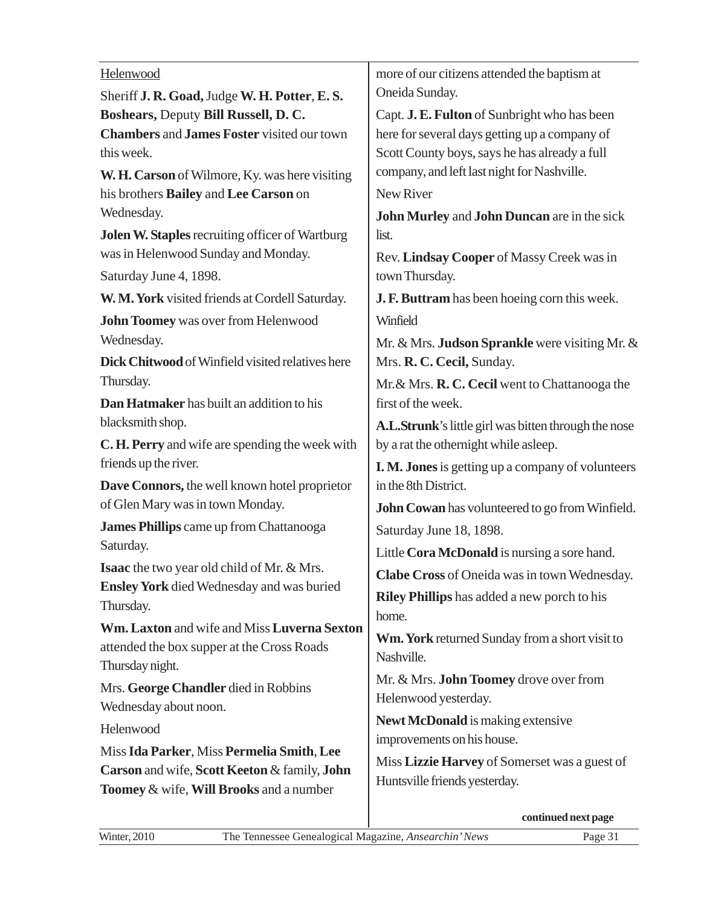Helenwood

Sheriff **J. R. Goad,** Judge **W. H. Potter**, **E. S. Boshears,** Deputy **Bill Russell, D. C. Chambers** and **James Foster** visited our town this week.

**W. H. Carson** of Wilmore, Ky. was here visiting his brothers **Bailey** and **Lee Carson** on Wednesday.

**Jolen W. Staples** recruiting officer of Wartburg was in Helenwood Sunday and Monday.

Saturday June 4, 1898.

**W. M. York** visited friends at Cordell Saturday.

**John Toomey** was over from Helenwood Wednesday.

**Dick Chitwood** of Winfield visited relatives here Thursday.

**Dan Hatmaker** has built an addition to his blacksmith shop.

**C. H. Perry** and wife are spending the week with friends up the river.

**Dave Connors,** the well known hotel proprietor of Glen Mary was in town Monday.

**James Phillips** came up from Chattanooga Saturday.

**Isaac** the two year old child of Mr. & Mrs. **Ensley York** died Wednesday and was buried Thursday.

**Wm. Laxton** and wife and Miss **Luverna Sexton** attended the box supper at the Cross Roads Thursday night.

Mrs. **George Chandler** died in Robbins Wednesday about noon.

Helenwood

Miss **Ida Parker**, Miss **Permelia Smith**, **Lee Carson** and wife, **Scott Keeton** & family, **John Toomey** & wife, **Will Brooks** and a number more of our citizens attended the baptism at Oneida Sunday.

Capt. **J. E. Fulton** of Sunbright who has been here for several days getting up a company of Scott County boys, says he has already a full company, and left last night for Nashville.

New River

**John Murley** and **John Duncan** are in the sick list.

Rev. **Lindsay Cooper** of Massy Creek was in town Thursday.

**J. F. Buttram** has been hoeing corn this week.

Winfield

Mr. & Mrs. **Judson Sprankle** were visiting Mr. & Mrs. **R. C. Cecil,** Sunday.

Mr.& Mrs. **R. C. Cecil** went to Chattanooga the first of the week.

**A.L.Strunk**'s little girl was bitten through the nose by a rat the othernight while asleep.

**I. M. Jones** is getting up a company of volunteers in the 8th District.

**John Cowan** has volunteered to go from Winfield.

Saturday June 18, 1898.

Little **Cora McDonald** is nursing a sore hand.

**Clabe Cross** of Oneida was in town Wednesday.

**Riley Phillips** has added a new porch to his home.

**Wm. York** returned Sunday from a short visit to Nashville.

Mr. & Mrs. **John Toomey** drove over from Helenwood yesterday.

**Newt McDonald** is making extensive improvements on his house.

Miss **Lizzie Harvey** of Somerset was a guest of Huntsville friends yesterday.

**continued next page**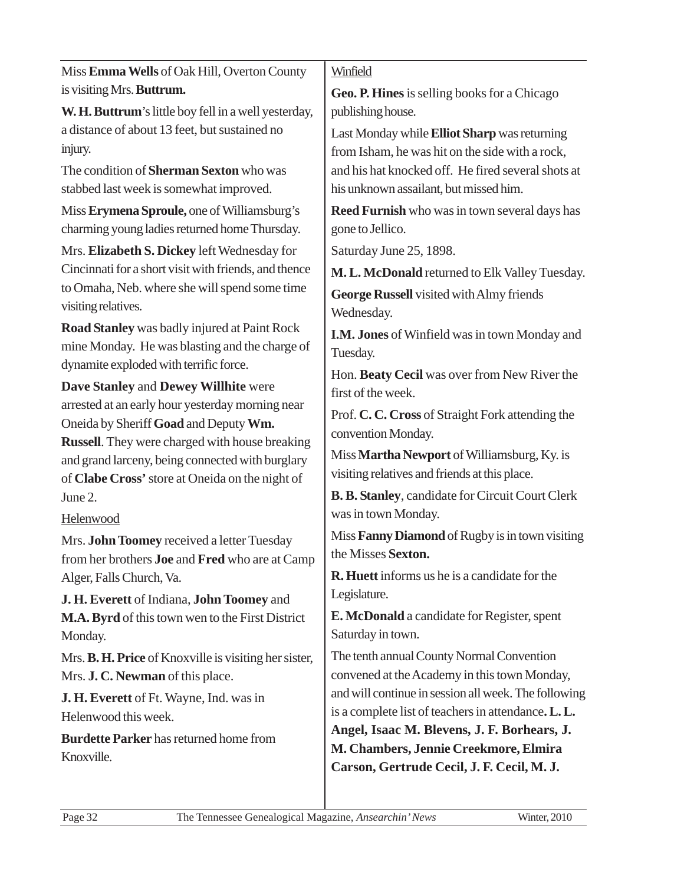Miss **Emma Wells** of Oak Hill, Overton County is visiting Mrs. **Buttrum.**

**W. H. Buttrum**'s little boy fell in a well yesterday, a distance of about 13 feet, but sustained no injury.

The condition of **Sherman Sexton** who was stabbed last week is somewhat improved.

Miss **Erymena Sproule,** one of Williamsburg's charming young ladies returned home Thursday.

Mrs. **Elizabeth S. Dickey** left Wednesday for Cincinnati for a short visit with friends, and thence to Omaha, Neb. where she will spend some time visiting relatives.

**Road Stanley** was badly injured at Paint Rock mine Monday. He was blasting and the charge of dynamite exploded with terrific force.

**Dave Stanley** and **Dewey Willhite** were arrested at an early hour yesterday morning near Oneida by Sheriff **Goad** and Deputy **Wm. Russell**. They were charged with house breaking and grand larceny, being connected with burglary of **Clabe Cross'** store at Oneida on the night of June 2.

Helenwood

Mrs. **John Toomey** received a letter Tuesday from her brothers **Joe** and **Fred** who are at Camp Alger, Falls Church, Va.

**J. H. Everett** of Indiana, **John Toomey** and **M.A. Byrd** of this town wen to the First District Monday.

Mrs. **B. H. Price** of Knoxville is visiting her sister, Mrs. **J. C. Newman** of this place.

**J. H. Everett** of Ft. Wayne, Ind. was in Helenwood this week.

**Burdette Parker** has returned home from Knoxville.

Winfield

**Geo. P. Hines** is selling books for a Chicago publishing house.

Last Monday while **Elliot Sharp** was returning from Isham, he was hit on the side with a rock, and his hat knocked off. He fired several shots at his unknown assailant, but missed him.

**Reed Furnish** who was in town several days has gone to Jellico.

Saturday June 25, 1898.

**M. L. McDonald** returned to Elk Valley Tuesday.

**George Russell** visited with Almy friends Wednesday.

**I.M. Jones** of Winfield was in town Monday and Tuesday.

Hon. **Beaty Cecil** was over from New River the first of the week.

Prof. **C. C. Cross** of Straight Fork attending the convention Monday.

Miss **Martha Newport** of Williamsburg, Ky. is visiting relatives and friends at this place.

**B. B. Stanley**, candidate for Circuit Court Clerk was in town Monday.

Miss **Fanny Diamond** of Rugby is in town visiting the Misses **Sexton.**

**R. Huett** informs us he is a candidate for the Legislature.

**E. McDonald** a candidate for Register, spent Saturday in town.

The tenth annual County Normal Convention convened at the Academy in this town Monday, and will continue in session all week. The following is a complete list of teachers in attendance**. L. L. Angel, Isaac M. Blevens, J. F. Borhears, J. M. Chambers, Jennie Creekmore, Elmira Carson, Gertrude Cecil, J. F. Cecil, M. J.**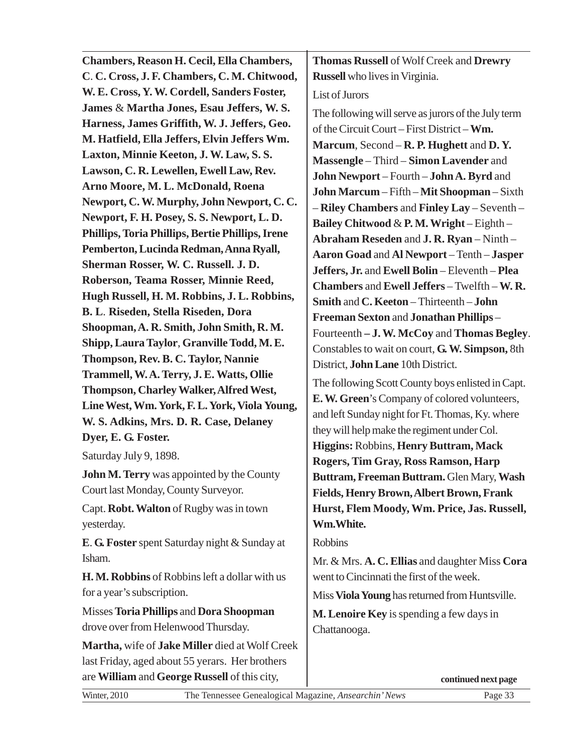**Chambers, Reason H. Cecil, Ella Chambers, C. C. Cross, J. F. Chambers, C. M. Chitwood, W. E. Cross, Y. W. Cordell, Sanders Foster, James** & **Martha Jones, Esau Jeffers, W. S. Harness, James Griffith, W. J. Jeffers, Geo. M. Hatfield, Ella Jeffers, Elvin Jeffers Wm. Laxton, Minnie Keeton, J. W. Law, S. S. Lawson, C. R. Lewellen, Ewell Law, Rev. Arno Moore, M. L. McDonald, Roena Newport, C. W. Murphy, John Newport, C. C. Newport, F. H. Posey, S. S. Newport, L. D. Phillips, Toria Phillips, Bertie Phillips, Irene Pemberton, Lucinda Redman, Anna Ryall, Sherman Rosser, W. C. Russell. J. D. Roberson, Teama Rosser, Minnie Reed, Hugh Russell, H. M. Robbins, J. L. Robbins, B. L. Riseden, Stella Riseden, Dora Shoopman, A. R. Smith, John Smith, R. M. Shipp, Laura Taylor**, **Granville Todd, M. E. Thompson, Rev. B. C. Taylor, Nannie Trammell, W. A. Terry, J. E. Watts, Ollie Thompson, Charley Walker, Alfred West, Line West, Wm. York, F. L. York, Viola Young, W. S. Adkins, Mrs. D. R. Case, Delaney Dyer, E. G. Foster.**

Saturday July 9, 1898.

**John M. Terry** was appointed by the County Court last Monday, County Surveyor.

Capt. **Robt. Walton** of Rugby was in town yesterday.

**E**. **G. Foster** spent Saturday night & Sunday at Isham.

**H. M. Robbins** of Robbins left a dollar with us for a year's subscription.

Misses **Toria Phillips** and **Dora Shoopman** drove over from Helenwood Thursday.

**Martha,** wife of **Jake Miller** died at Wolf Creek last Friday, aged about 55 yerars. Her brothers are **William** and **George Russell** of this city, **Thomas Russell** of Wolf Creek and **Drewry Russell** who lives in Virginia.

List of Jurors

The following will serve as jurors of the July term of the Circuit Court – First District – **Wm. Marcum**, Second – **R. P. Hughett** and **D. Y. Massengle** – Third – **Simon Lavender** and **John Newport** – Fourth – **John A. Byrd** and **John Marcum** – Fifth – **Mit Shoopman** – Sixth – **Riley Chambers** and **Finley Lay** – Seventh – **Bailey Chitwood** & **P. M. Wright** – Eighth – **Abraham Reseden** and **J. R. Ryan** – Ninth – **Aaron Goad** and **Al Newport** – Tenth – **Jasper Jeffers, Jr.** and **Ewell Bolin** – Eleventh – **Plea Chambers** and **Ewell Jeffers** – Twelfth – **W. R. Smith** and **C. Keeton** – Thirteenth – **John Freeman Sexton** and **Jonathan Phillips** – Fourteenth **– J. W. McCoy** and **Thomas Begley**. Constables to wait on court, **G. W. Simpson,** 8th District, **John Lane** 10th District.

The following Scott County boys enlisted in Capt. **E. W. Green**'s Company of colored volunteers, and left Sunday night for Ft. Thomas, Ky. where they will help make the regiment under Col. **Higgins:** Robbins, **Henry Buttram, Mack Rogers, Tim Gray, Ross Ramson, Harp Buttram, Freeman Buttram.** Glen Mary, **Wash Fields, Henry Brown, Albert Brown, Frank Hurst, Flem Moody, Wm. Price, Jas. Russell, Wm.White.**

Robbins

Mr. & Mrs. **A. C. Ellias** and daughter Miss **Cora** went to Cincinnati the first of the week.

Miss **Viola Young** has returned from Huntsville.

**M. Lenoire Key** is spending a few days in Chattanooga.

**continued next page**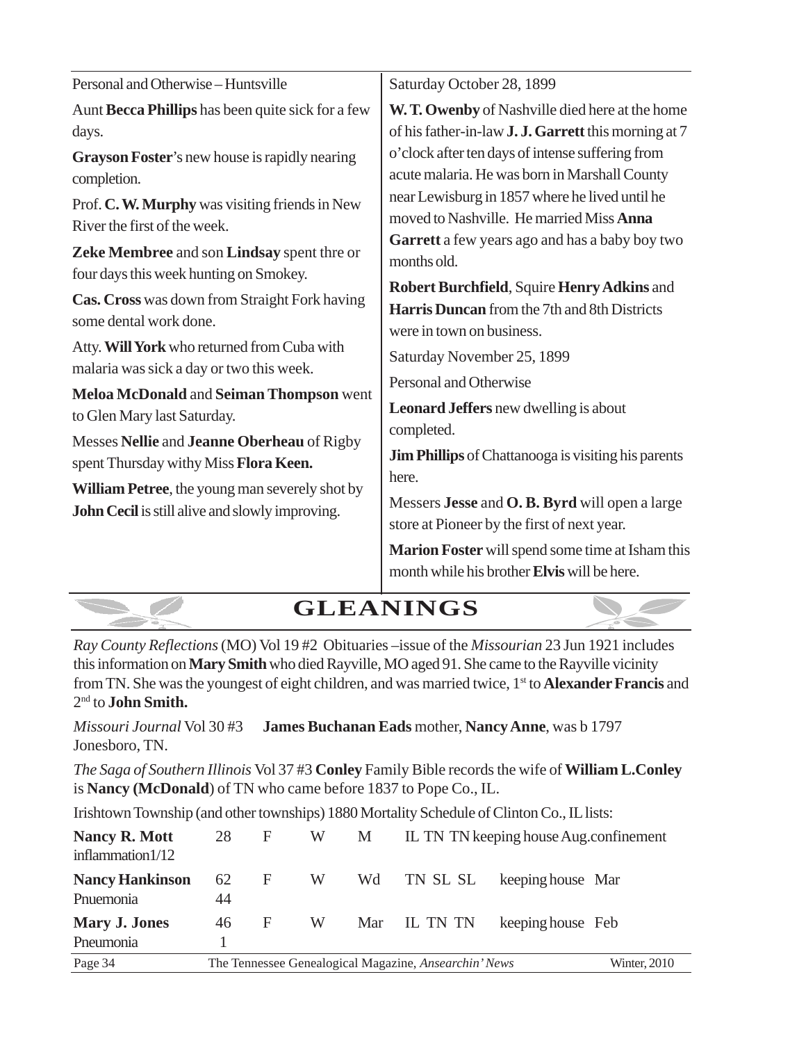Personal and Otherwise – Huntsville

Aunt **Becca Phillips** has been quite sick for a few days.

**Grayson Foster**'s new house is rapidly nearing completion.

Prof. **C. W. Murphy** was visiting friends in New River the first of the week.

**Zeke Membree** and son **Lindsay** spent thre or four days this week hunting on Smokey.

**Cas. Cross** was down from Straight Fork having some dental work done.

Atty. **Will York** who returned from Cuba with malaria was sick a day or two this week.

**Meloa McDonald** and **Seiman Thompson** went to Glen Mary last Saturday.

Messes **Nellie** and **Jeanne Oberheau** of Rigby spent Thursday withy Miss **Flora Keen.**

**William Petree**, the young man severely shot by **John Cecil** is still alive and slowly improving.

Saturday October 28, 1899

**W. T. Owenby** of Nashville died here at the home of his father-in-law **J. J. Garrett** this morning at 7 o'clock after ten days of intense suffering from acute malaria. He was born in Marshall County near Lewisburg in 1857 where he lived until he moved to Nashville. He married Miss **Anna Garrett** a few years ago and has a baby boy two months old.

**Robert Burchfield**, Squire **Henry Adkins** and **Harris Duncan** from the 7th and 8th Districts were in town on business.

Saturday November 25, 1899

Personal and Otherwise

**Leonard Jeffers** new dwelling is about completed.

**Jim Phillips** of Chattanooga is visiting his parents here.

Messers **Jesse** and **O. B. Byrd** will open a large store at Pioneer by the first of next year.

**Marion Foster** will spend some time at Isham this month while his brother **Elvis** will be here.

# GLEANINGS

*Ray County Reflections* (MO) Vol 19 #2 Obituaries –issue of the *Missourian* 23 Jun 1921 includes this information on **Mary Smith** who died Rayville, MO aged 91. She came to the Rayville vicinity from TN. She was the youngest of eight children, and was married twice, 1st to **Alexander Francis** and 2nd to **John Smith.**

*Missouri Journal* Vol 30 #3 **James Buchanan Eads** mother, **Nancy Anne**, was b 1797 Jonesboro, TN.

*The Saga of Southern Illinois* Vol 37 #3 **Conley** Family Bible records the wife of **William L.Conley** is **Nancy (McDonald**) of TN who came before 1837 to Pope Co., IL.

Irishtown Township (and other townships) 1880 Mortality Schedule of Clinton Co., IL lists:

| | | | | | | | |
|---|---|---|---|---|---|---|---|
| **Nancy R. Mott** inflammation1/12 | 28 | F | W | M | IL TN TN | keeping house | Aug.confinement |
| **Nancy Hankinson** Pnuemonia | 62 44 | F | W | Wd | TN SL SL | keeping house | Mar |
| **Mary J. Jones** Pneumonia | 46 1 | F | W | Mar | IL TN TN | keeping house | Feb |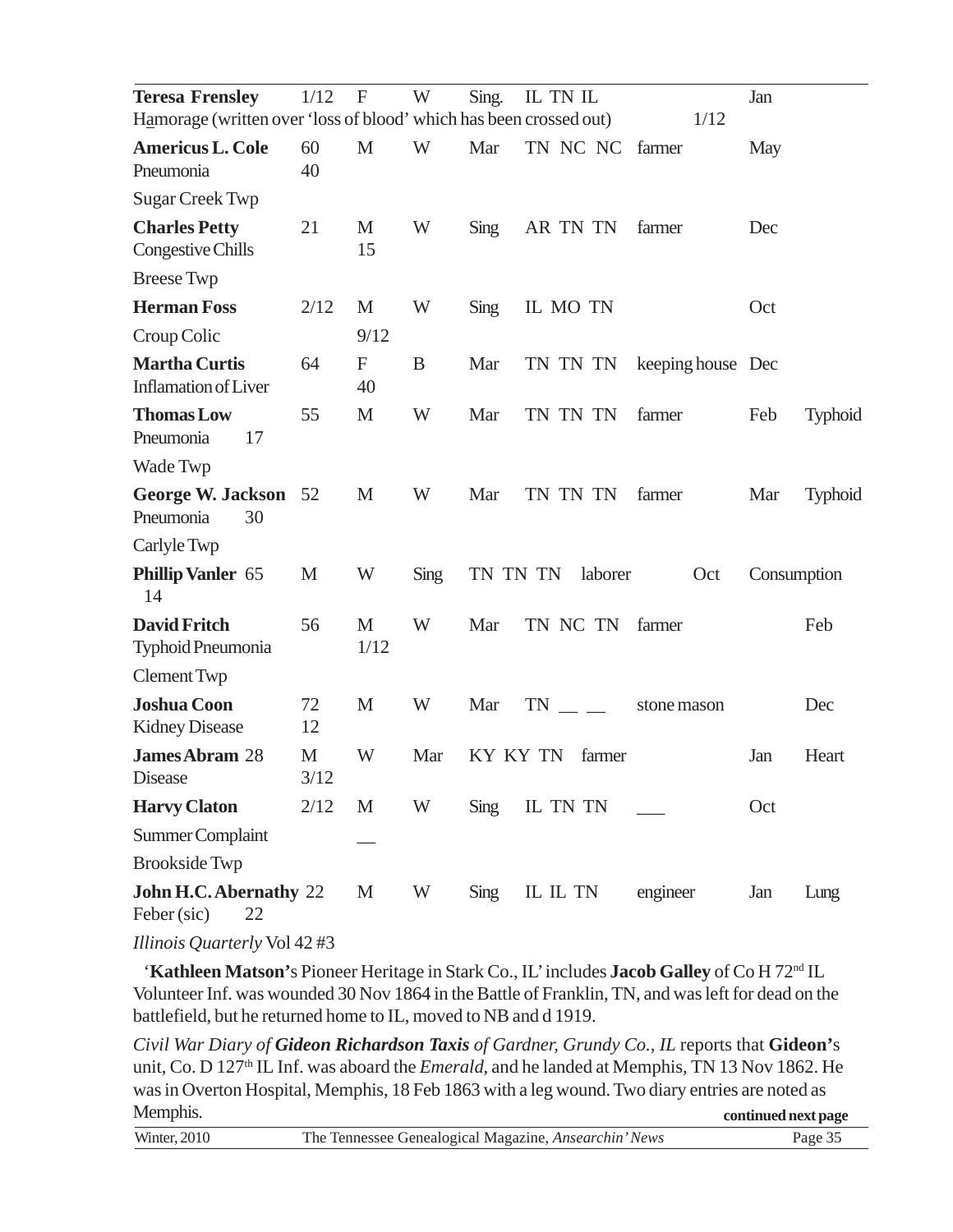**Teresa Frensley** 1/12 F W Sing. IL TN IL Jan
Hamorage (written over 'loss of blood' which has been crossed out) 1/12

**Americus L. Cole** 60 M W Mar TN NC NC farmer May
Pneumonia 40

Sugar Creek Twp

**Charles Petty** 21 M W Sing AR TN TN farmer Dec
Congestive Chills 15

Breese Twp

**Herman Foss** 2/12 M W Sing IL MO TN Oct
Croup Colic 9/12

**Martha Curtis** 64 F B Mar TN TN TN keeping house Dec
Inflamation of Liver 40

**Thomas Low** 55 M W Mar TN TN TN farmer Feb Typhoid
Pneumonia 17

Wade Twp

**George W. Jackson** 52 M W Mar TN TN TN farmer Mar Typhoid
Pneumonia 30

Carlyle Twp

**Phillip Vanler** 65 M W Sing TN TN TN laborer Oct Consumption
14

**David Fritch** 56 M W Mar TN NC TN farmer Feb
Typhoid Pneumonia 1/12

Clement Twp

**Joshua Coon** 72 M W Mar TN __ __ stone mason Dec
Kidney Disease 12

**James Abram** 28 M W Mar KY KY TN farmer Jan Heart
Disease 3/12

**Harvy Claton** 2/12 M W Sing IL TN TN ___ Oct
Summer Complaint __

Brookside Twp

**John H.C. Abernathy** 22 M W Sing IL IL TN engineer Jan Lung
Feber (sic) 22

*Illinois Quarterly* Vol 42 #3

'**Kathleen Matson'**s Pioneer Heritage in Stark Co., IL' includes **Jacob Galley** of Co H 72nd IL Volunteer Inf. was wounded 30 Nov 1864 in the Battle of Franklin, TN, and was left for dead on the battlefield, but he returned home to IL, moved to NB and d 1919.

*Civil War Diary of **Gideon Richardson Taxis** of Gardner, Grundy Co., IL* reports that **Gideon'**s unit, Co. D 127th IL Inf. was aboard the *Emerald*, and he landed at Memphis, TN 13 Nov 1862. He was in Overton Hospital, Memphis, 18 Feb 1863 with a leg wound. Two diary entries are noted as Memphis.

**continued next page**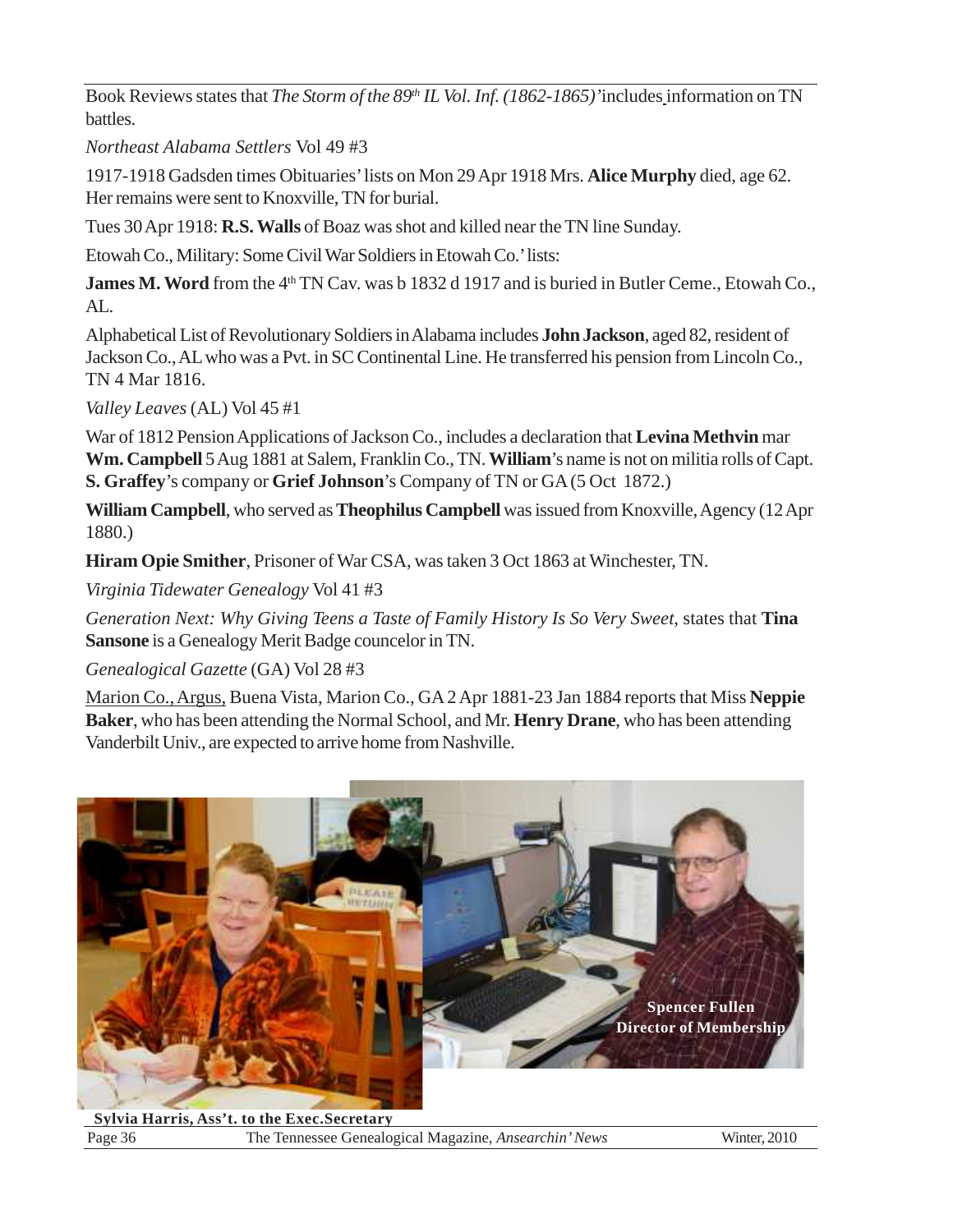Book Reviews states that *The Storm of the 89th IL Vol. Inf. (1862-1865)'* includes information on TN battles.

*Northeast Alabama Settlers* Vol 49 #3

1917-1918 Gadsden times Obituaries' lists on Mon 29 Apr 1918 Mrs. **Alice Murphy** died, age 62. Her remains were sent to Knoxville, TN for burial.

Tues 30 Apr 1918: **R.S. Walls** of Boaz was shot and killed near the TN line Sunday.

Etowah Co., Military: Some Civil War Soldiers in Etowah Co.' lists:

**James M. Word** from the 4th TN Cav. was b 1832 d 1917 and is buried in Butler Ceme., Etowah Co., AL.

Alphabetical List of Revolutionary Soldiers in Alabama includes **John Jackson**, aged 82, resident of Jackson Co., AL who was a Pvt. in SC Continental Line. He transferred his pension from Lincoln Co., TN 4 Mar 1816.

*Valley Leaves* (AL) Vol 45 #1

War of 1812 Pension Applications of Jackson Co., includes a declaration that **Levina Methvin** mar **Wm. Campbell** 5 Aug 1881 at Salem, Franklin Co., TN. **William**'s name is not on militia rolls of Capt. **S. Graffey**'s company or **Grief Johnson**'s Company of TN or GA (5 Oct 1872.)

**William Campbell**, who served as **Theophilus Campbell** was issued from Knoxville, Agency (12 Apr 1880.)

**Hiram Opie Smither**, Prisoner of War CSA, was taken 3 Oct 1863 at Winchester, TN.

*Virginia Tidewater Genealogy* Vol 41 #3

*Generation Next: Why Giving Teens a Taste of Family History Is So Very Sweet*, states that **Tina Sansone** is a Genealogy Merit Badge councelor in TN.

*Genealogical Gazette* (GA) Vol 28 #3

Marion Co., Argus, Buena Vista, Marion Co., GA 2 Apr 1881-23 Jan 1884 reports that Miss **Neppie Baker**, who has been attending the Normal School, and Mr. **Henry Drane**, who has been attending Vanderbilt Univ., are expected to arrive home from Nashville.

**Spencer Fullen**
**Director of Membership**

**Sylvia Harris, Ass't. to the Exec.Secretary**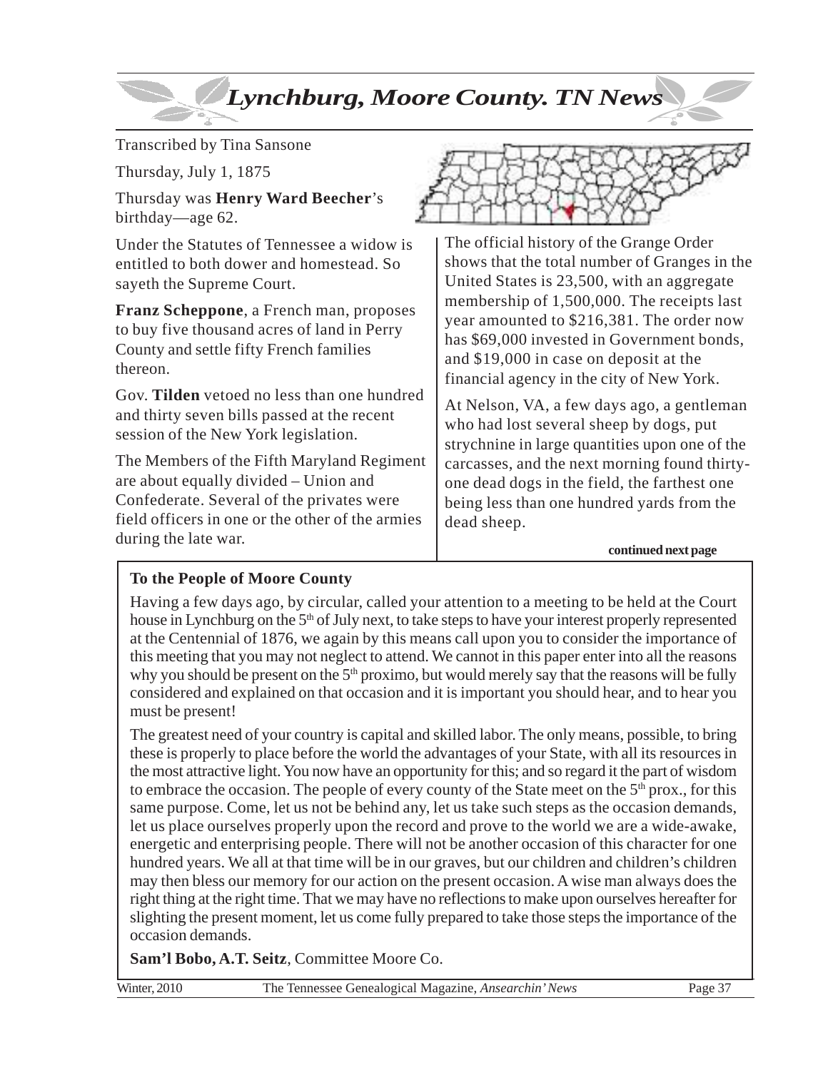# *Lynchburg, Moore County. TN News*

Transcribed by Tina Sansone

Thursday, July 1, 1875

Thursday was **Henry Ward Beecher**'s birthday—age 62.

Under the Statutes of Tennessee a widow is entitled to both dower and homestead. So sayeth the Supreme Court.

**Franz Scheppone**, a French man, proposes to buy five thousand acres of land in Perry County and settle fifty French families thereon.

Gov. **Tilden** vetoed no less than one hundred and thirty seven bills passed at the recent session of the New York legislation.

The Members of the Fifth Maryland Regiment are about equally divided – Union and Confederate. Several of the privates were field officers in one or the other of the armies during the late war.

The official history of the Grange Order shows that the total number of Granges in the United States is 23,500, with an aggregate membership of 1,500,000. The receipts last year amounted to $216,381. The order now has $69,000 invested in Government bonds, and $19,000 in case on deposit at the financial agency in the city of New York.

At Nelson, VA, a few days ago, a gentleman who had lost several sheep by dogs, put strychnine in large quantities upon one of the carcasses, and the next morning found thirty-one dead dogs in the field, the farthest one being less than one hundred yards from the dead sheep.

**continued next page**

**To the People of Moore County**

Having a few days ago, by circular, called your attention to a meeting to be held at the Court house in Lynchburg on the 5th of July next, to take steps to have your interest properly represented at the Centennial of 1876, we again by this means call upon you to consider the importance of this meeting that you may not neglect to attend. We cannot in this paper enter into all the reasons why you should be present on the 5th proximo, but would merely say that the reasons will be fully considered and explained on that occasion and it is important you should hear, and to hear you must be present!

The greatest need of your country is capital and skilled labor. The only means, possible, to bring these is properly to place before the world the advantages of your State, with all its resources in the most attractive light. You now have an opportunity for this; and so regard it the part of wisdom to embrace the occasion. The people of every county of the State meet on the 5th prox., for this same purpose. Come, let us not be behind any, let us take such steps as the occasion demands, let us place ourselves properly upon the record and prove to the world we are a wide-awake, energetic and enterprising people. There will not be another occasion of this character for one hundred years. We all at that time will be in our graves, but our children and children's children may then bless our memory for our action on the present occasion. A wise man always does the right thing at the right time. That we may have no reflections to make upon ourselves hereafter for slighting the present moment, let us come fully prepared to take those steps the importance of the occasion demands.

**Sam'l Bobo, A.T. Seitz**, Committee Moore Co.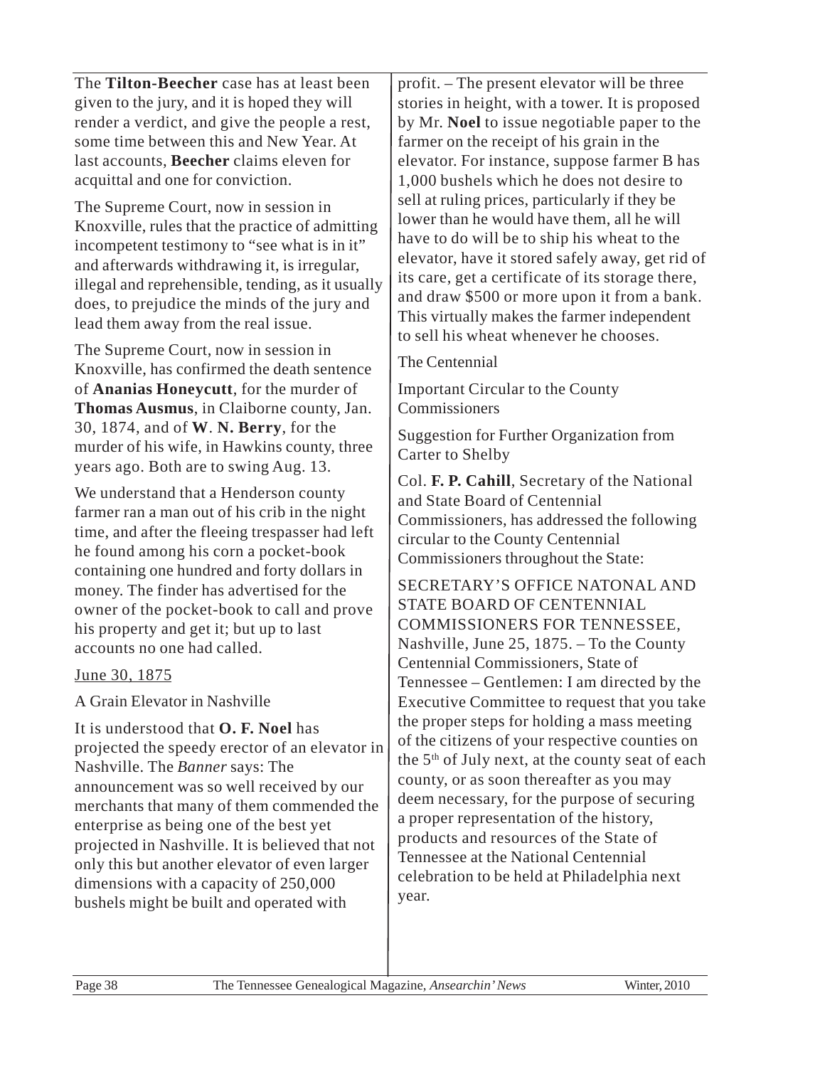The **Tilton-Beecher** case has at least been given to the jury, and it is hoped they will render a verdict, and give the people a rest, some time between this and New Year. At last accounts, **Beecher** claims eleven for acquittal and one for conviction.

The Supreme Court, now in session in Knoxville, rules that the practice of admitting incompetent testimony to "see what is in it" and afterwards withdrawing it, is irregular, illegal and reprehensible, tending, as it usually does, to prejudice the minds of the jury and lead them away from the real issue.

The Supreme Court, now in session in Knoxville, has confirmed the death sentence of **Ananias Honeycutt**, for the murder of **Thomas Ausmus**, in Claiborne county, Jan. 30, 1874, and of **W**. **N. Berry**, for the murder of his wife, in Hawkins county, three years ago. Both are to swing Aug. 13.

We understand that a Henderson county farmer ran a man out of his crib in the night time, and after the fleeing trespasser had left he found among his corn a pocket-book containing one hundred and forty dollars in money. The finder has advertised for the owner of the pocket-book to call and prove his property and get it; but up to last accounts no one had called.

<u>June 30, 1875</u>

A Grain Elevator in Nashville

It is understood that **O. F. Noel** has projected the speedy erector of an elevator in Nashville. The *Banner* says: The announcement was so well received by our merchants that many of them commended the enterprise as being one of the best yet projected in Nashville. It is believed that not only this but another elevator of even larger dimensions with a capacity of 250,000 bushels might be built and operated with profit. – The present elevator will be three stories in height, with a tower. It is proposed by Mr. **Noel** to issue negotiable paper to the farmer on the receipt of his grain in the elevator. For instance, suppose farmer B has 1,000 bushels which he does not desire to sell at ruling prices, particularly if they be lower than he would have them, all he will have to do will be to ship his wheat to the elevator, have it stored safely away, get rid of its care, get a certificate of its storage there, and draw $500 or more upon it from a bank. This virtually makes the farmer independent to sell his wheat whenever he chooses.

The Centennial

Important Circular to the County Commissioners

Suggestion for Further Organization from Carter to Shelby

Col. **F. P. Cahill**, Secretary of the National and State Board of Centennial Commissioners, has addressed the following circular to the County Centennial Commissioners throughout the State:

SECRETARY'S OFFICE NATONAL AND STATE BOARD OF CENTENNIAL COMMISSIONERS FOR TENNESSEE, Nashville, June 25, 1875. – To the County Centennial Commissioners, State of Tennessee – Gentlemen: I am directed by the Executive Committee to request that you take the proper steps for holding a mass meeting of the citizens of your respective counties on the 5th of July next, at the county seat of each county, or as soon thereafter as you may deem necessary, for the purpose of securing a proper representation of the history, products and resources of the State of Tennessee at the National Centennial celebration to be held at Philadelphia next year.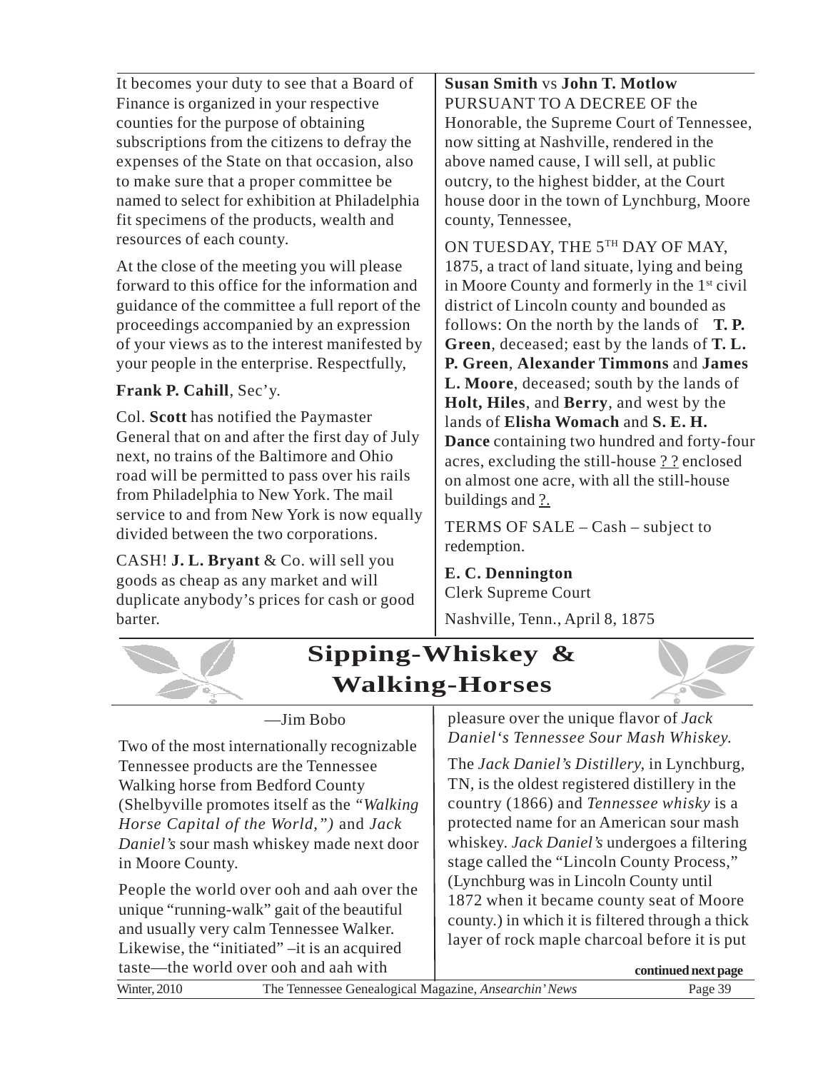It becomes your duty to see that a Board of Finance is organized in your respective counties for the purpose of obtaining subscriptions from the citizens to defray the expenses of the State on that occasion, also to make sure that a proper committee be named to select for exhibition at Philadelphia fit specimens of the products, wealth and resources of each county.

At the close of the meeting you will please forward to this office for the information and guidance of the committee a full report of the proceedings accompanied by an expression of your views as to the interest manifested by your people in the enterprise. Respectfully,

**Frank P. Cahill**, Sec'y.

Col. **Scott** has notified the Paymaster General that on and after the first day of July next, no trains of the Baltimore and Ohio road will be permitted to pass over his rails from Philadelphia to New York. The mail service to and from New York is now equally divided between the two corporations.

CASH! **J. L. Bryant** & Co. will sell you goods as cheap as any market and will duplicate anybody's prices for cash or good barter.

**Susan Smith** vs **John T. Motlow**
PURSUANT TO A DECREE OF the Honorable, the Supreme Court of Tennessee, now sitting at Nashville, rendered in the above named cause, I will sell, at public outcry, to the highest bidder, at the Court house door in the town of Lynchburg, Moore county, Tennessee,

ON TUESDAY, THE 5TH DAY OF MAY, 1875, a tract of land situate, lying and being in Moore County and formerly in the 1st civil district of Lincoln county and bounded as follows: On the north by the lands of **T. P. Green**, deceased; east by the lands of **T. L. P. Green**, **Alexander Timmons** and **James L. Moore**, deceased; south by the lands of **Holt, Hiles**, and **Berry**, and west by the lands of **Elisha Womach** and **S. E. H. Dance** containing two hundred and forty-four acres, excluding the still-house ? ? enclosed on almost one acre, with all the still-house buildings and ?.

TERMS OF SALE – Cash – subject to redemption.

**E. C. Dennington**
Clerk Supreme Court

Nashville, Tenn., April 8, 1875

## Sipping-Whiskey & Walking-Horses

—Jim Bobo

Two of the most internationally recognizable Tennessee products are the Tennessee Walking horse from Bedford County (Shelbyville promotes itself as the *"Walking Horse Capital of the World,")* and *Jack Daniel's* sour mash whiskey made next door in Moore County.

People the world over ooh and aah over the unique "running-walk" gait of the beautiful and usually very calm Tennessee Walker. Likewise, the "initiated" –it is an acquired taste—the world over ooh and aah with pleasure over the unique flavor of *Jack Daniel's Tennessee Sour Mash Whiskey.*

The *Jack Daniel's Distillery*, in Lynchburg, TN, is the oldest registered distillery in the country (1866) and *Tennessee whisky* is a protected name for an American sour mash whiskey. *Jack Daniel's* undergoes a filtering stage called the "Lincoln County Process," (Lynchburg was in Lincoln County until 1872 when it became county seat of Moore county.) in which it is filtered through a thick layer of rock maple charcoal before it is put

**continued next page**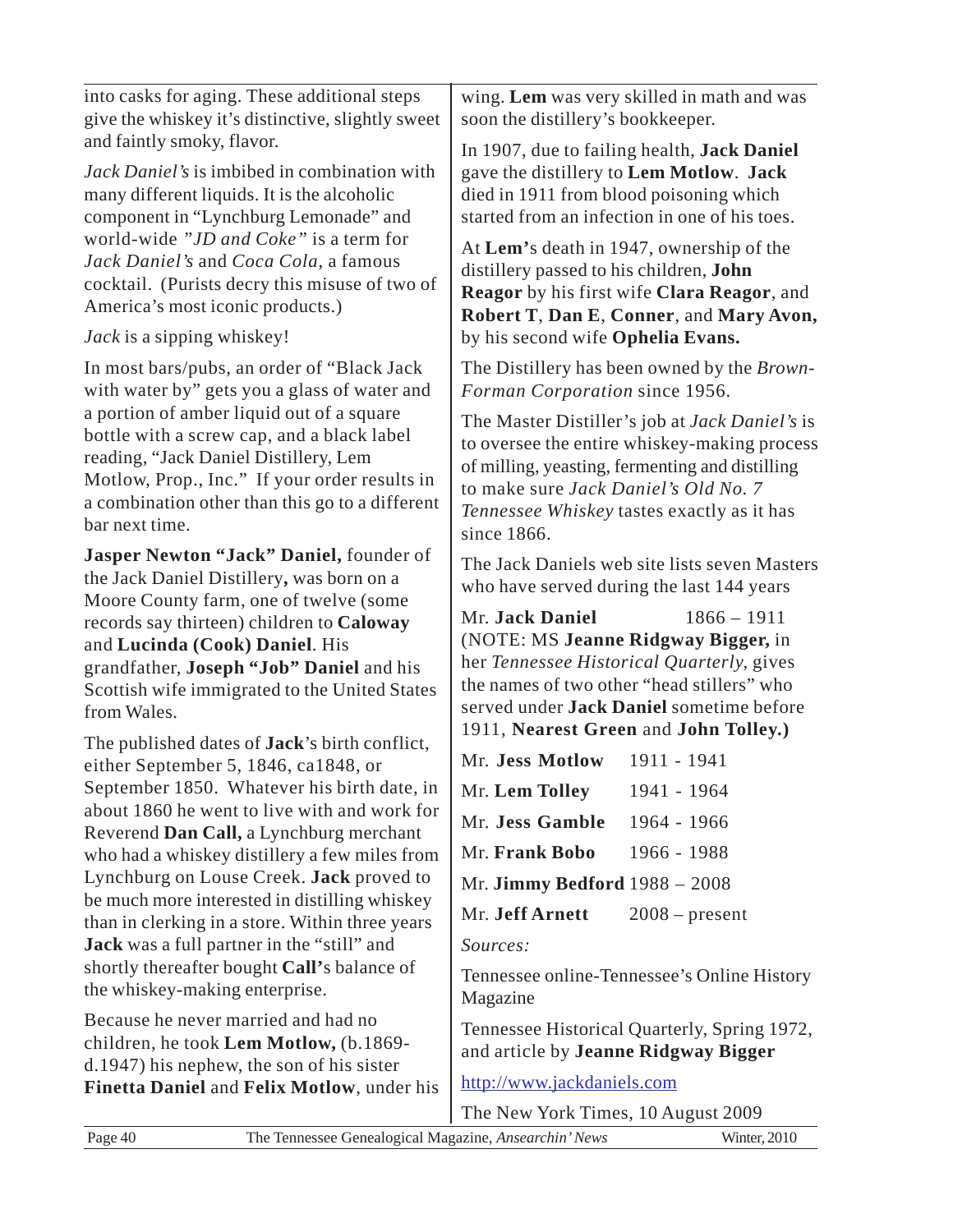into casks for aging. These additional steps give the whiskey it's distinctive, slightly sweet and faintly smoky, flavor.

*Jack Daniel's* is imbibed in combination with many different liquids. It is the alcoholic component in "Lynchburg Lemonade" and world-wide *"JD and Coke"* is a term for *Jack Daniel's* and *Coca Cola*, a famous cocktail. (Purists decry this misuse of two of America's most iconic products.)

*Jack* is a sipping whiskey!

In most bars/pubs, an order of "Black Jack with water by" gets you a glass of water and a portion of amber liquid out of a square bottle with a screw cap, and a black label reading, "Jack Daniel Distillery, Lem Motlow, Prop., Inc." If your order results in a combination other than this go to a different bar next time.

**Jasper Newton "Jack" Daniel,** founder of the Jack Daniel Distillery**,** was born on a Moore County farm, one of twelve (some records say thirteen) children to **Caloway** and **Lucinda (Cook) Daniel**. His grandfather, **Joseph "Job" Daniel** and his Scottish wife immigrated to the United States from Wales.

The published dates of **Jack**'s birth conflict, either September 5, 1846, ca1848, or September 1850. Whatever his birth date, in about 1860 he went to live with and work for Reverend **Dan Call,** a Lynchburg merchant who had a whiskey distillery a few miles from Lynchburg on Louse Creek. **Jack** proved to be much more interested in distilling whiskey than in clerking in a store. Within three years **Jack** was a full partner in the "still" and shortly thereafter bought **Call'**s balance of the whiskey-making enterprise.

Because he never married and had no children, he took **Lem Motlow,** (b.1869-d.1947) his nephew, the son of his sister **Finetta Daniel** and **Felix Motlow**, under his wing. **Lem** was very skilled in math and was soon the distillery's bookkeeper.

In 1907, due to failing health, **Jack Daniel** gave the distillery to **Lem Motlow**. **Jack** died in 1911 from blood poisoning which started from an infection in one of his toes.

At **Lem'**s death in 1947, ownership of the distillery passed to his children, **John Reagor** by his first wife **Clara Reagor**, and **Robert T**, **Dan E**, **Conner**, and **Mary Avon,** by his second wife **Ophelia Evans.**

The Distillery has been owned by the *Brown-Forman Corporation* since 1956.

The Master Distiller's job at *Jack Daniel's* is to oversee the entire whiskey-making process of milling, yeasting, fermenting and distilling to make sure *Jack Daniel's Old No. 7 Tennessee Whiskey* tastes exactly as it has since 1866.

The Jack Daniels web site lists seven Masters who have served during the last 144 years

Mr. **Jack Daniel** 1866 – 1911

(NOTE: MS **Jeanne Ridgway Bigger,** in her *Tennessee Historical Quarterly*, gives the names of two other "head stillers" who served under **Jack Daniel** sometime before 1911, **Nearest Green** and **John Tolley.)**

Mr. **Jess Motlow** 1911 - 1941

Mr. **Lem Tolley** 1941 - 1964

Mr. **Jess Gamble** 1964 - 1966

Mr. **Frank Bobo** 1966 - 1988

Mr. **Jimmy Bedford** 1988 – 2008

Mr. **Jeff Arnett** 2008 – present

*Sources:*

Tennessee online-Tennessee's Online History Magazine

Tennessee Historical Quarterly, Spring 1972, and article by **Jeanne Ridgway Bigger**

http://www.jackdaniels.com

The New York Times, 10 August 2009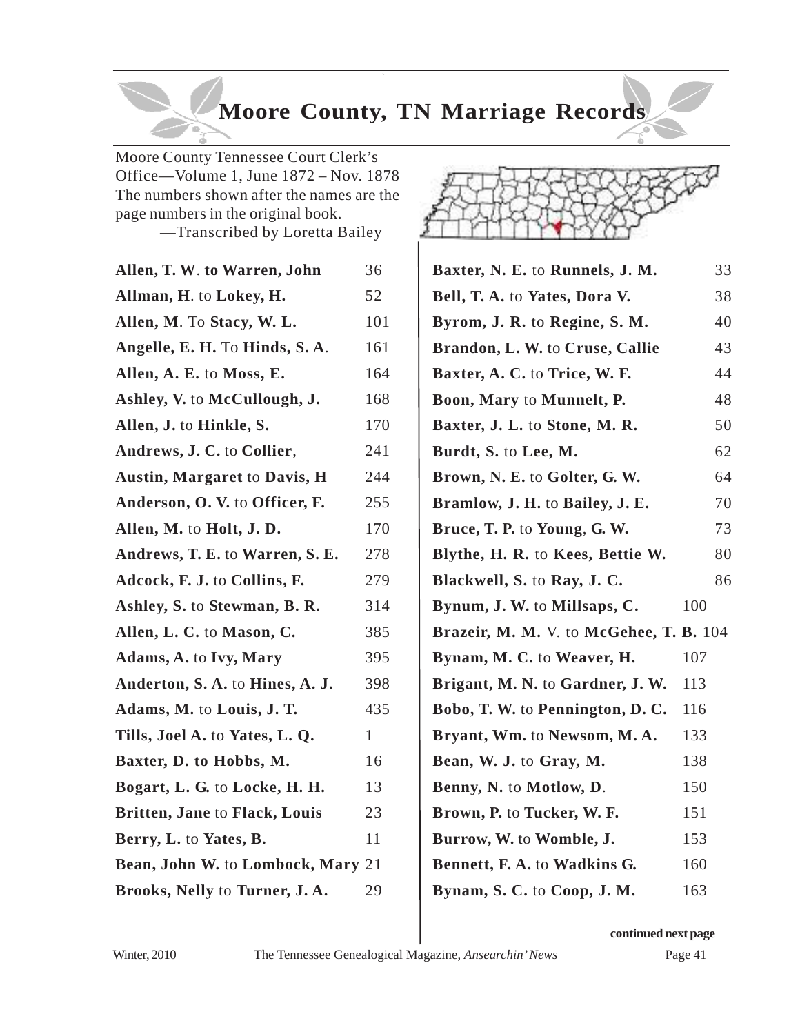# Moore County, TN Marriage Records

Moore County Tennessee Court Clerk's Office—Volume 1, June 1872 – Nov. 1878 The numbers shown after the names are the page numbers in the original book.

—Transcribed by Loretta Bailey

| Names | Page |
|---|---|
| **Allen, T. W**. **to Warren, John** | 36 |
| **Allman, H**. to **Lokey, H.** | 52 |
| **Allen, M**. To **Stacy, W. L.** | 101 |
| **Angelle, E. H.** To **Hinds, S. A**. | 161 |
| **Allen, A. E.** to **Moss, E.** | 164 |
| **Ashley, V.** to **McCullough, J.** | 168 |
| **Allen, J.** to **Hinkle, S.** | 170 |
| **Andrews, J. C.** to **Collier**, | 241 |
| **Austin, Margaret** to **Davis, H** | 244 |
| **Anderson, O. V.** to **Officer, F.** | 255 |
| **Allen, M.** to **Holt, J. D.** | 170 |
| **Andrews, T. E.** to **Warren, S. E.** | 278 |
| **Adcock, F. J.** to **Collins, F.** | 279 |
| **Ashley, S.** to **Stewman, B. R.** | 314 |
| **Allen, L. C.** to **Mason, C.** | 385 |
| **Adams, A.** to **Ivy, Mary** | 395 |
| **Anderton, S. A.** to **Hines, A. J.** | 398 |
| **Adams, M.** to **Louis, J. T.** | 435 |
| **Tills, Joel A.** to **Yates, L. Q.** | 1 |
| **Baxter, D. to Hobbs, M.** | 16 |
| **Bogart, L. G.** to **Locke, H. H.** | 13 |
| **Britten, Jane** to **Flack, Louis** | 23 |
| **Berry, L.** to **Yates, B.** | 11 |
| **Bean, John W.** to **Lombock, Mary** | 21 |
| **Brooks, Nelly** to **Turner, J. A.** | 29 |
| **Baxter, N. E.** to **Runnels, J. M.** | 33 |
| **Bell, T. A.** to **Yates, Dora V.** | 38 |
| **Byrom, J. R.** to **Regine, S. M.** | 40 |
| **Brandon, L. W.** to **Cruse, Callie** | 43 |
| **Baxter, A. C.** to **Trice, W. F.** | 44 |
| **Boon, Mary** to **Munnelt, P.** | 48 |
| **Baxter, J. L.** to **Stone, M. R.** | 50 |
| **Burdt, S.** to **Lee, M.** | 62 |
| **Brown, N. E.** to **Golter, G. W.** | 64 |
| **Bramlow, J. H.** to **Bailey, J. E.** | 70 |
| **Bruce, T. P.** to **Young**, **G. W.** | 73 |
| **Blythe, H. R.** to **Kees, Bettie W.** | 80 |
| **Blackwell, S.** to **Ray, J. C.** | 86 |
| **Bynum, J. W.** to **Millsaps, C.** | 100 |
| **Brazeir, M. M.** V. to **McGehee, T. B.** | 104 |
| **Bynam, M. C.** to **Weaver, H.** | 107 |
| **Brigant, M. N.** to **Gardner, J. W.** | 113 |
| **Bobo, T. W.** to **Pennington, D. C.** | 116 |
| **Bryant, Wm.** to **Newsom, M. A.** | 133 |
| **Bean, W. J.** to **Gray, M.** | 138 |
| **Benny, N.** to **Motlow, D**. | 150 |
| **Brown, P.** to **Tucker, W. F.** | 151 |
| **Burrow, W.** to **Womble, J.** | 153 |
| **Bennett, F. A.** to **Wadkins G.** | 160 |
| **Bynam, S. C.** to **Coop, J. M.** | 163 |

**continued next page**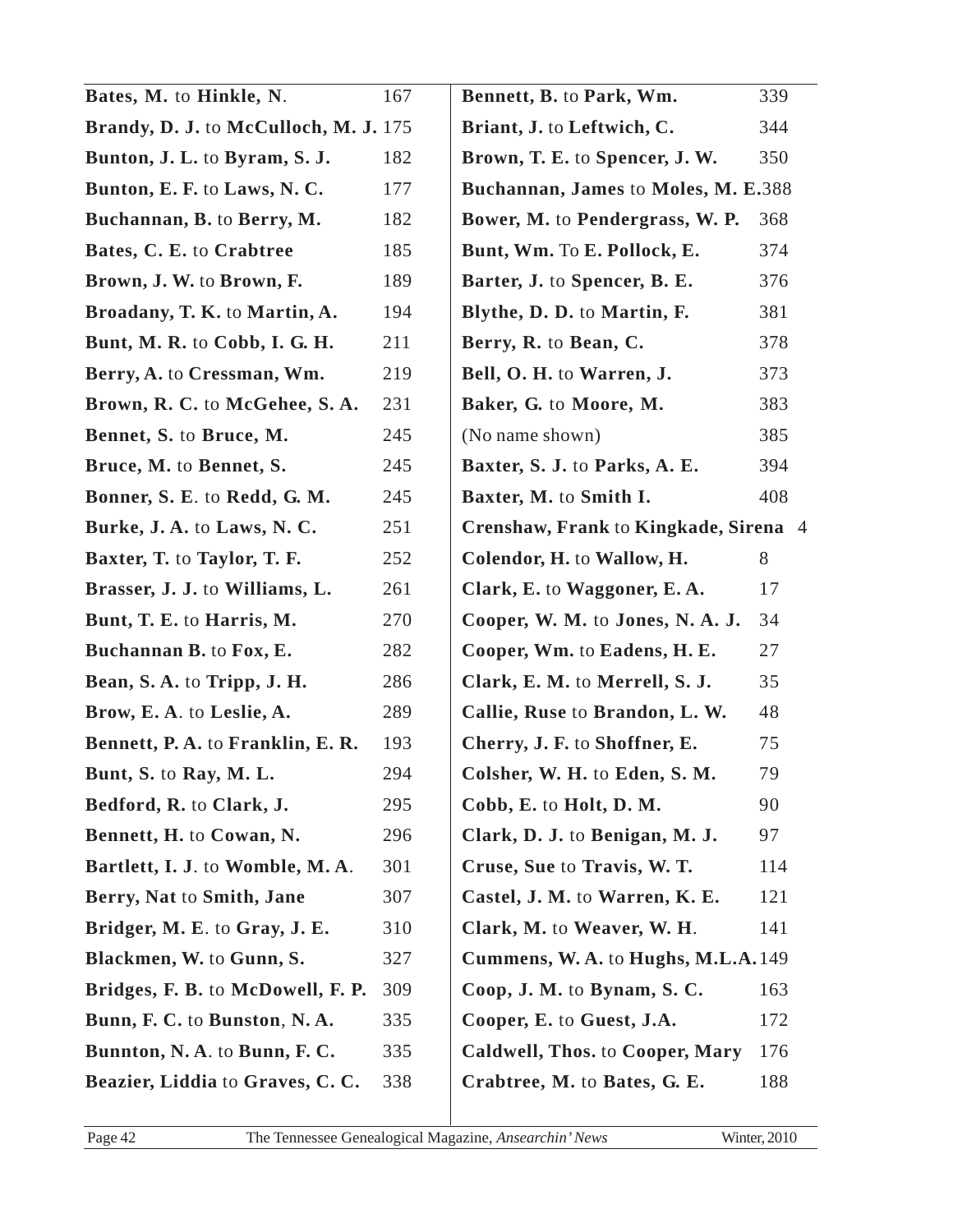| | |
|---|---|
| **Bates, M.** to **Hinkle, N**. | 167 |
| **Brandy, D. J.** to **McCulloch, M. J.** | 175 |
| **Bunton, J. L.** to **Byram, S. J.** | 182 |
| **Bunton, E. F.** to **Laws, N. C.** | 177 |
| **Buchannan, B.** to **Berry, M.** | 182 |
| **Bates, C. E.** to **Crabtree** | 185 |
| **Brown, J. W.** to **Brown, F.** | 189 |
| **Broadany, T. K.** to **Martin, A.** | 194 |
| **Bunt, M. R.** to **Cobb, I. G. H.** | 211 |
| **Berry, A.** to **Cressman, Wm.** | 219 |
| **Brown, R. C.** to **McGehee, S. A.** | 231 |
| **Bennet, S.** to **Bruce, M.** | 245 |
| **Bruce, M.** to **Bennet, S.** | 245 |
| **Bonner, S. E**. to **Redd, G. M.** | 245 |
| **Burke, J. A.** to **Laws, N. C.** | 251 |
| **Baxter, T.** to **Taylor, T. F.** | 252 |
| **Brasser, J. J.** to **Williams, L.** | 261 |
| **Bunt, T. E.** to **Harris, M.** | 270 |
| **Buchannan B.** to **Fox, E.** | 282 |
| **Bean, S. A.** to **Tripp, J. H.** | 286 |
| **Brow, E. A**. to **Leslie, A.** | 289 |
| **Bennett, P. A.** to **Franklin, E. R.** | 193 |
| **Bunt, S.** to **Ray, M. L.** | 294 |
| **Bedford, R.** to **Clark, J.** | 295 |
| **Bennett, H.** to **Cowan, N.** | 296 |
| **Bartlett, I. J**. to **Womble, M. A**. | 301 |
| **Berry, Nat** to **Smith, Jane** | 307 |
| **Bridger, M. E**. to **Gray, J. E.** | 310 |
| **Blackmen, W.** to **Gunn, S.** | 327 |
| **Bridges, F. B.** to **McDowell, F. P.** | 309 |
| **Bunn, F. C.** to **Bunston**, **N. A.** | 335 |
| **Bunnton, N. A**. to **Bunn, F. C.** | 335 |
| **Beazier, Liddia** to **Graves, C. C.** | 338 |
| **Bennett, B.** to **Park, Wm.** | 339 |
| **Briant, J.** to **Leftwich, C.** | 344 |
| **Brown, T. E.** to **Spencer, J. W.** | 350 |
| **Buchannan, James** to **Moles, M. E.** | 388 |
| **Bower, M.** to **Pendergrass, W. P.** | 368 |
| **Bunt, Wm.** To **E. Pollock, E.** | 374 |
| **Barter, J.** to **Spencer, B. E.** | 376 |
| **Blythe, D. D.** to **Martin, F.** | 381 |
| **Berry, R.** to **Bean, C.** | 378 |
| **Bell, O. H.** to **Warren, J.** | 373 |
| **Baker, G.** to **Moore, M.** | 383 |
| (No name shown) | 385 |
| **Baxter, S. J.** to **Parks, A. E.** | 394 |
| **Baxter, M.** to **Smith I.** | 408 |
| **Crenshaw, Frank** to **Kingkade, Sirena** | 4 |
| **Colendor, H.** to **Wallow, H.** | 8 |
| **Clark, E.** to **Waggoner, E. A.** | 17 |
| **Cooper, W. M.** to **Jones, N. A. J.** | 34 |
| **Cooper, Wm.** to **Eadens, H. E.** | 27 |
| **Clark, E. M.** to **Merrell, S. J.** | 35 |
| **Callie, Ruse** to **Brandon, L. W.** | 48 |
| **Cherry, J. F.** to **Shoffner, E.** | 75 |
| **Colsher, W. H.** to **Eden, S. M.** | 79 |
| **Cobb, E.** to **Holt, D. M.** | 90 |
| **Clark, D. J.** to **Benigan, M. J.** | 97 |
| **Cruse, Sue** to **Travis, W. T.** | 114 |
| **Castel, J. M.** to **Warren, K. E.** | 121 |
| **Clark, M.** to **Weaver, W. H**. | 141 |
| **Cummens, W. A.** to **Hughs, M.L.A.** | 149 |
| **Coop, J. M.** to **Bynam, S. C.** | 163 |
| **Cooper, E.** to **Guest, J.A.** | 172 |
| **Caldwell, Thos.** to **Cooper, Mary** | 176 |
| **Crabtree, M.** to **Bates, G. E.** | 188 |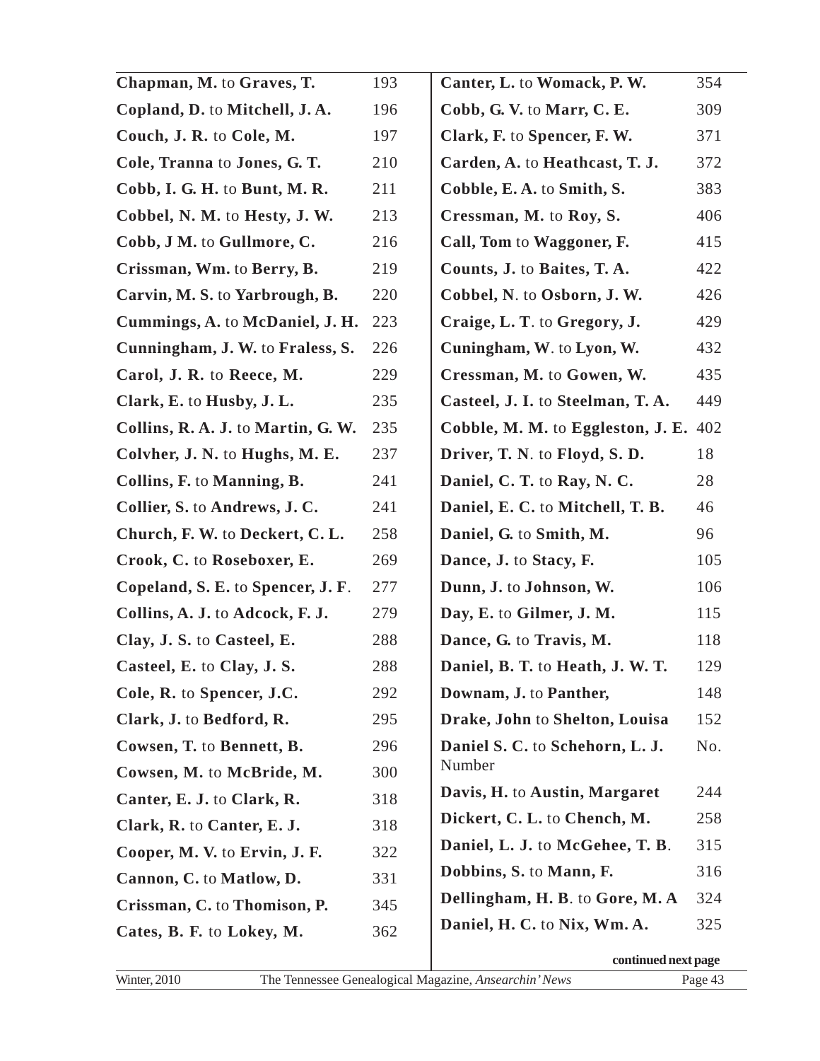| | |
|---|---|
| **Chapman, M.** to **Graves, T.** | 193 |
| **Copland, D.** to **Mitchell, J. A.** | 196 |
| **Couch, J. R.** to **Cole, M.** | 197 |
| **Cole, Tranna** to **Jones, G. T.** | 210 |
| **Cobb, I. G. H.** to **Bunt, M. R.** | 211 |
| **Cobbel, N. M.** to **Hesty, J. W.** | 213 |
| **Cobb, J M.** to **Gullmore, C.** | 216 |
| **Crissman, Wm.** to **Berry, B.** | 219 |
| **Carvin, M. S.** to **Yarbrough, B.** | 220 |
| **Cummings, A.** to **McDaniel, J. H.** | 223 |
| **Cunningham, J. W.** to **Fraless, S.** | 226 |
| **Carol, J. R.** to **Reece, M.** | 229 |
| **Clark, E.** to **Husby, J. L.** | 235 |
| **Collins, R. A. J.** to **Martin, G. W.** | 235 |
| **Colvher, J. N.** to **Hughs, M. E.** | 237 |
| **Collins, F.** to **Manning, B.** | 241 |
| **Collier, S.** to **Andrews, J. C.** | 241 |
| **Church, F. W.** to **Deckert, C. L.** | 258 |
| **Crook, C.** to **Roseboxer, E.** | 269 |
| **Copeland, S. E.** to **Spencer, J. F**. | 277 |
| **Collins, A. J.** to **Adcock, F. J.** | 279 |
| **Clay, J. S.** to **Casteel, E.** | 288 |
| **Casteel, E.** to **Clay, J. S.** | 288 |
| **Cole, R.** to **Spencer, J.C.** | 292 |
| **Clark, J.** to **Bedford, R.** | 295 |
| **Cowsen, T.** to **Bennett, B.** | 296 |
| **Cowsen, M.** to **McBride, M.** | 300 |
| **Canter, E. J.** to **Clark, R.** | 318 |
| **Clark, R.** to **Canter, E. J.** | 318 |
| **Cooper, M. V.** to **Ervin, J. F.** | 322 |
| **Cannon, C.** to **Matlow, D.** | 331 |
| **Crissman, C.** to **Thomison, P.** | 345 |
| **Cates, B. F.** to **Lokey, M.** | 362 |
| **Canter, L.** to **Womack, P. W.** | 354 |
| **Cobb, G. V.** to **Marr, C. E.** | 309 |
| **Clark, F.** to **Spencer, F. W.** | 371 |
| **Carden, A.** to **Heathcast, T. J.** | 372 |
| **Cobble, E. A.** to **Smith, S.** | 383 |
| **Cressman, M.** to **Roy, S.** | 406 |
| **Call, Tom** to **Waggoner, F.** | 415 |
| **Counts, J.** to **Baites, T. A.** | 422 |
| **Cobbel, N**. to **Osborn, J. W.** | 426 |
| **Craige, L. T**. to **Gregory, J.** | 429 |
| **Cuningham, W**. to **Lyon, W.** | 432 |
| **Cressman, M.** to **Gowen, W.** | 435 |
| **Casteel, J. I.** to **Steelman, T. A.** | 449 |
| **Cobble, M. M.** to **Eggleston, J. E.** | 402 |
| **Driver, T. N**. to **Floyd, S. D.** | 18 |
| **Daniel, C. T.** to **Ray, N. C.** | 28 |
| **Daniel, E. C.** to **Mitchell, T. B.** | 46 |
| **Daniel, G.** to **Smith, M.** | 96 |
| **Dance, J.** to **Stacy, F.** | 105 |
| **Dunn, J.** to **Johnson, W.** | 106 |
| **Day, E.** to **Gilmer, J. M.** | 115 |
| **Dance, G.** to **Travis, M.** | 118 |
| **Daniel, B. T.** to **Heath, J. W. T.** | 129 |
| **Downam, J.** to **Panther,** | 148 |
| **Drake, John** to **Shelton, Louisa** | 152 |
| **Daniel S. C.** to **Schehorn, L. J.** Number | No. |
| **Davis, H.** to **Austin, Margaret** | 244 |
| **Dickert, C. L.** to **Chench, M.** | 258 |
| **Daniel, L. J.** to **McGehee, T. B**. | 315 |
| **Dobbins, S.** to **Mann, F.** | 316 |
| **Dellingham, H. B**. to **Gore, M. A** | 324 |
| **Daniel, H. C.** to **Nix, Wm. A.** | 325 |

**continued next page**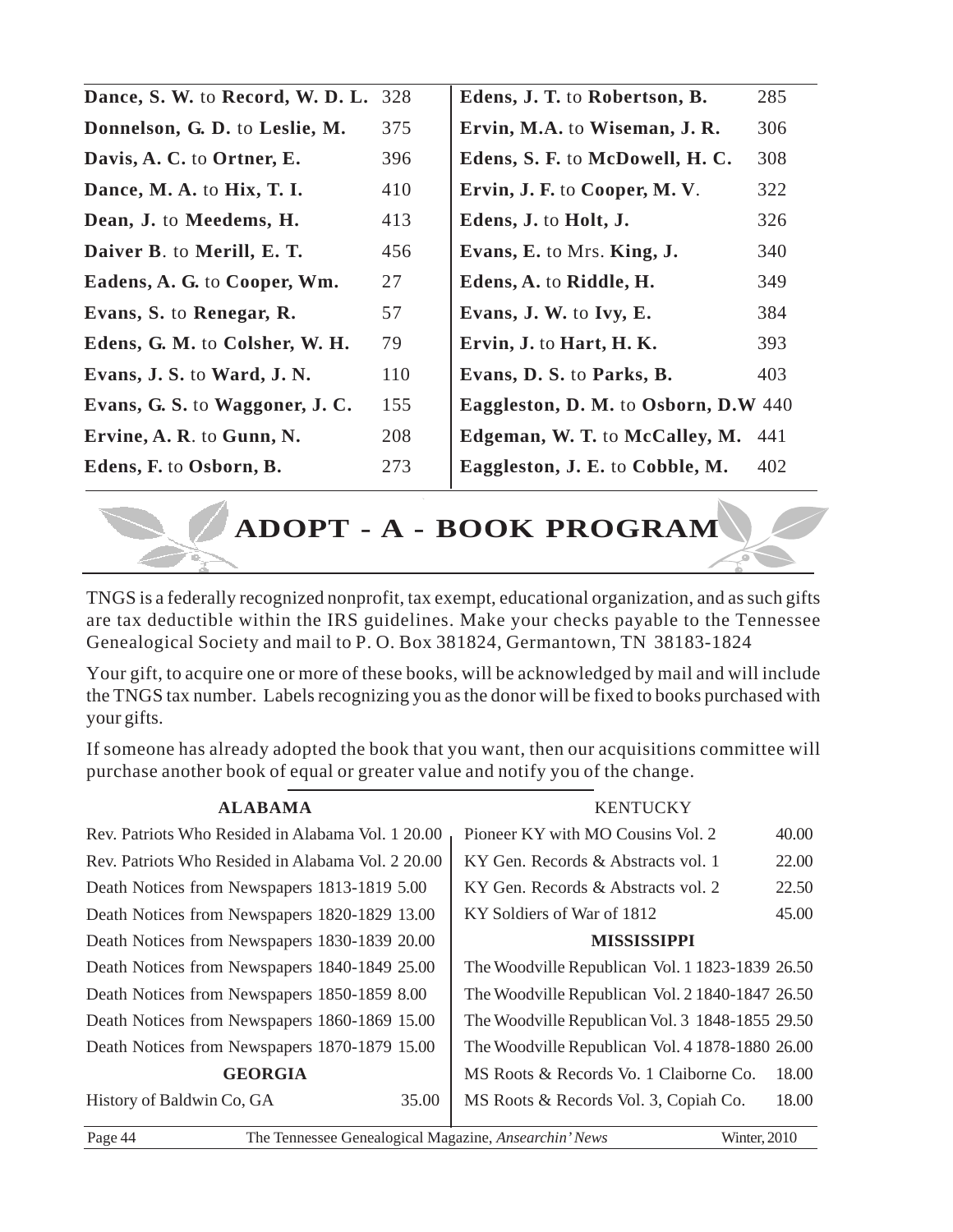| | |
|---|---|
| **Dance, S. W.** to **Record, W. D. L.** | 328 |
| **Donnelson, G. D.** to **Leslie, M.** | 375 |
| **Davis, A. C.** to **Ortner, E.** | 396 |
| **Dance, M. A.** to **Hix, T. I.** | 410 |
| **Dean, J.** to **Meedems, H.** | 413 |
| **Daiver B**. to **Merill, E. T.** | 456 |
| **Eadens, A. G.** to **Cooper, Wm.** | 27 |
| **Evans, S.** to **Renegar, R.** | 57 |
| **Edens, G. M.** to **Colsher, W. H.** | 79 |
| **Evans, J. S.** to **Ward, J. N.** | 110 |
| **Evans, G. S.** to **Waggoner, J. C.** | 155 |
| **Ervine, A. R**. to **Gunn, N.** | 208 |
| **Edens, F.** to **Osborn, B.** | 273 |
| **Edens, J. T.** to **Robertson, B.** | 285 |
| **Ervin, M.A.** to **Wiseman, J. R.** | 306 |
| **Edens, S. F.** to **McDowell, H. C.** | 308 |
| **Ervin, J. F.** to **Cooper, M. V**. | 322 |
| **Edens, J.** to **Holt, J.** | 326 |
| **Evans, E.** to Mrs. **King, J.** | 340 |
| **Edens, A.** to **Riddle, H.** | 349 |
| **Evans, J. W.** to **Ivy, E.** | 384 |
| **Ervin, J.** to **Hart, H. K.** | 393 |
| **Evans, D. S.** to **Parks, B.** | 403 |
| **Eaggleston, D. M.** to **Osborn, D.W** | 440 |
| **Edgeman, W. T.** to **McCalley, M.** | 441 |
| **Eaggleston, J. E.** to **Cobble, M.** | 402 |

# ADOPT - A - BOOK PROGRAM

TNGS is a federally recognized nonprofit, tax exempt, educational organization, and as such gifts are tax deductible within the IRS guidelines. Make your checks payable to the Tennessee Genealogical Society and mail to P. O. Box 381824, Germantown, TN 38183-1824

Your gift, to acquire one or more of these books, will be acknowledged by mail and will include the TNGS tax number. Labels recognizing you as the donor will be fixed to books purchased with your gifts.

If someone has already adopted the book that you want, then our acquisitions committee will purchase another book of equal or greater value and notify you of the change.

**ALABAMA**

| | |
|---|---|
| Rev. Patriots Who Resided in Alabama Vol. 1 | 20.00 |
| Rev. Patriots Who Resided in Alabama Vol. 2 | 20.00 |
| Death Notices from Newspapers 1813-1819 | 5.00 |
| Death Notices from Newspapers 1820-1829 | 13.00 |
| Death Notices from Newspapers 1830-1839 | 20.00 |
| Death Notices from Newspapers 1840-1849 | 25.00 |
| Death Notices from Newspapers 1850-1859 | 8.00 |
| Death Notices from Newspapers 1860-1869 | 15.00 |
| Death Notices from Newspapers 1870-1879 | 15.00 |

**GEORGIA**

| | |
|---|---|
| History of Baldwin Co, GA | 35.00 |

KENTUCKY

| | |
|---|---|
| Pioneer KY with MO Cousins Vol. 2 | 40.00 |
| KY Gen. Records & Abstracts vol. 1 | 22.00 |
| KY Gen. Records & Abstracts vol. 2 | 22.50 |
| KY Soldiers of War of 1812 | 45.00 |

**MISSISSIPPI**

| | |
|---|---|
| The Woodville Republican Vol. 1 1823-1839 | 26.50 |
| The Woodville Republican Vol. 2 1840-1847 | 26.50 |
| The Woodville Republican Vol. 3 1848-1855 | 29.50 |
| The Woodville Republican Vol. 4 1878-1880 | 26.00 |
| MS Roots & Records Vo. 1 Claiborne Co. | 18.00 |
| MS Roots & Records Vol. 3, Copiah Co. | 18.00 |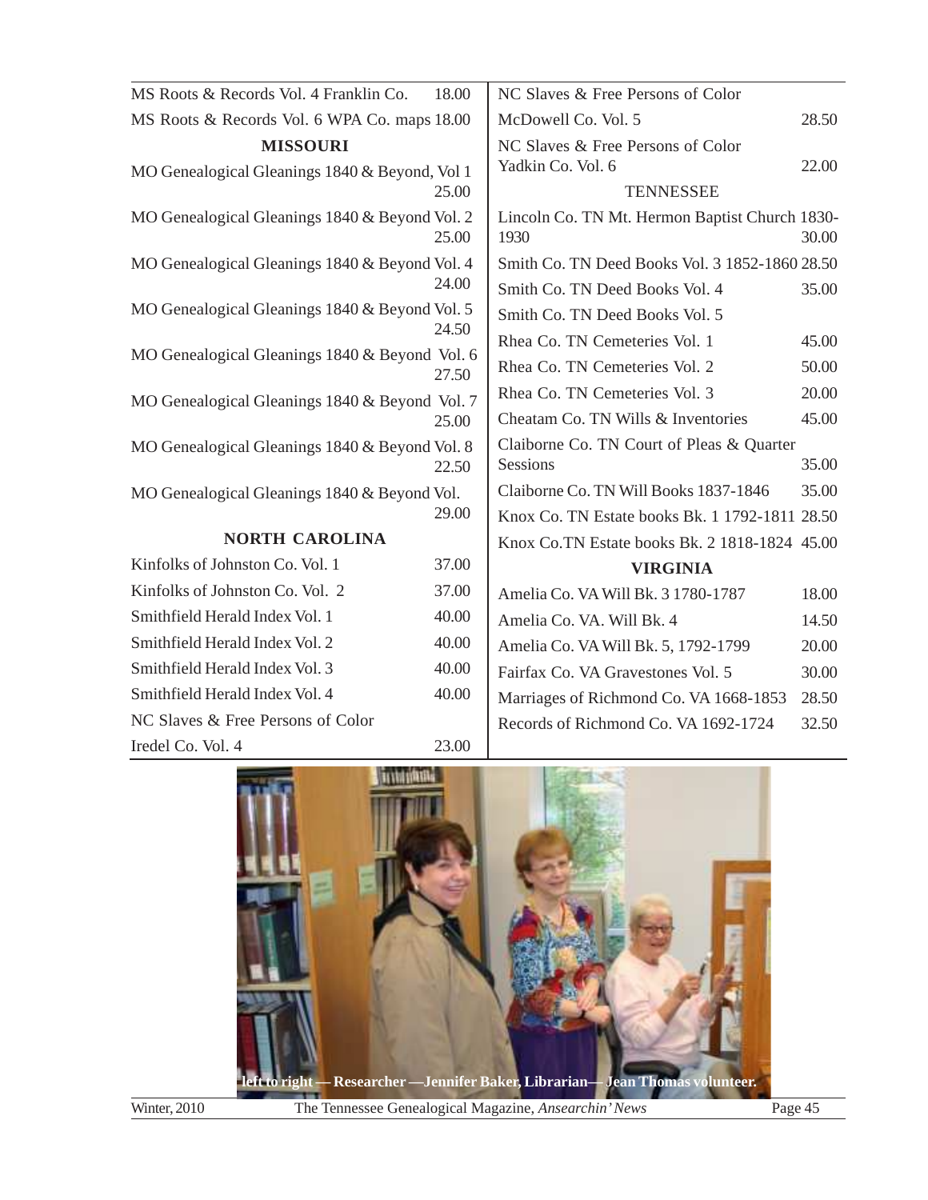| | |
|---|---|
| MS Roots & Records Vol. 4 Franklin Co. | 18.00 |
| MS Roots & Records Vol. 6 WPA Co. maps | 18.00 |

**MISSOURI**

| | |
|---|---|
| MO Genealogical Gleanings 1840 & Beyond, Vol 1 | 25.00 |
| MO Genealogical Gleanings 1840 & Beyond Vol. 2 | 25.00 |
| MO Genealogical Gleanings 1840 & Beyond Vol. 4 | 24.00 |
| MO Genealogical Gleanings 1840 & Beyond Vol. 5 | 24.50 |
| MO Genealogical Gleanings 1840 & Beyond Vol. 6 | 27.50 |
| MO Genealogical Gleanings 1840 & Beyond Vol. 7 | 25.00 |
| MO Genealogical Gleanings 1840 & Beyond Vol. 8 | 22.50 |
| MO Genealogical Gleanings 1840 & Beyond Vol. | 29.00 |

**NORTH CAROLINA**

| | |
|---|---|
| Kinfolks of Johnston Co. Vol. 1 | 37.00 |
| Kinfolks of Johnston Co. Vol. 2 | 37.00 |
| Smithfield Herald Index Vol. 1 | 40.00 |
| Smithfield Herald Index Vol. 2 | 40.00 |
| Smithfield Herald Index Vol. 3 | 40.00 |
| Smithfield Herald Index Vol. 4 | 40.00 |
| NC Slaves & Free Persons of Color Iredel Co. Vol. 4 | 23.00 |
| NC Slaves & Free Persons of Color McDowell Co. Vol. 5 | 28.50 |
| NC Slaves & Free Persons of Color Yadkin Co. Vol. 6 | 22.00 |

**TENNESSEE**

| | |
|---|---|
| Lincoln Co. TN Mt. Hermon Baptist Church 1830-1930 | 30.00 |
| Smith Co. TN Deed Books Vol. 3 1852-1860 | 28.50 |
| Smith Co. TN Deed Books Vol. 4 | 35.00 |
| Smith Co. TN Deed Books Vol. 5 | |
| Rhea Co. TN Cemeteries Vol. 1 | 45.00 |
| Rhea Co. TN Cemeteries Vol. 2 | 50.00 |
| Rhea Co. TN Cemeteries Vol. 3 | 20.00 |
| Cheatam Co. TN Wills & Inventories | 45.00 |
| Claiborne Co. TN Court of Pleas & Quarter Sessions | 35.00 |
| Claiborne Co. TN Will Books 1837-1846 | 35.00 |
| Knox Co. TN Estate books Bk. 1 1792-1811 | 28.50 |
| Knox Co.TN Estate books Bk. 2 1818-1824 | 45.00 |

**VIRGINIA**

| | |
|---|---|
| Amelia Co. VA Will Bk. 3 1780-1787 | 18.00 |
| Amelia Co. VA. Will Bk. 4 | 14.50 |
| Amelia Co. VA Will Bk. 5, 1792-1799 | 20.00 |
| Fairfax Co. VA Gravestones Vol. 5 | 30.00 |
| Marriages of Richmond Co. VA 1668-1853 | 28.50 |
| Records of Richmond Co. VA 1692-1724 | 32.50 |

**left to right — Researcher —Jennifer Baker, Librarian— Jean Thomas volunteer.**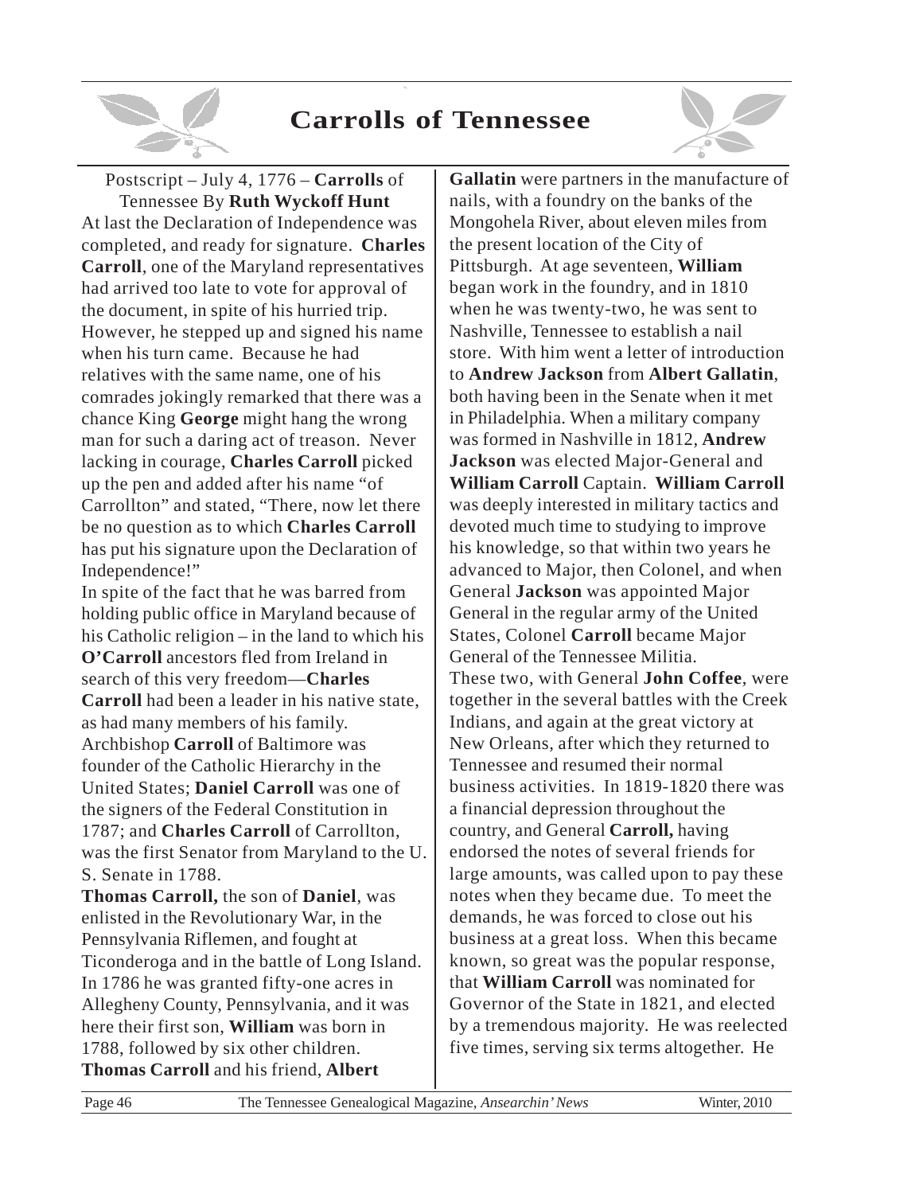# Carrolls of Tennessee

Postscript – July 4, 1776 – **Carrolls** of Tennessee By **Ruth Wyckoff Hunt**

At last the Declaration of Independence was completed, and ready for signature. **Charles Carroll**, one of the Maryland representatives had arrived too late to vote for approval of the document, in spite of his hurried trip. However, he stepped up and signed his name when his turn came. Because he had relatives with the same name, one of his comrades jokingly remarked that there was a chance King **George** might hang the wrong man for such a daring act of treason. Never lacking in courage, **Charles Carroll** picked up the pen and added after his name "of Carrollton" and stated, "There, now let there be no question as to which **Charles Carroll** has put his signature upon the Declaration of Independence!"

In spite of the fact that he was barred from holding public office in Maryland because of his Catholic religion – in the land to which his **O'Carroll** ancestors fled from Ireland in search of this very freedom—**Charles Carroll** had been a leader in his native state, as had many members of his family. Archbishop **Carroll** of Baltimore was founder of the Catholic Hierarchy in the United States; **Daniel Carroll** was one of the signers of the Federal Constitution in 1787; and **Charles Carroll** of Carrollton, was the first Senator from Maryland to the U. S. Senate in 1788.

**Thomas Carroll,** the son of **Daniel**, was enlisted in the Revolutionary War, in the Pennsylvania Riflemen, and fought at Ticonderoga and in the battle of Long Island. In 1786 he was granted fifty-one acres in Allegheny County, Pennsylvania, and it was here their first son, **William** was born in 1788, followed by six other children. **Thomas Carroll** and his friend, **Albert Gallatin** were partners in the manufacture of nails, with a foundry on the banks of the Mongohela River, about eleven miles from the present location of the City of Pittsburgh. At age seventeen, **William** began work in the foundry, and in 1810 when he was twenty-two, he was sent to Nashville, Tennessee to establish a nail store. With him went a letter of introduction to **Andrew Jackson** from **Albert Gallatin**, both having been in the Senate when it met in Philadelphia. When a military company was formed in Nashville in 1812, **Andrew Jackson** was elected Major-General and **William Carroll** Captain. **William Carroll** was deeply interested in military tactics and devoted much time to studying to improve his knowledge, so that within two years he advanced to Major, then Colonel, and when General **Jackson** was appointed Major General in the regular army of the United States, Colonel **Carroll** became Major General of the Tennessee Militia.

These two, with General **John Coffee**, were together in the several battles with the Creek Indians, and again at the great victory at New Orleans, after which they returned to Tennessee and resumed their normal business activities. In 1819-1820 there was a financial depression throughout the country, and General **Carroll,** having endorsed the notes of several friends for large amounts, was called upon to pay these notes when they became due. To meet the demands, he was forced to close out his business at a great loss. When this became known, so great was the popular response, that **William Carroll** was nominated for Governor of the State in 1821, and elected by a tremendous majority. He was reelected five times, serving six terms altogether. He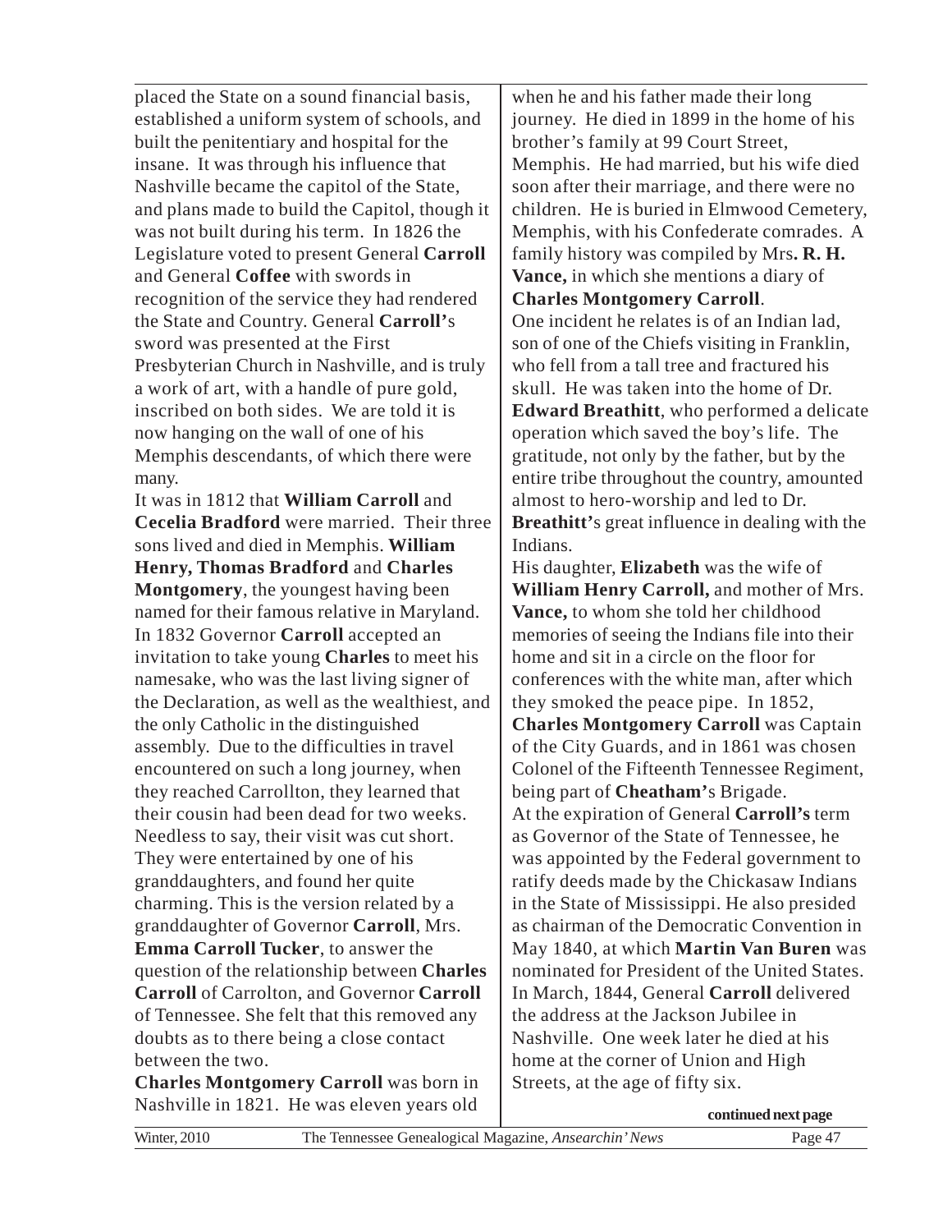placed the State on a sound financial basis, established a uniform system of schools, and built the penitentiary and hospital for the insane. It was through his influence that Nashville became the capitol of the State, and plans made to build the Capitol, though it was not built during his term. In 1826 the Legislature voted to present General **Carroll** and General **Coffee** with swords in recognition of the service they had rendered the State and Country. General **Carroll'**s sword was presented at the First Presbyterian Church in Nashville, and is truly a work of art, with a handle of pure gold, inscribed on both sides. We are told it is now hanging on the wall of one of his Memphis descendants, of which there were many.

It was in 1812 that **William Carroll** and **Cecelia Bradford** were married. Their three sons lived and died in Memphis. **William Henry, Thomas Bradford** and **Charles Montgomery**, the youngest having been named for their famous relative in Maryland. In 1832 Governor **Carroll** accepted an invitation to take young **Charles** to meet his namesake, who was the last living signer of the Declaration, as well as the wealthiest, and the only Catholic in the distinguished assembly. Due to the difficulties in travel encountered on such a long journey, when they reached Carrollton, they learned that their cousin had been dead for two weeks. Needless to say, their visit was cut short. They were entertained by one of his granddaughters, and found her quite charming. This is the version related by a granddaughter of Governor **Carroll**, Mrs. **Emma Carroll Tucker**, to answer the question of the relationship between **Charles Carroll** of Carrolton, and Governor **Carroll** of Tennessee. She felt that this removed any doubts as to there being a close contact between the two.

**Charles Montgomery Carroll** was born in Nashville in 1821. He was eleven years old when he and his father made their long journey. He died in 1899 in the home of his brother's family at 99 Court Street, Memphis. He had married, but his wife died soon after their marriage, and there were no children. He is buried in Elmwood Cemetery, Memphis, with his Confederate comrades. A family history was compiled by Mrs**. R. H. Vance,** in which she mentions a diary of **Charles Montgomery Carroll**.

One incident he relates is of an Indian lad, son of one of the Chiefs visiting in Franklin, who fell from a tall tree and fractured his skull. He was taken into the home of Dr. **Edward Breathitt**, who performed a delicate operation which saved the boy's life. The gratitude, not only by the father, but by the entire tribe throughout the country, amounted almost to hero-worship and led to Dr. **Breathitt'**s great influence in dealing with the Indians.

His daughter, **Elizabeth** was the wife of **William Henry Carroll,** and mother of Mrs. **Vance,** to whom she told her childhood memories of seeing the Indians file into their home and sit in a circle on the floor for conferences with the white man, after which they smoked the peace pipe. In 1852, **Charles Montgomery Carroll** was Captain of the City Guards, and in 1861 was chosen Colonel of the Fifteenth Tennessee Regiment, being part of **Cheatham'**s Brigade.

At the expiration of General **Carroll's** term as Governor of the State of Tennessee, he was appointed by the Federal government to ratify deeds made by the Chickasaw Indians in the State of Mississippi. He also presided as chairman of the Democratic Convention in May 1840, at which **Martin Van Buren** was nominated for President of the United States. In March, 1844, General **Carroll** delivered the address at the Jackson Jubilee in Nashville. One week later he died at his home at the corner of Union and High Streets, at the age of fifty six.

**continued next page**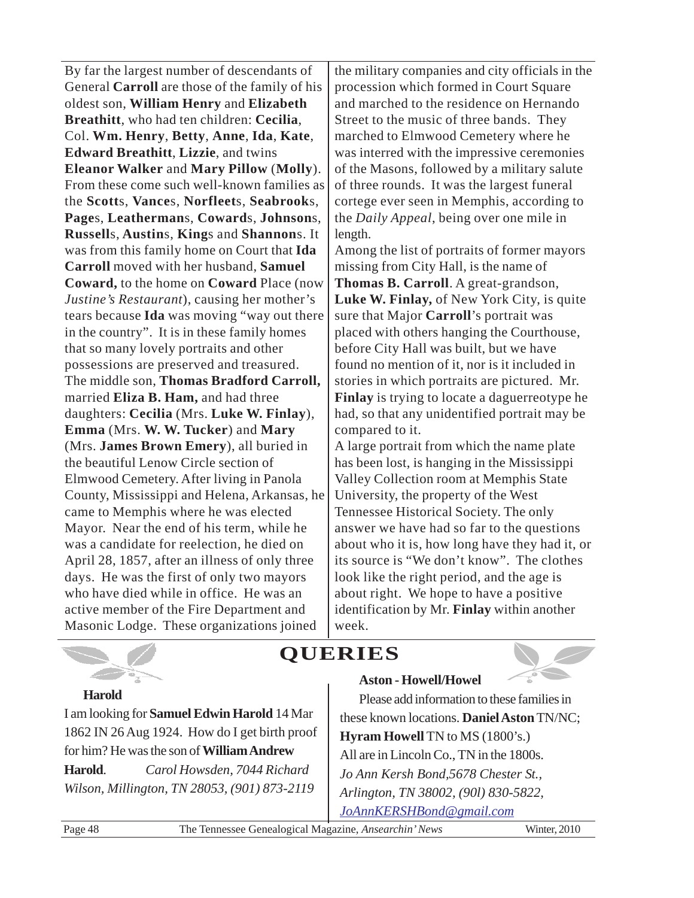By far the largest number of descendants of General **Carroll** are those of the family of his oldest son, **William Henry** and **Elizabeth Breathitt**, who had ten children: **Cecilia**, Col. **Wm. Henry**, **Betty**, **Anne**, **Ida**, **Kate**, **Edward Breathitt**, **Lizzie**, and twins **Eleanor Walker** and **Mary Pillow** (**Molly**). From these come such well-known families as the **Scott**s, **Vance**s, **Norfleet**s, **Seabrook**s, **Page**s, **Leatherman**s, **Coward**s, **Johnson**s, **Russell**s, **Austin**s, **King**s and **Shannon**s. It was from this family home on Court that **Ida Carroll** moved with her husband, **Samuel Coward,** to the home on **Coward** Place (now *Justine's Restaurant*), causing her mother's tears because **Ida** was moving "way out there in the country". It is in these family homes that so many lovely portraits and other possessions are preserved and treasured.

The middle son, **Thomas Bradford Carroll,** married **Eliza B. Ham,** and had three daughters: **Cecilia** (Mrs. **Luke W. Finlay**), **Emma** (Mrs. **W. W. Tucker**) and **Mary** (Mrs. **James Brown Emery**), all buried in the beautiful Lenow Circle section of Elmwood Cemetery. After living in Panola County, Mississippi and Helena, Arkansas, he came to Memphis where he was elected Mayor. Near the end of his term, while he was a candidate for reelection, he died on April 28, 1857, after an illness of only three days. He was the first of only two mayors who have died while in office. He was an active member of the Fire Department and Masonic Lodge. These organizations joined the military companies and city officials in the procession which formed in Court Square and marched to the residence on Hernando Street to the music of three bands. They marched to Elmwood Cemetery where he was interred with the impressive ceremonies of the Masons, followed by a military salute of three rounds. It was the largest funeral cortege ever seen in Memphis, according to the *Daily Appeal*, being over one mile in length.

Among the list of portraits of former mayors missing from City Hall, is the name of **Thomas B. Carroll**. A great-grandson, **Luke W. Finlay,** of New York City, is quite sure that Major **Carroll**'s portrait was placed with others hanging the Courthouse, before City Hall was built, but we have found no mention of it, nor is it included in stories in which portraits are pictured. Mr. **Finlay** is trying to locate a daguerreotype he had, so that any unidentified portrait may be compared to it.

A large portrait from which the name plate has been lost, is hanging in the Mississippi Valley Collection room at Memphis State University, the property of the West Tennessee Historical Society. The only answer we have had so far to the questions about who it is, how long have they had it, or its source is "We don't know". The clothes look like the right period, and the age is about right. We hope to have a positive identification by Mr. **Finlay** within another week.

# QUERIES

### Harold

I am looking for **Samuel Edwin Harold** 14 Mar 1862 IN 26 Aug 1924. How do I get birth proof for him? He was the son of **William Andrew Harold**. *Carol Howsden, 7044 Richard Wilson, Millington, TN 28053, (901) 873-2119*

### Aston - Howell/Howel

Please add information to these families in these known locations. **Daniel Aston** TN/NC; **Hyram Howell** TN to MS (1800's.)
All are in Lincoln Co., TN in the 1800s.
*Jo Ann Kersh Bond,5678 Chester St., Arlington, TN 38002, (90l) 830-5822, JoAnnKERSHBond@gmail.com*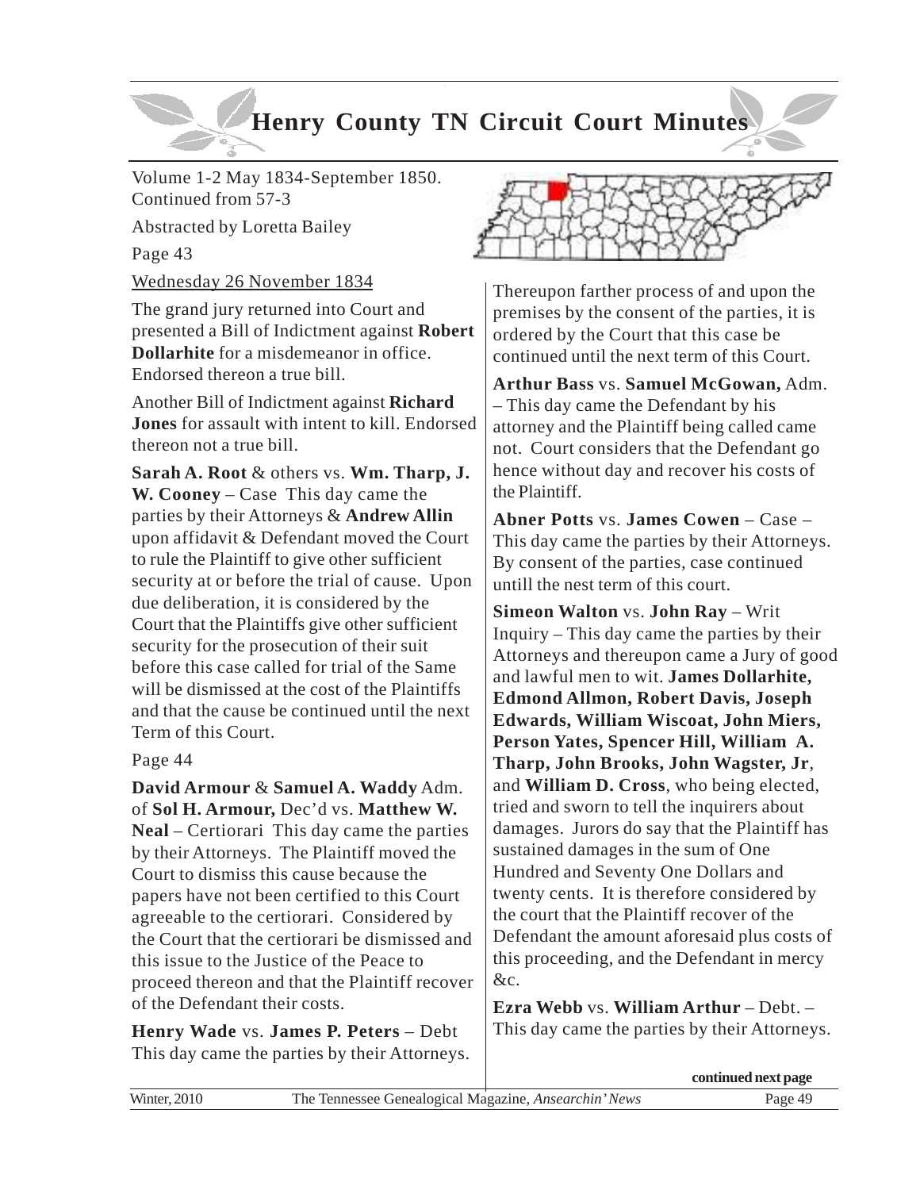# Henry County TN Circuit Court Minutes

Volume 1-2 May 1834-September 1850. Continued from 57-3

Abstracted by Loretta Bailey

Page 43

Wednesday 26 November 1834

The grand jury returned into Court and presented a Bill of Indictment against **Robert Dollarhite** for a misdemeanor in office. Endorsed thereon a true bill.

Another Bill of Indictment against **Richard Jones** for assault with intent to kill. Endorsed thereon not a true bill.

**Sarah A. Root** & others vs. **Wm. Tharp, J. W. Cooney** – Case This day came the parties by their Attorneys & **Andrew Allin** upon affidavit & Defendant moved the Court to rule the Plaintiff to give other sufficient security at or before the trial of cause. Upon due deliberation, it is considered by the Court that the Plaintiffs give other sufficient security for the prosecution of their suit before this case called for trial of the Same will be dismissed at the cost of the Plaintiffs and that the cause be continued until the next Term of this Court.

Page 44

**David Armour** & **Samuel A. Waddy** Adm. of **Sol H. Armour,** Dec'd vs. **Matthew W. Neal** – Certiorari This day came the parties by their Attorneys. The Plaintiff moved the Court to dismiss this cause because the papers have not been certified to this Court agreeable to the certiorari. Considered by the Court that the certiorari be dismissed and this issue to the Justice of the Peace to proceed thereon and that the Plaintiff recover of the Defendant their costs.

**Henry Wade** vs. **James P. Peters** – Debt This day came the parties by their Attorneys. Thereupon farther process of and upon the premises by the consent of the parties, it is ordered by the Court that this case be continued until the next term of this Court.

**Arthur Bass** vs. **Samuel McGowan,** Adm. – This day came the Defendant by his attorney and the Plaintiff being called came not. Court considers that the Defendant go hence without day and recover his costs of the Plaintiff.

**Abner Potts** vs. **James Cowen** – Case – This day came the parties by their Attorneys. By consent of the parties, case continued untill the nest term of this court.

**Simeon Walton** vs. **John Ray** – Writ Inquiry – This day came the parties by their Attorneys and thereupon came a Jury of good and lawful men to wit. **James Dollarhite, Edmond Allmon, Robert Davis, Joseph Edwards, William Wiscoat, John Miers, Person Yates, Spencer Hill, William A. Tharp, John Brooks, John Wagster, Jr**, and **William D. Cross**, who being elected, tried and sworn to tell the inquirers about damages. Jurors do say that the Plaintiff has sustained damages in the sum of One Hundred and Seventy One Dollars and twenty cents. It is therefore considered by the court that the Plaintiff recover of the Defendant the amount aforesaid plus costs of this proceeding, and the Defendant in mercy &c.

**Ezra Webb** vs. **William Arthur** – Debt. – This day came the parties by their Attorneys.

**continued next page**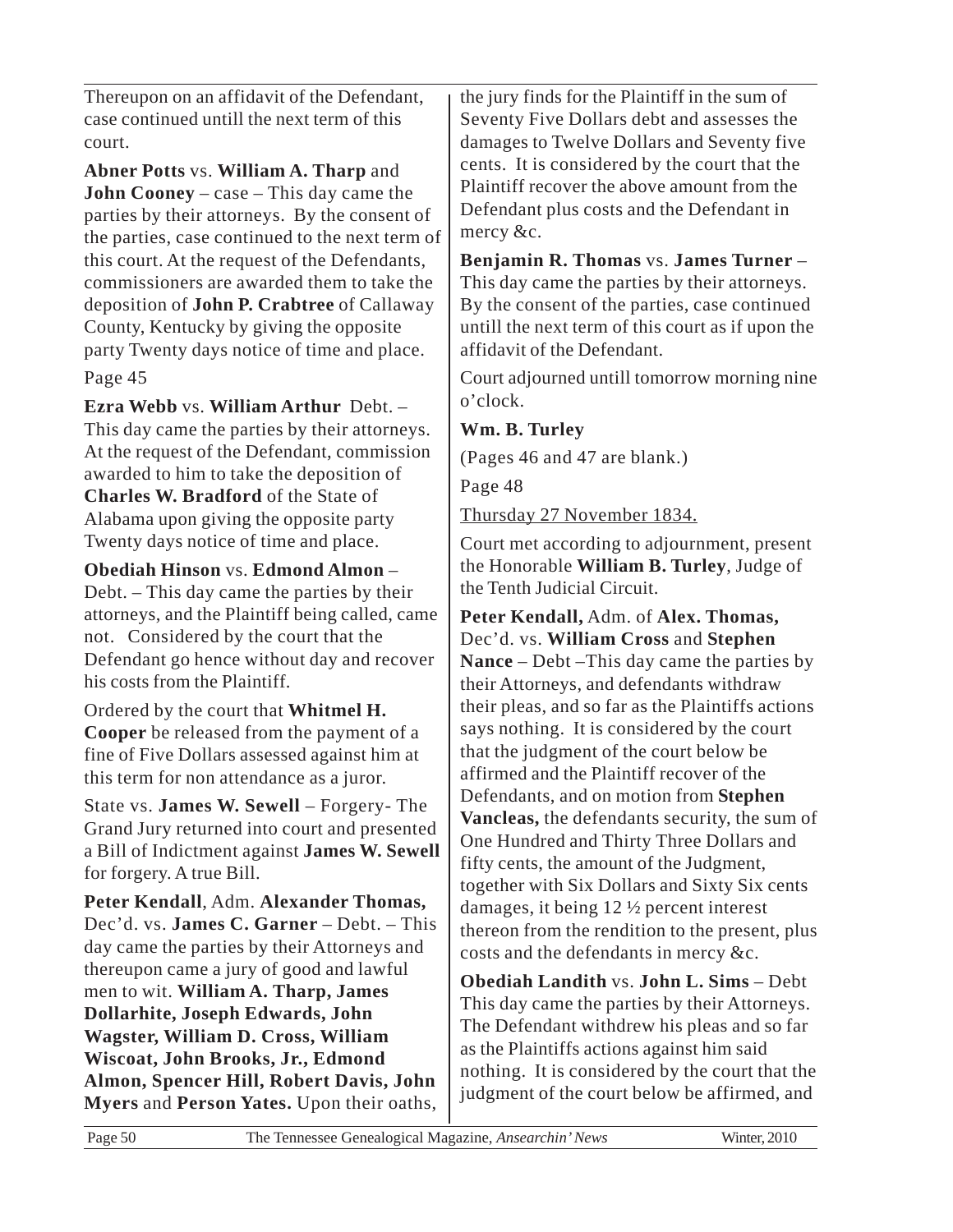Thereupon on an affidavit of the Defendant, case continued untill the next term of this court.

**Abner Potts** vs. **William A. Tharp** and **John Cooney** – case – This day came the parties by their attorneys. By the consent of the parties, case continued to the next term of this court. At the request of the Defendants, commissioners are awarded them to take the deposition of **John P. Crabtree** of Callaway County, Kentucky by giving the opposite party Twenty days notice of time and place.

Page 45

**Ezra Webb** vs. **William Arthur** Debt. – This day came the parties by their attorneys. At the request of the Defendant, commission awarded to him to take the deposition of **Charles W. Bradford** of the State of Alabama upon giving the opposite party Twenty days notice of time and place.

**Obediah Hinson** vs. **Edmond Almon** – Debt. – This day came the parties by their attorneys, and the Plaintiff being called, came not. Considered by the court that the Defendant go hence without day and recover his costs from the Plaintiff.

Ordered by the court that **Whitmel H. Cooper** be released from the payment of a fine of Five Dollars assessed against him at this term for non attendance as a juror.

State vs. **James W. Sewell** – Forgery- The Grand Jury returned into court and presented a Bill of Indictment against **James W. Sewell** for forgery. A true Bill.

**Peter Kendall**, Adm. **Alexander Thomas,** Dec'd. vs. **James C. Garner** – Debt. – This day came the parties by their Attorneys and thereupon came a jury of good and lawful men to wit. **William A. Tharp, James Dollarhite, Joseph Edwards, John Wagster, William D. Cross, William Wiscoat, John Brooks, Jr., Edmond Almon, Spencer Hill, Robert Davis, John Myers** and **Person Yates.** Upon their oaths, the jury finds for the Plaintiff in the sum of Seventy Five Dollars debt and assesses the damages to Twelve Dollars and Seventy five cents. It is considered by the court that the Plaintiff recover the above amount from the Defendant plus costs and the Defendant in mercy &c.

**Benjamin R. Thomas** vs. **James Turner** – This day came the parties by their attorneys. By the consent of the parties, case continued untill the next term of this court as if upon the affidavit of the Defendant.

Court adjourned untill tomorrow morning nine o'clock.

**Wm. B. Turley**

(Pages 46 and 47 are blank.)

Page 48

<u>Thursday 27 November 1834.</u>

Court met according to adjournment, present the Honorable **William B. Turley**, Judge of the Tenth Judicial Circuit.

**Peter Kendall,** Adm. of **Alex. Thomas,** Dec'd. vs. **William Cross** and **Stephen Nance** – Debt –This day came the parties by their Attorneys, and defendants withdraw their pleas, and so far as the Plaintiffs actions says nothing. It is considered by the court that the judgment of the court below be affirmed and the Plaintiff recover of the Defendants, and on motion from **Stephen Vancleas,** the defendants security, the sum of One Hundred and Thirty Three Dollars and fifty cents, the amount of the Judgment, together with Six Dollars and Sixty Six cents damages, it being 12 ½ percent interest thereon from the rendition to the present, plus costs and the defendants in mercy &c.

**Obediah Landith** vs. **John L. Sims** – Debt This day came the parties by their Attorneys. The Defendant withdrew his pleas and so far as the Plaintiffs actions against him said nothing. It is considered by the court that the judgment of the court below be affirmed, and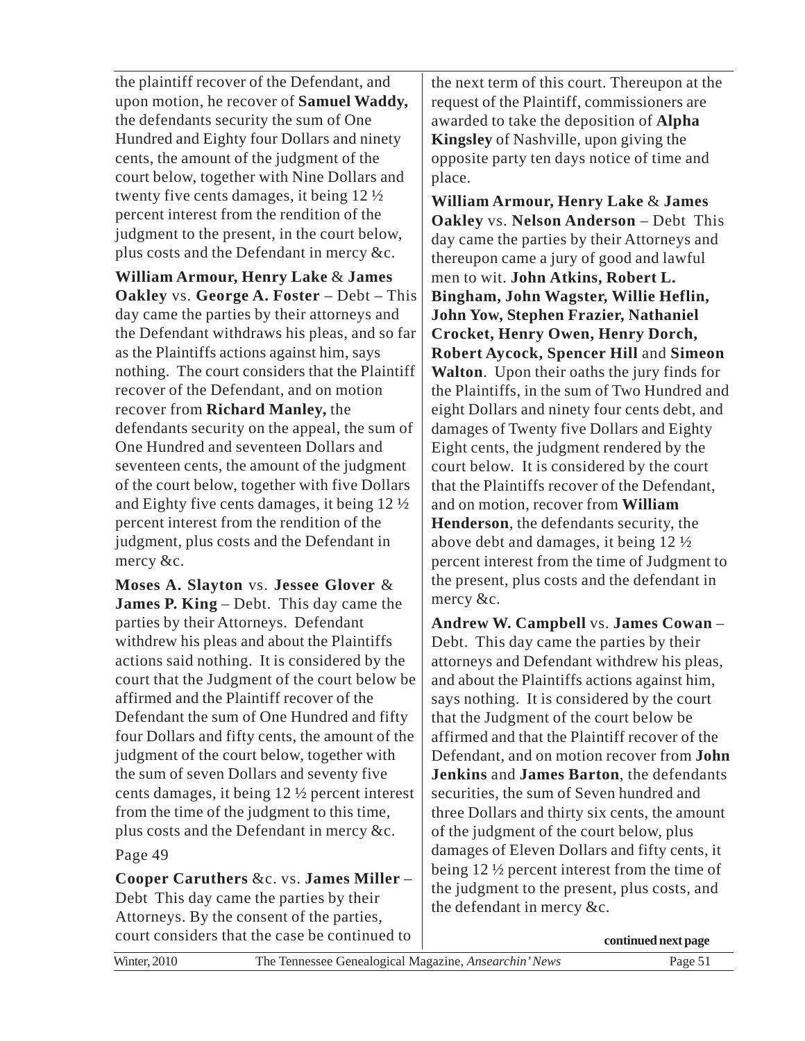the plaintiff recover of the Defendant, and upon motion, he recover of **Samuel Waddy,** the defendants security the sum of One Hundred and Eighty four Dollars and ninety cents, the amount of the judgment of the court below, together with Nine Dollars and twenty five cents damages, it being 12 ½ percent interest from the rendition of the judgment to the present, in the court below, plus costs and the Defendant in mercy &c.

**William Armour, Henry Lake** & **James Oakley** vs. **George A. Foster** – Debt – This day came the parties by their attorneys and the Defendant withdraws his pleas, and so far as the Plaintiffs actions against him, says nothing. The court considers that the Plaintiff recover of the Defendant, and on motion recover from **Richard Manley,** the defendants security on the appeal, the sum of One Hundred and seventeen Dollars and seventeen cents, the amount of the judgment of the court below, together with five Dollars and Eighty five cents damages, it being 12 ½ percent interest from the rendition of the judgment, plus costs and the Defendant in mercy &c.

**Moses A. Slayton** vs. **Jessee Glover** & **James P. King** – Debt. This day came the parties by their Attorneys. Defendant withdrew his pleas and about the Plaintiffs actions said nothing. It is considered by the court that the Judgment of the court below be affirmed and the Plaintiff recover of the Defendant the sum of One Hundred and fifty four Dollars and fifty cents, the amount of the judgment of the court below, together with the sum of seven Dollars and seventy five cents damages, it being 12 ½ percent interest from the time of the judgment to this time, plus costs and the Defendant in mercy &c.

Page 49

**Cooper Caruthers** &c. vs. **James Miller** – Debt This day came the parties by their Attorneys. By the consent of the parties, court considers that the case be continued to the next term of this court. Thereupon at the request of the Plaintiff, commissioners are awarded to take the deposition of **Alpha Kingsley** of Nashville, upon giving the opposite party ten days notice of time and place.

**William Armour, Henry Lake** & **James Oakley** vs. **Nelson Anderson** – Debt This day came the parties by their Attorneys and thereupon came a jury of good and lawful men to wit. **John Atkins, Robert L. Bingham, John Wagster, Willie Heflin, John Yow, Stephen Frazier, Nathaniel Crocket, Henry Owen, Henry Dorch, Robert Aycock, Spencer Hill** and **Simeon Walton**. Upon their oaths the jury finds for the Plaintiffs, in the sum of Two Hundred and eight Dollars and ninety four cents debt, and damages of Twenty five Dollars and Eighty Eight cents, the judgment rendered by the court below. It is considered by the court that the Plaintiffs recover of the Defendant, and on motion, recover from **William Henderson**, the defendants security, the above debt and damages, it being 12 ½ percent interest from the time of Judgment to the present, plus costs and the defendant in mercy &c.

**Andrew W. Campbell** vs. **James Cowan** – Debt. This day came the parties by their attorneys and Defendant withdrew his pleas, and about the Plaintiffs actions against him, says nothing. It is considered by the court that the Judgment of the court below be affirmed and that the Plaintiff recover of the Defendant, and on motion recover from **John Jenkins** and **James Barton**, the defendants securities, the sum of Seven hundred and three Dollars and thirty six cents, the amount of the judgment of the court below, plus damages of Eleven Dollars and fifty cents, it being 12 ½ percent interest from the time of the judgment to the present, plus costs, and the defendant in mercy &c.

**continued next page**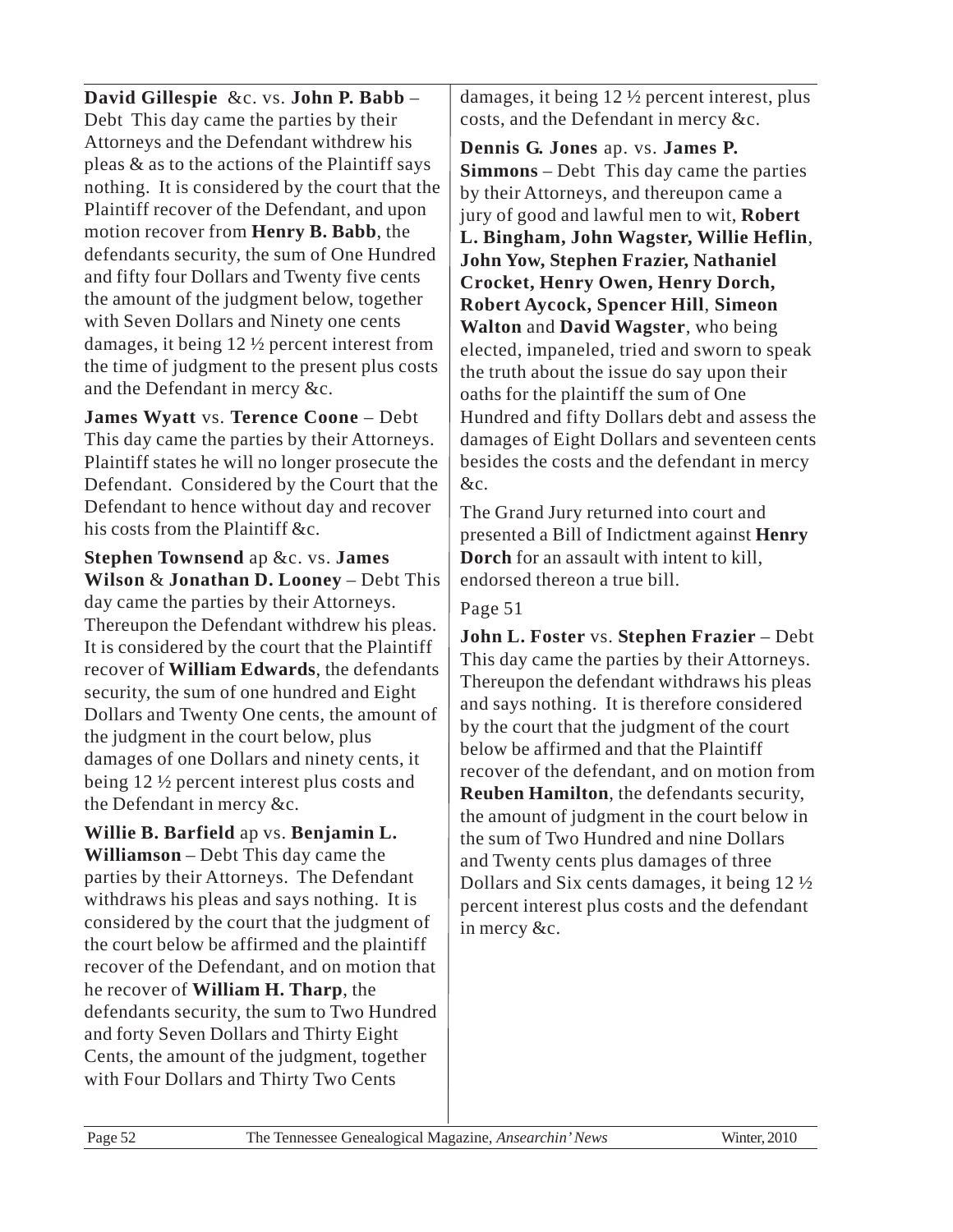**David Gillespie** &c. vs. **John P. Babb** – Debt This day came the parties by their Attorneys and the Defendant withdrew his pleas & as to the actions of the Plaintiff says nothing. It is considered by the court that the Plaintiff recover of the Defendant, and upon motion recover from **Henry B. Babb**, the defendants security, the sum of One Hundred and fifty four Dollars and Twenty five cents the amount of the judgment below, together with Seven Dollars and Ninety one cents damages, it being 12 ½ percent interest from the time of judgment to the present plus costs and the Defendant in mercy &c.

**James Wyatt** vs. **Terence Coone** – Debt This day came the parties by their Attorneys. Plaintiff states he will no longer prosecute the Defendant. Considered by the Court that the Defendant to hence without day and recover his costs from the Plaintiff &c.

**Stephen Townsend** ap &c. vs. **James Wilson** & **Jonathan D. Looney** – Debt This day came the parties by their Attorneys. Thereupon the Defendant withdrew his pleas. It is considered by the court that the Plaintiff recover of **William Edwards**, the defendants security, the sum of one hundred and Eight Dollars and Twenty One cents, the amount of the judgment in the court below, plus damages of one Dollars and ninety cents, it being 12 ½ percent interest plus costs and the Defendant in mercy &c.

**Willie B. Barfield** ap vs. **Benjamin L. Williamson** – Debt This day came the parties by their Attorneys. The Defendant withdraws his pleas and says nothing. It is considered by the court that the judgment of the court below be affirmed and the plaintiff recover of the Defendant, and on motion that he recover of **William H. Tharp**, the defendants security, the sum to Two Hundred and forty Seven Dollars and Thirty Eight Cents, the amount of the judgment, together with Four Dollars and Thirty Two Cents damages, it being 12 ½ percent interest, plus costs, and the Defendant in mercy &c.

**Dennis G. Jones** ap. vs. **James P. Simmons** – Debt This day came the parties by their Attorneys, and thereupon came a jury of good and lawful men to wit, **Robert L. Bingham, John Wagster, Willie Heflin**, **John Yow, Stephen Frazier, Nathaniel Crocket, Henry Owen, Henry Dorch, Robert Aycock, Spencer Hill**, **Simeon Walton** and **David Wagster**, who being elected, impaneled, tried and sworn to speak the truth about the issue do say upon their oaths for the plaintiff the sum of One Hundred and fifty Dollars debt and assess the damages of Eight Dollars and seventeen cents besides the costs and the defendant in mercy &c.

The Grand Jury returned into court and presented a Bill of Indictment against **Henry Dorch** for an assault with intent to kill, endorsed thereon a true bill.

Page 51

**John L. Foster** vs. **Stephen Frazier** – Debt This day came the parties by their Attorneys. Thereupon the defendant withdraws his pleas and says nothing. It is therefore considered by the court that the judgment of the court below be affirmed and that the Plaintiff recover of the defendant, and on motion from **Reuben Hamilton**, the defendants security, the amount of judgment in the court below in the sum of Two Hundred and nine Dollars and Twenty cents plus damages of three Dollars and Six cents damages, it being 12 ½ percent interest plus costs and the defendant in mercy &c.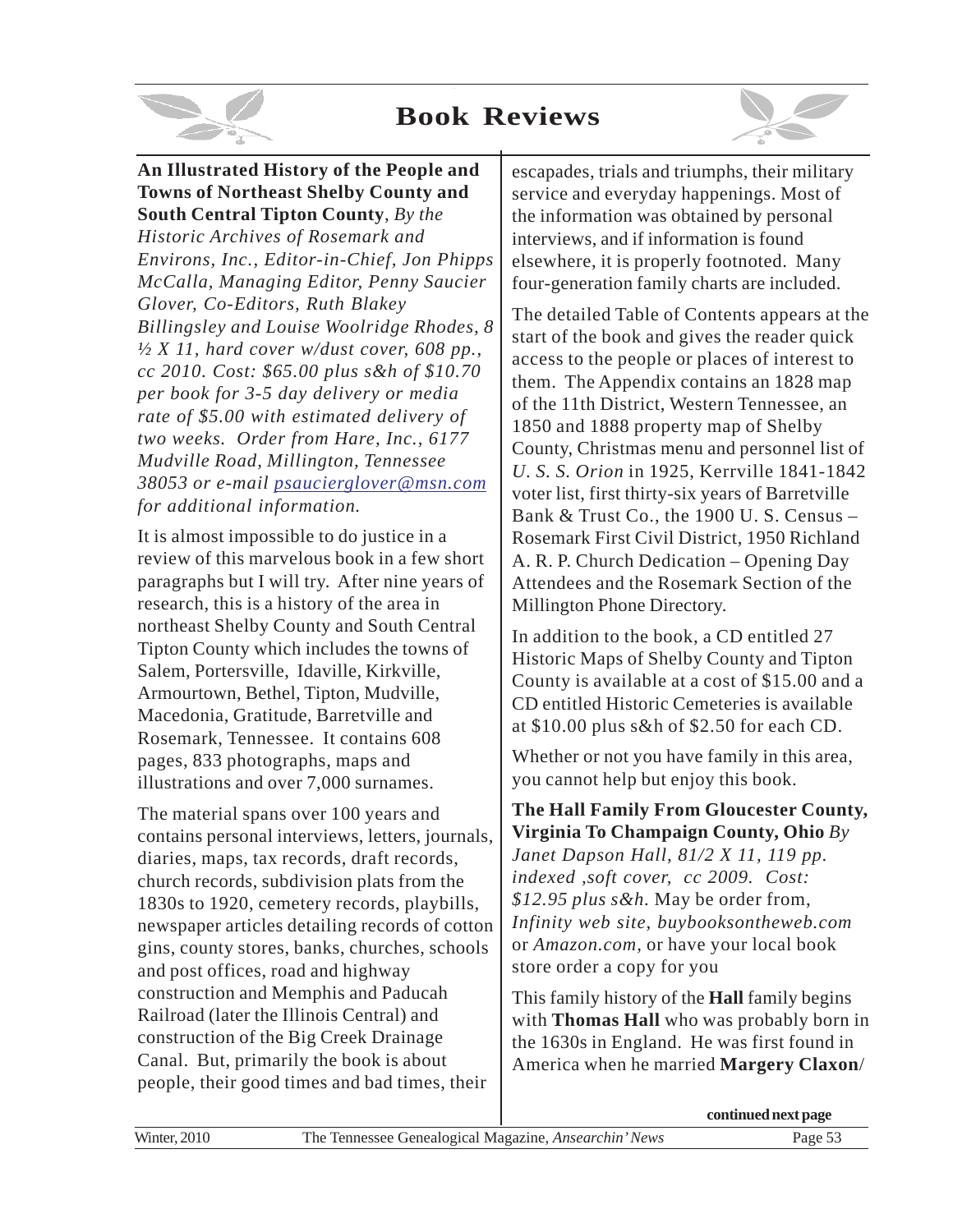# Book Reviews

**An Illustrated History of the People and Towns of Northeast Shelby County and South Central Tipton County**, *By the Historic Archives of Rosemark and Environs, Inc., Editor-in-Chief, Jon Phipps McCalla, Managing Editor, Penny Saucier Glover, Co-Editors, Ruth Blakey Billingsley and Louise Woolridge Rhodes, 8 ½ X 11, hard cover w/dust cover, 608 pp., cc 2010. Cost: $65.00 plus s&h of $10.70 per book for 3-5 day delivery or media rate of $5.00 with estimated delivery of two weeks. Order from Hare, Inc., 6177 Mudville Road, Millington, Tennessee 38053 or e-mail psaucierglover@msn.com for additional information.*

It is almost impossible to do justice in a review of this marvelous book in a few short paragraphs but I will try. After nine years of research, this is a history of the area in northeast Shelby County and South Central Tipton County which includes the towns of Salem, Portersville, Idaville, Kirkville, Armourtown, Bethel, Tipton, Mudville, Macedonia, Gratitude, Barretville and Rosemark, Tennessee. It contains 608 pages, 833 photographs, maps and illustrations and over 7,000 surnames.

The material spans over 100 years and contains personal interviews, letters, journals, diaries, maps, tax records, draft records, church records, subdivision plats from the 1830s to 1920, cemetery records, playbills, newspaper articles detailing records of cotton gins, county stores, banks, churches, schools and post offices, road and highway construction and Memphis and Paducah Railroad (later the Illinois Central) and construction of the Big Creek Drainage Canal. But, primarily the book is about people, their good times and bad times, their escapades, trials and triumphs, their military service and everyday happenings. Most of the information was obtained by personal interviews, and if information is found elsewhere, it is properly footnoted. Many four-generation family charts are included.

The detailed Table of Contents appears at the start of the book and gives the reader quick access to the people or places of interest to them. The Appendix contains an 1828 map of the 11th District, Western Tennessee, an 1850 and 1888 property map of Shelby County, Christmas menu and personnel list of *U. S. S. Orion* in 1925, Kerrville 1841-1842 voter list, first thirty-six years of Barretville Bank & Trust Co., the 1900 U. S. Census – Rosemark First Civil District, 1950 Richland A. R. P. Church Dedication – Opening Day Attendees and the Rosemark Section of the Millington Phone Directory.

In addition to the book, a CD entitled 27 Historic Maps of Shelby County and Tipton County is available at a cost of $15.00 and a CD entitled Historic Cemeteries is available at $10.00 plus s&h of $2.50 for each CD.

Whether or not you have family in this area, you cannot help but enjoy this book.

**The Hall Family From Gloucester County, Virginia To Champaign County, Ohio** *By Janet Dapson Hall, 81/2 X 11, 119 pp. indexed ,soft cover, cc 2009. Cost: $12.95 plus s&h.* May be order from, *Infinity web site, buybooksontheweb.com* or *Amazon.com,* or have your local book store order a copy for you

This family history of the **Hall** family begins with **Thomas Hall** who was probably born in the 1630s in England. He was first found in America when he married **Margery Claxon**/

continued next page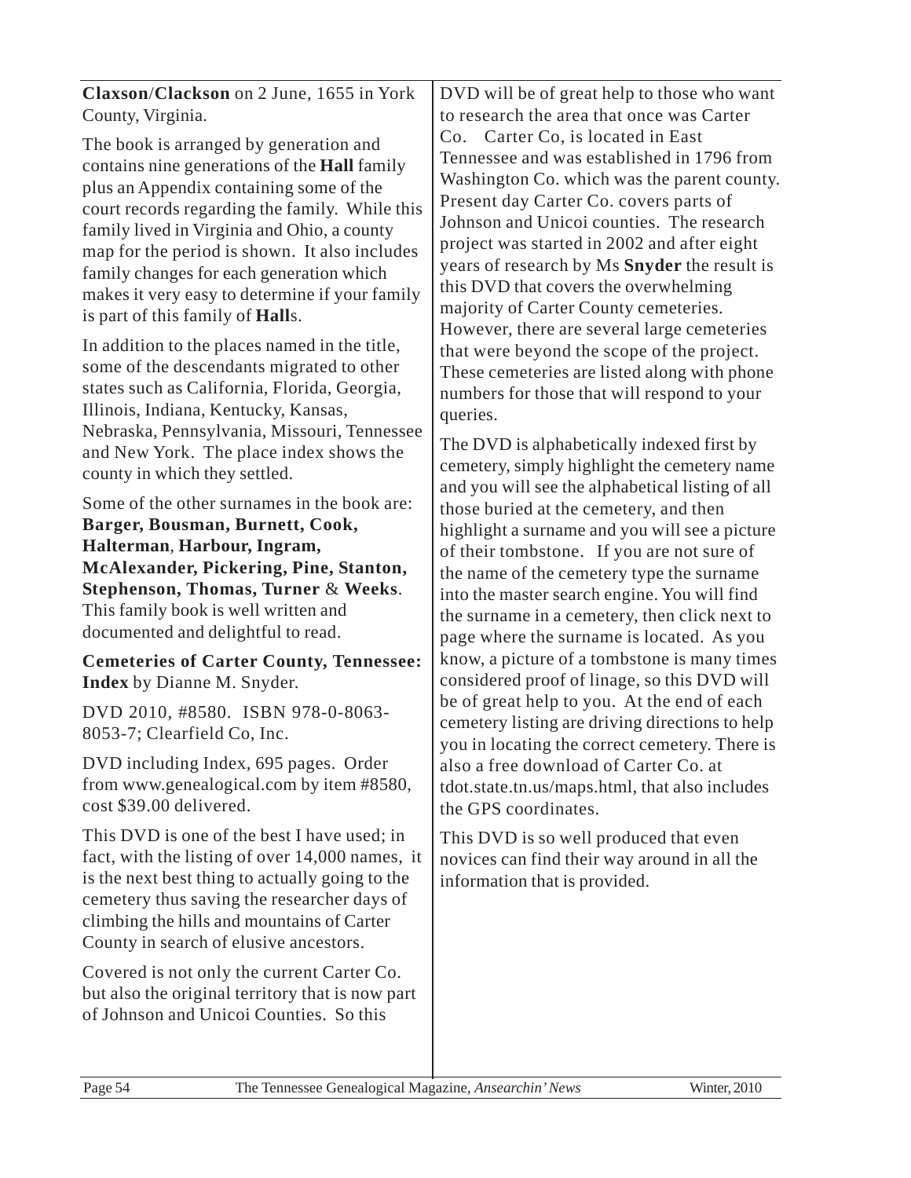**Claxson**/**Clackson** on 2 June, 1655 in York County, Virginia.

The book is arranged by generation and contains nine generations of the **Hall** family plus an Appendix containing some of the court records regarding the family. While this family lived in Virginia and Ohio, a county map for the period is shown. It also includes family changes for each generation which makes it very easy to determine if your family is part of this family of **Hall**s.

In addition to the places named in the title, some of the descendants migrated to other states such as California, Florida, Georgia, Illinois, Indiana, Kentucky, Kansas, Nebraska, Pennsylvania, Missouri, Tennessee and New York. The place index shows the county in which they settled.

Some of the other surnames in the book are: **Barger, Bousman, Burnett, Cook, Halterman**, **Harbour, Ingram, McAlexander, Pickering, Pine, Stanton, Stephenson, Thomas, Turner** & **Weeks**. This family book is well written and documented and delightful to read.

**Cemeteries of Carter County, Tennessee: Index** by Dianne M. Snyder.

DVD 2010, #8580. ISBN 978-0-8063-8053-7; Clearfield Co, Inc.

DVD including Index, 695 pages. Order from www.genealogical.com by item #8580, cost $39.00 delivered.

This DVD is one of the best I have used; in fact, with the listing of over 14,000 names, it is the next best thing to actually going to the cemetery thus saving the researcher days of climbing the hills and mountains of Carter County in search of elusive ancestors.

Covered is not only the current Carter Co. but also the original territory that is now part of Johnson and Unicoi Counties. So this DVD will be of great help to those who want to research the area that once was Carter Co. Carter Co, is located in East Tennessee and was established in 1796 from Washington Co. which was the parent county. Present day Carter Co. covers parts of Johnson and Unicoi counties. The research project was started in 2002 and after eight years of research by Ms **Snyder** the result is this DVD that covers the overwhelming majority of Carter County cemeteries. However, there are several large cemeteries that were beyond the scope of the project. These cemeteries are listed along with phone numbers for those that will respond to your queries.

The DVD is alphabetically indexed first by cemetery, simply highlight the cemetery name and you will see the alphabetical listing of all those buried at the cemetery, and then highlight a surname and you will see a picture of their tombstone. If you are not sure of the name of the cemetery type the surname into the master search engine. You will find the surname in a cemetery, then click next to page where the surname is located. As you know, a picture of a tombstone is many times considered proof of linage, so this DVD will be of great help to you. At the end of each cemetery listing are driving directions to help you in locating the correct cemetery. There is also a free download of Carter Co. at tdot.state.tn.us/maps.html, that also includes the GPS coordinates.

This DVD is so well produced that even novices can find their way around in all the information that is provided.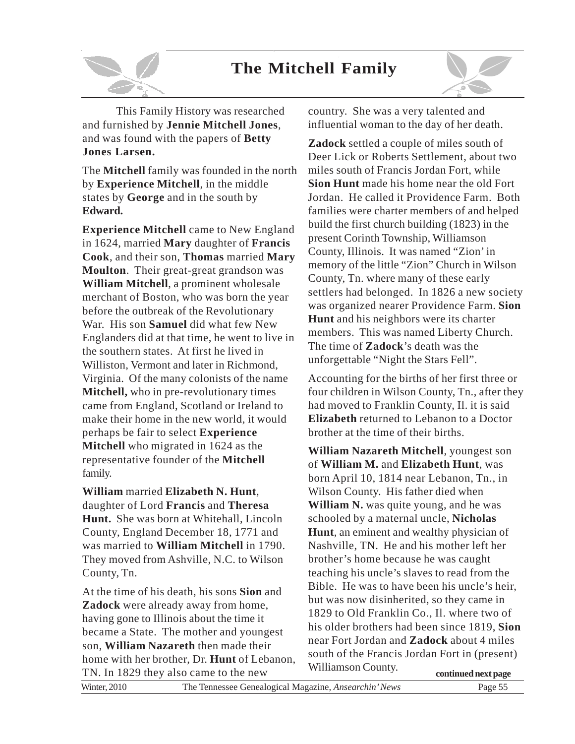# The Mitchell Family

This Family History was researched and furnished by **Jennie Mitchell Jones**, and was found with the papers of **Betty Jones Larsen.**

The **Mitchell** family was founded in the north by **Experience Mitchell**, in the middle states by **George** and in the south by **Edward.**

**Experience Mitchell** came to New England in 1624, married **Mary** daughter of **Francis Cook**, and their son, **Thomas** married **Mary Moulton**. Their great-great grandson was **William Mitchell**, a prominent wholesale merchant of Boston, who was born the year before the outbreak of the Revolutionary War. His son **Samuel** did what few New Englanders did at that time, he went to live in the southern states. At first he lived in Williston, Vermont and later in Richmond, Virginia. Of the many colonists of the name **Mitchell,** who in pre-revolutionary times came from England, Scotland or Ireland to make their home in the new world, it would perhaps be fair to select **Experience Mitchell** who migrated in 1624 as the representative founder of the **Mitchell** family.

**William** married **Elizabeth N. Hunt**, daughter of Lord **Francis** and **Theresa Hunt.** She was born at Whitehall, Lincoln County, England December 18, 1771 and was married to **William Mitchell** in 1790. They moved from Ashville, N.C. to Wilson County, Tn.

At the time of his death, his sons **Sion** and **Zadock** were already away from home, having gone to Illinois about the time it became a State. The mother and youngest son, **William Nazareth** then made their home with her brother, Dr. **Hunt** of Lebanon, TN. In 1829 they also came to the new country. She was a very talented and influential woman to the day of her death.

**Zadock** settled a couple of miles south of Deer Lick or Roberts Settlement, about two miles south of Francis Jordan Fort, while **Sion Hunt** made his home near the old Fort Jordan. He called it Providence Farm. Both families were charter members of and helped build the first church building (1823) in the present Corinth Township, Williamson County, Illinois. It was named "Zion' in memory of the little "Zion" Church in Wilson County, Tn. where many of these early settlers had belonged. In 1826 a new society was organized nearer Providence Farm. **Sion Hunt** and his neighbors were its charter members. This was named Liberty Church. The time of **Zadock**'s death was the unforgettable "Night the Stars Fell".

Accounting for the births of her first three or four children in Wilson County, Tn., after they had moved to Franklin County, Il. it is said **Elizabeth** returned to Lebanon to a Doctor brother at the time of their births.

**William Nazareth Mitchell**, youngest son of **William M.** and **Elizabeth Hunt**, was born April 10, 1814 near Lebanon, Tn., in Wilson County. His father died when **William N.** was quite young, and he was schooled by a maternal uncle, **Nicholas Hunt**, an eminent and wealthy physician of Nashville, TN. He and his mother left her brother's home because he was caught teaching his uncle's slaves to read from the Bible. He was to have been his uncle's heir, but was now disinherited, so they came in 1829 to Old Franklin Co., Il. where two of his older brothers had been since 1819, **Sion** near Fort Jordan and **Zadock** about 4 miles south of the Francis Jordan Fort in (present) Williamson County.

**continued next page**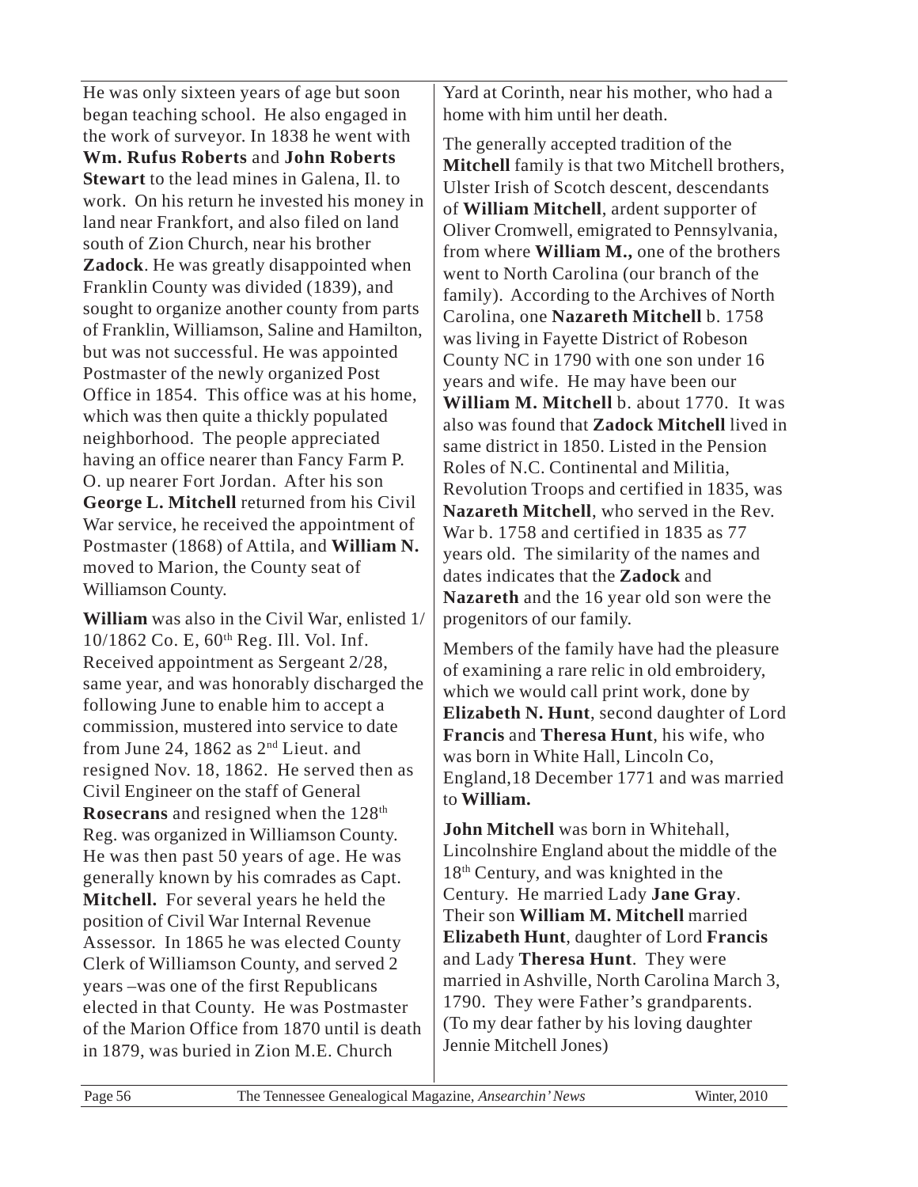He was only sixteen years of age but soon began teaching school. He also engaged in the work of surveyor. In 1838 he went with **Wm. Rufus Roberts** and **John Roberts Stewart** to the lead mines in Galena, Il. to work. On his return he invested his money in land near Frankfort, and also filed on land south of Zion Church, near his brother **Zadock**. He was greatly disappointed when Franklin County was divided (1839), and sought to organize another county from parts of Franklin, Williamson, Saline and Hamilton, but was not successful. He was appointed Postmaster of the newly organized Post Office in 1854. This office was at his home, which was then quite a thickly populated neighborhood. The people appreciated having an office nearer than Fancy Farm P. O. up nearer Fort Jordan. After his son **George L. Mitchell** returned from his Civil War service, he received the appointment of Postmaster (1868) of Attila, and **William N.** moved to Marion, the County seat of Williamson County.

**William** was also in the Civil War, enlisted 1/10/1862 Co. E, 60th Reg. Ill. Vol. Inf. Received appointment as Sergeant 2/28, same year, and was honorably discharged the following June to enable him to accept a commission, mustered into service to date from June 24, 1862 as 2nd Lieut. and resigned Nov. 18, 1862. He served then as Civil Engineer on the staff of General **Rosecrans** and resigned when the 128th Reg. was organized in Williamson County. He was then past 50 years of age. He was generally known by his comrades as Capt. **Mitchell.** For several years he held the position of Civil War Internal Revenue Assessor. In 1865 he was elected County Clerk of Williamson County, and served 2 years –was one of the first Republicans elected in that County. He was Postmaster of the Marion Office from 1870 until is death in 1879, was buried in Zion M.E. Church Yard at Corinth, near his mother, who had a home with him until her death.

The generally accepted tradition of the **Mitchell** family is that two Mitchell brothers, Ulster Irish of Scotch descent, descendants of **William Mitchell**, ardent supporter of Oliver Cromwell, emigrated to Pennsylvania, from where **William M.,** one of the brothers went to North Carolina (our branch of the family). According to the Archives of North Carolina, one **Nazareth Mitchell** b. 1758 was living in Fayette District of Robeson County NC in 1790 with one son under 16 years and wife. He may have been our **William M. Mitchell** b. about 1770. It was also was found that **Zadock Mitchell** lived in same district in 1850. Listed in the Pension Roles of N.C. Continental and Militia, Revolution Troops and certified in 1835, was **Nazareth Mitchell**, who served in the Rev. War b. 1758 and certified in 1835 as 77 years old. The similarity of the names and dates indicates that the **Zadock** and **Nazareth** and the 16 year old son were the progenitors of our family.

Members of the family have had the pleasure of examining a rare relic in old embroidery, which we would call print work, done by **Elizabeth N. Hunt**, second daughter of Lord **Francis** and **Theresa Hunt**, his wife, who was born in White Hall, Lincoln Co, England,18 December 1771 and was married to **William.**

**John Mitchell** was born in Whitehall, Lincolnshire England about the middle of the 18th Century, and was knighted in the Century. He married Lady **Jane Gray**. Their son **William M. Mitchell** married **Elizabeth Hunt**, daughter of Lord **Francis** and Lady **Theresa Hunt**. They were married in Ashville, North Carolina March 3, 1790. They were Father's grandparents. (To my dear father by his loving daughter Jennie Mitchell Jones)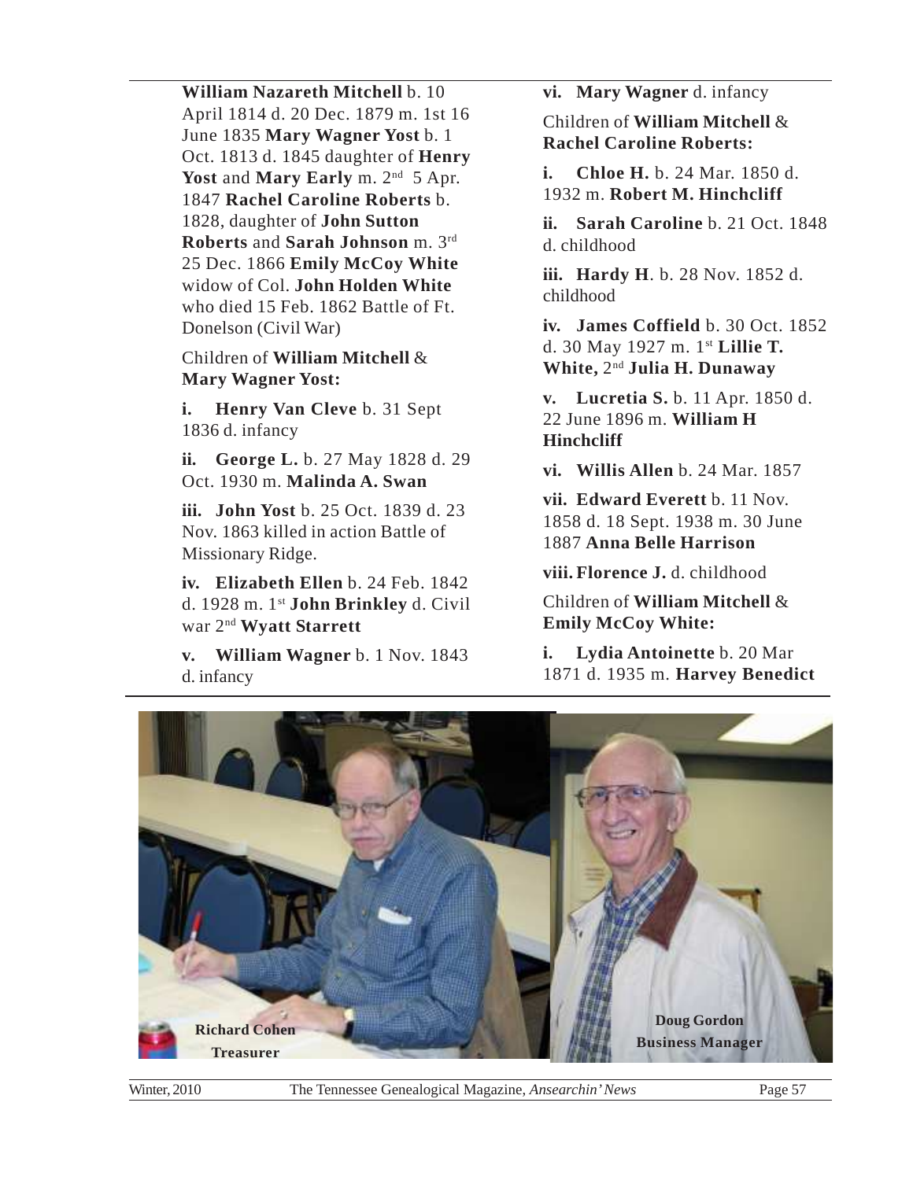**William Nazareth Mitchell** b. 10 April 1814 d. 20 Dec. 1879 m. 1st 16 June 1835 **Mary Wagner Yost** b. 1 Oct. 1813 d. 1845 daughter of **Henry Yost** and **Mary Early** m. 2nd 5 Apr. 1847 **Rachel Caroline Roberts** b. 1828, daughter of **John Sutton Roberts** and **Sarah Johnson** m. 3rd 25 Dec. 1866 **Emily McCoy White** widow of Col. **John Holden White** who died 15 Feb. 1862 Battle of Ft. Donelson (Civil War)

Children of **William Mitchell** & **Mary Wagner Yost:**

**i. Henry Van Cleve** b. 31 Sept 1836 d. infancy

**ii. George L.** b. 27 May 1828 d. 29 Oct. 1930 m. **Malinda A. Swan**

**iii. John Yost** b. 25 Oct. 1839 d. 23 Nov. 1863 killed in action Battle of Missionary Ridge.

**iv. Elizabeth Ellen** b. 24 Feb. 1842 d. 1928 m. 1st **John Brinkley** d. Civil war 2nd **Wyatt Starrett**

**v. William Wagner** b. 1 Nov. 1843 d. infancy

**vi. Mary Wagner** d. infancy

Children of **William Mitchell** & **Rachel Caroline Roberts:**

**i. Chloe H.** b. 24 Mar. 1850 d. 1932 m. **Robert M. Hinchcliff**

**ii. Sarah Caroline** b. 21 Oct. 1848 d. childhood

**iii. Hardy H**. b. 28 Nov. 1852 d. childhood

**iv. James Coffield** b. 30 Oct. 1852 d. 30 May 1927 m. 1st **Lillie T. White,** 2nd **Julia H. Dunaway**

**v. Lucretia S.** b. 11 Apr. 1850 d. 22 June 1896 m. **William H Hinchcliff**

**vi. Willis Allen** b. 24 Mar. 1857

**vii. Edward Everett** b. 11 Nov. 1858 d. 18 Sept. 1938 m. 30 June 1887 **Anna Belle Harrison**

**viii. Florence J.** d. childhood

Children of **William Mitchell** & **Emily McCoy White:**

**i. Lydia Antoinette** b. 20 Mar 1871 d. 1935 m. **Harvey Benedict**

**Richard Cohen**
**Treasurer**

**Doug Gordon**
**Business Manager**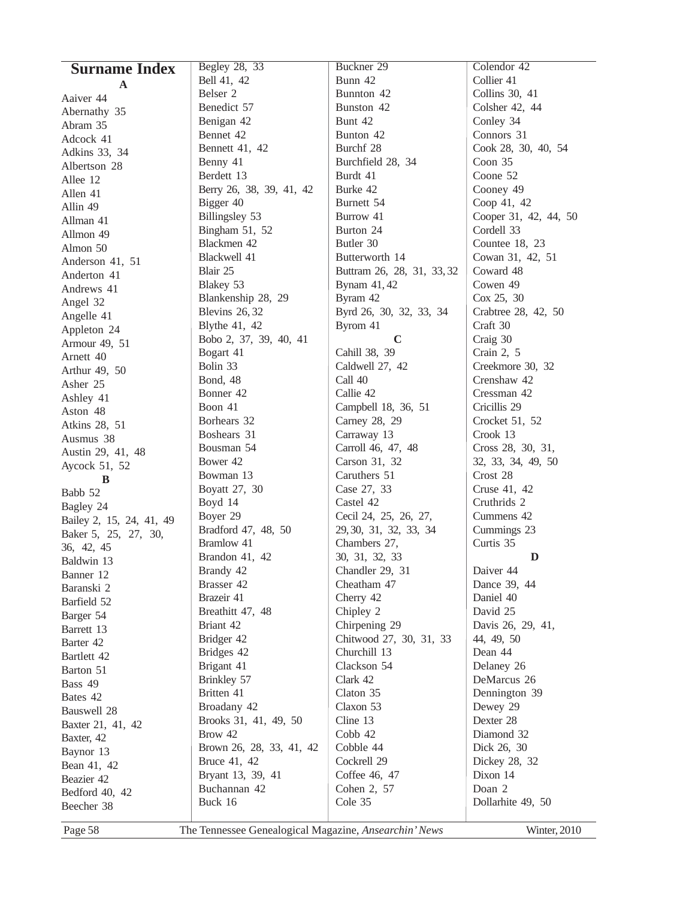# Surname Index

**A**

Aaiver 44
Abernathy 35
Abram 35
Adcock 41
Adkins 33, 34
Albertson 28
Allee 12
Allen 41
Allin 49
Allman 41
Allmon 49
Almon 50
Anderson 41, 51
Anderton 41
Andrews 41
Angel 32
Angelle 41
Appleton 24
Armour 49, 51
Arnett 40
Arthur 49, 50
Asher 25
Ashley 41
Aston 48
Atkins 28, 51
Ausmus 38
Austin 29, 41, 48
Aycock 51, 52

**B**

Babb 52
Bagley 24
Bailey 2, 15, 24, 41, 49
Baker 5, 25, 27, 30, 36, 42, 45
Baldwin 13
Banner 12
Baranski 2
Barfield 52
Barger 54
Barrett 13
Barter 42
Bartlett 42
Barton 51
Bass 49
Bates 42
Bauswell 28
Baxter 21, 41, 42
Baxter, 42
Baynor 13
Bean 41, 42
Beazier 42
Bedford 40, 42
Beecher 38
Begley 28, 33
Bell 41, 42
Belser 2
Benedict 57
Benigan 42
Bennet 42
Bennett 41, 42
Benny 41
Berdett 13
Berry 26, 38, 39, 41, 42
Bigger 40
Billingsley 53
Bingham 51, 52
Blackmen 42
Blackwell 41
Blair 25
Blakey 53
Blankenship 28, 29
Blevins 26, 32
Blythe 41, 42
Bobo 2, 37, 39, 40, 41
Bogart 41
Bolin 33
Bond, 48
Bonner 42
Boon 41
Borhears 32
Boshears 31
Bousman 54
Bower 42
Bowman 13
Boyatt 27, 30
Boyd 14
Boyer 29
Bradford 47, 48, 50
Bramlow 41
Brandon 41, 42
Brandy 42
Brasser 42
Brazeir 41
Breathitt 47, 48
Briant 42
Bridger 42
Bridges 42
Brigant 41
Brinkley 57
Britten 41
Broadany 42
Brooks 31, 41, 49, 50
Brow 42
Brown 26, 28, 33, 41, 42
Bruce 41, 42
Bryant 13, 39, 41
Buchannan 42
Buck 16
Buckner 29
Bunn 42
Bunnton 42
Bunston 42
Bunt 42
Bunton 42
Burchf 28
Burchfield 28, 34
Burdt 41
Burke 42
Burnett 54
Burrow 41
Burton 24
Butler 30
Butterworth 14
Buttram 26, 28, 31, 33, 32
Bynam 41, 42
Byram 42
Byrd 26, 30, 32, 33, 34
Byrom 41

**C**

Cahill 38, 39
Caldwell 27, 42
Call 40
Callie 42
Campbell 18, 36, 51
Carney 28, 29
Carraway 13
Carroll 46, 47, 48
Carson 31, 32
Caruthers 51
Case 27, 33
Castel 42
Cecil 24, 25, 26, 27, 29, 30, 31, 32, 33, 34
Chambers 27, 30, 31, 32, 33
Chandler 29, 31
Cheatham 47
Cherry 42
Chipley 2
Chirpening 29
Chitwood 27, 30, 31, 33
Churchill 13
Clackson 54
Clark 42
Claton 35
Claxon 53
Cline 13
Cobb 42
Cobble 44
Cockrell 29
Coffee 46, 47
Cohen 2, 57
Cole 35
Colendor 42
Collier 41
Collins 30, 41
Colsher 42, 44
Conley 34
Connors 31
Cook 28, 30, 40, 54
Coon 35
Coone 52
Cooney 49
Coop 41, 42
Cooper 31, 42, 44, 50
Cordell 33
Countee 18, 23
Cowan 31, 42, 51
Coward 48
Cowen 49
Cox 25, 30
Crabtree 28, 42, 50
Craft 30
Craig 30
Crain 2, 5
Creekmore 30, 32
Crenshaw 42
Cressman 42
Cricillis 29
Crocket 51, 52
Crook 13
Cross 28, 30, 31, 32, 33, 34, 49, 50
Crost 28
Cruse 41, 42
Cruthrids 2
Cummens 42
Cummings 23
Curtis 35

**D**

Daiver 44
Dance 39, 44
Daniel 40
David 25
Davis 26, 29, 41, 44, 49, 50
Dean 44
Delaney 26
DeMarcus 26
Dennington 39
Dewey 29
Dexter 28
Diamond 32
Dick 26, 30
Dickey 28, 32
Dixon 14
Doan 2
Dollarhite 49, 50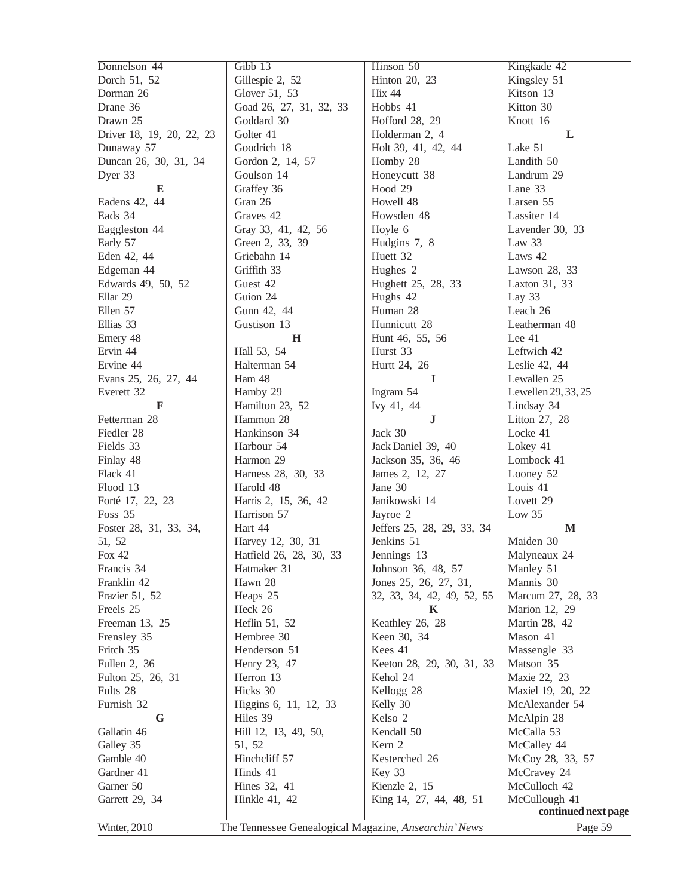Donnelson 44
Dorch 51, 52
Dorman 26
Drane 36
Drawn 25
Driver 18, 19, 20, 22, 23
Dunaway 57
Duncan 26, 30, 31, 34
Dyer 33

**E**

Eadens 42, 44
Eads 34
Eaggleston 44
Early 57
Eden 42, 44
Edgeman 44
Edwards 49, 50, 52
Ellar 29
Ellen 57
Ellias 33
Emery 48
Ervin 44
Ervine 44
Evans 25, 26, 27, 44
Everett 32

**F**

Fetterman 28
Fiedler 28
Fields 33
Finlay 48
Flack 41
Flood 13
Forté 17, 22, 23
Foss 35
Foster 28, 31, 33, 34, 51, 52
Fox 42
Francis 34
Franklin 42
Frazier 51, 52
Freels 25
Freeman 13, 25
Frensley 35
Fritch 35
Fullen 2, 36
Fulton 25, 26, 31
Fults 28
Furnish 32

**G**

Gallatin 46
Galley 35
Gamble 40
Gardner 41
Garner 50
Garrett 29, 34
Gibb 13
Gillespie 2, 52
Glover 51, 53
Goad 26, 27, 31, 32, 33
Goddard 30
Golter 41
Goodrich 18
Gordon 2, 14, 57
Goulson 14
Graffey 36
Gran 26
Graves 42
Gray 33, 41, 42, 56
Green 2, 33, 39
Griebahn 14
Griffith 33
Guest 42
Guion 24
Gunn 42, 44
Gustison 13

**H**

Hall 53, 54
Halterman 54
Ham 48
Hamby 29
Hamilton 23, 52
Hammon 28
Hankinson 34
Harbour 54
Harmon 29
Harness 28, 30, 33
Harold 48
Harris 2, 15, 36, 42
Harrison 57
Hart 44
Harvey 12, 30, 31
Hatfield 26, 28, 30, 33
Hatmaker 31
Hawn 28
Heaps 25
Heck 26
Heflin 51, 52
Hembree 30
Henderson 51
Henry 23, 47
Herron 13
Hicks 30
Higgins 6, 11, 12, 33
Hiles 39
Hill 12, 13, 49, 50, 51, 52
Hinchcliff 57
Hinds 41
Hines 32, 41
Hinkle 41, 42
Hinson 50
Hinton 20, 23
Hix 44
Hobbs 41
Hofford 28, 29
Holderman 2, 4
Holt 39, 41, 42, 44
Homby 28
Honeycutt 38
Hood 29
Howell 48
Howsden 48
Hoyle 6
Hudgins 7, 8
Huett 32
Hughes 2
Hughett 25, 28, 33
Hughs 42
Human 28
Hunnicutt 28
Hunt 46, 55, 56
Hurst 33
Hurtt 24, 26

**I**

Ingram 54
Ivy 41, 44

**J**

Jack 30
Jack Daniel 39, 40
Jackson 35, 36, 46
James 2, 12, 27
Jane 30
Janikowski 14
Jayroe 2
Jeffers 25, 28, 29, 33, 34
Jenkins 51
Jennings 13
Johnson 36, 48, 57
Jones 25, 26, 27, 31, 32, 33, 34, 42, 49, 52, 55

**K**

Keathley 26, 28
Keen 30, 34
Kees 41
Keeton 28, 29, 30, 31, 33
Kehol 24
Kellogg 28
Kelly 30
Kelso 2
Kendall 50
Kern 2
Kesterched 26
Key 33
Kienzle 2, 15
King 14, 27, 44, 48, 51
Kingkade 42
Kingsley 51
Kitson 13
Kitton 30
Knott 16

**L**

Lake 51
Landith 50
Landrum 29
Lane 33
Larsen 55
Lassiter 14
Lavender 30, 33
Law 33
Laws 42
Lawson 28, 33
Laxton 31, 33
Lay 33
Leach 26
Leatherman 48
Lee 41
Leftwich 42
Leslie 42, 44
Lewallen 25
Lewellen 29, 33, 25
Lindsay 34
Litton 27, 28
Locke 41
Lokey 41
Lombock 41
Looney 52
Louis 41
Lovett 29
Low 35

**M**

Maiden 30
Malyneaux 24
Manley 51
Mannis 30
Marcum 27, 28, 33
Marion 12, 29
Martin 28, 42
Mason 41
Massengle 33
Matson 35
Maxie 22, 23
Maxiel 19, 20, 22
McAlexander 54
McAlpin 28
McCalla 53
McCalley 44
McCoy 28, 33, 57
McCravey 24
McCulloch 42
McCullough 41

**continued next page**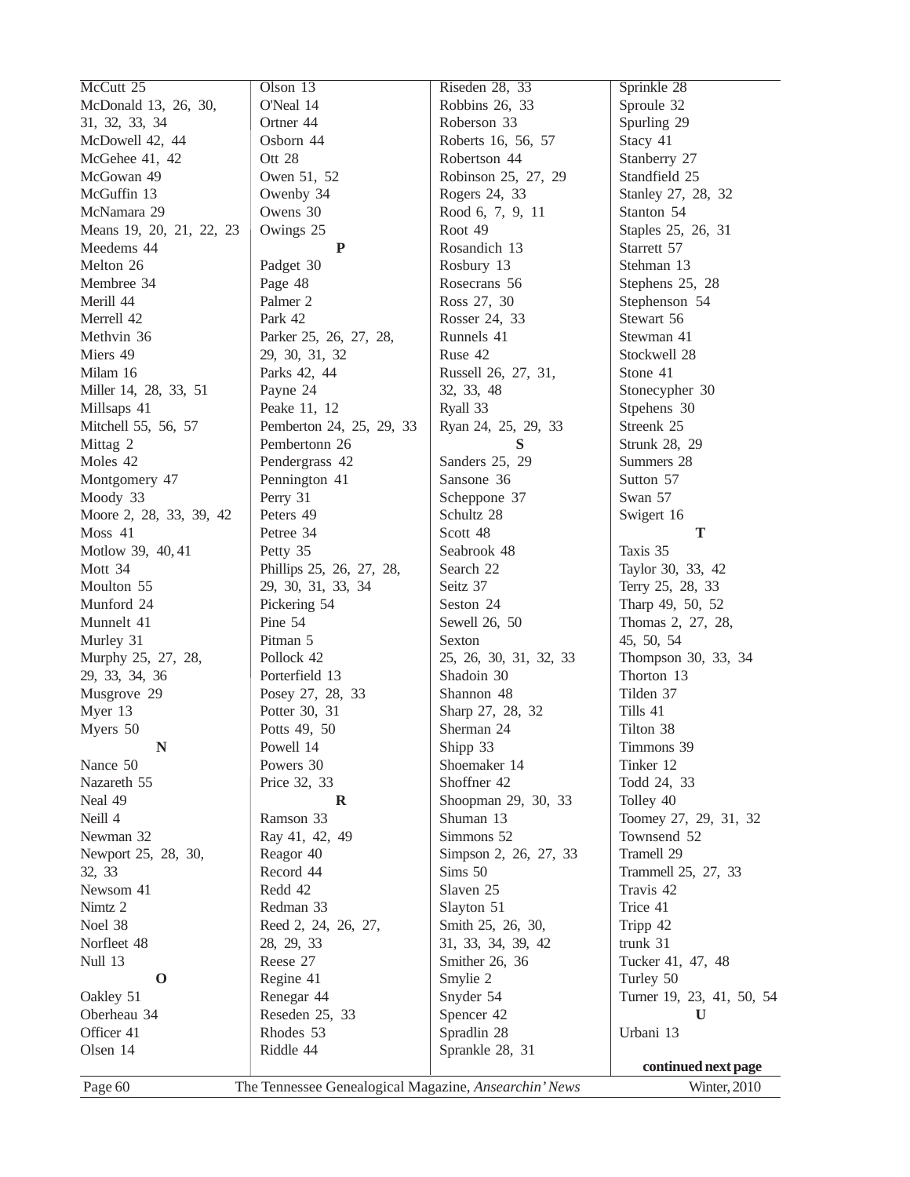McCutt 25
McDonald 13, 26, 30, 31, 32, 33, 34
McDowell 42, 44
McGehee 41, 42
McGowan 49
McGuffin 13
McNamara 29
Means 19, 20, 21, 22, 23
Meedems 44
Melton 26
Membree 34
Merill 44
Merrell 42
Methvin 36
Miers 49
Milam 16
Miller 14, 28, 33, 51
Millsaps 41
Mitchell 55, 56, 57
Mittag 2
Moles 42
Montgomery 47
Moody 33
Moore 2, 28, 33, 39, 42
Moss 41
Motlow 39, 40, 41
Mott 34
Moulton 55
Munford 24
Munnelt 41
Murley 31
Murphy 25, 27, 28, 29, 33, 34, 36
Musgrove 29
Myer 13
Myers 50

**N**

Nance 50
Nazareth 55
Neal 49
Neill 4
Newman 32
Newport 25, 28, 30, 32, 33
Newsom 41
Nimtz 2
Noel 38
Norfleet 48
Null 13

**O**

Oakley 51
Oberheau 34
Officer 41
Olsen 14
Olson 13
O'Neal 14
Ortner 44
Osborn 44
Ott 28
Owen 51, 52
Owenby 34
Owens 30
Owings 25

**P**

Padget 30
Page 48
Palmer 2
Park 42
Parker 25, 26, 27, 28, 29, 30, 31, 32
Parks 42, 44
Payne 24
Peake 11, 12
Pemberton 24, 25, 29, 33
Pembertonn 26
Pendergrass 42
Pennington 41
Perry 31
Peters 49
Petree 34
Petty 35
Phillips 25, 26, 27, 28, 29, 30, 31, 33, 34
Pickering 54
Pine 54
Pitman 5
Pollock 42
Porterfield 13
Posey 27, 28, 33
Potter 30, 31
Potts 49, 50
Powell 14
Powers 30
Price 32, 33

**R**

Ramson 33
Ray 41, 42, 49
Reagor 40
Record 44
Redd 42
Redman 33
Reed 2, 24, 26, 27, 28, 29, 33
Reese 27
Regine 41
Renegar 44
Reseden 25, 33
Rhodes 53
Riddle 44
Riseden 28, 33
Robbins 26, 33
Roberson 33
Roberts 16, 56, 57
Robertson 44
Robinson 25, 27, 29
Rogers 24, 33
Rood 6, 7, 9, 11
Root 49
Rosandich 13
Rosbury 13
Rosecrans 56
Ross 27, 30
Rosser 24, 33
Runnels 41
Ruse 42
Russell 26, 27, 31, 32, 33, 48
Ryall 33
Ryan 24, 25, 29, 33

**S**

Sanders 25, 29
Sansone 36
Scheppone 37
Schultz 28
Scott 48
Seabrook 48
Search 22
Seitz 37
Seston 24
Sewell 26, 50
Sexton 25, 26, 30, 31, 32, 33
Shadoin 30
Shannon 48
Sharp 27, 28, 32
Sherman 24
Shipp 33
Shoemaker 14
Shoffner 42
Shoopman 29, 30, 33
Shuman 13
Simmons 52
Simpson 2, 26, 27, 33
Sims 50
Slaven 25
Slayton 51
Smith 25, 26, 30, 31, 33, 34, 39, 42
Smither 26, 36
Smylie 2
Snyder 54
Spencer 42
Spradlin 28
Sprankle 28, 31
Sprinkle 28
Sproule 32
Spurling 29
Stacy 41
Stanberry 27
Standfield 25
Stanley 27, 28, 32
Stanton 54
Staples 25, 26, 31
Starrett 57
Stehman 13
Stephens 25, 28
Stephenson 54
Stewart 56
Stewman 41
Stockwell 28
Stone 41
Stonecypher 30
Stpehens 30
Streenk 25
Strunk 28, 29
Summers 28
Sutton 57
Swan 57
Swigert 16

**T**

Taxis 35
Taylor 30, 33, 42
Terry 25, 28, 33
Tharp 49, 50, 52
Thomas 2, 27, 28, 45, 50, 54
Thompson 30, 33, 34
Thorton 13
Tilden 37
Tills 41
Tilton 38
Timmons 39
Tinker 12
Todd 24, 33
Tolley 40
Toomey 27, 29, 31, 32
Townsend 52
Tramell 29
Trammell 25, 27, 33
Travis 42
Trice 41
Tripp 42
trunk 31
Tucker 41, 47, 48
Turley 50
Turner 19, 23, 41, 50, 54

**U**

Urbani 13

**continued next page**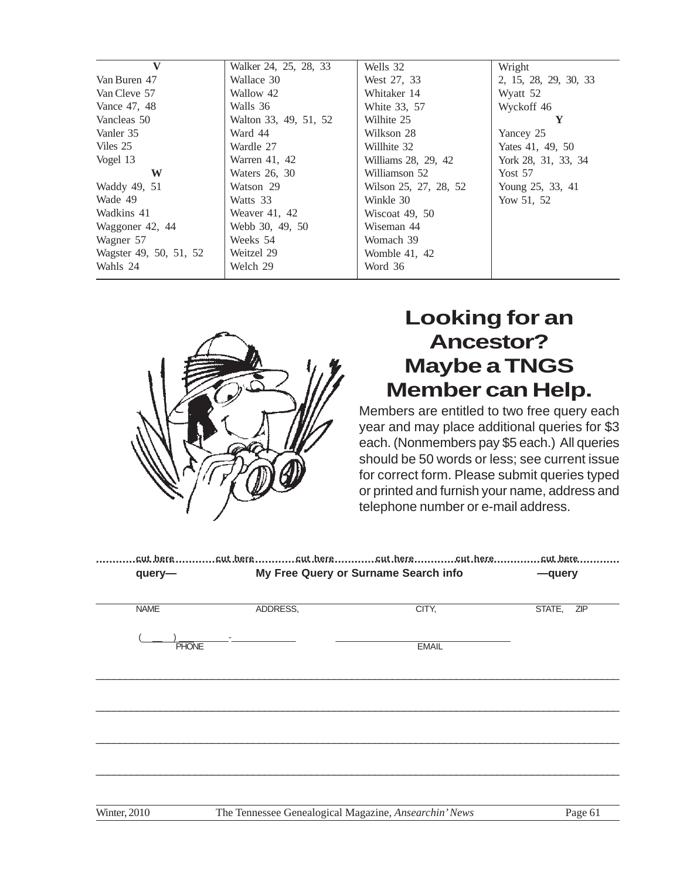**V**

Van Buren 47
Van Cleve 57
Vance 47, 48
Vancleas 50
Vanler 35
Viles 25
Vogel 13

**W**

Waddy 49, 51
Wade 49
Wadkins 41
Waggoner 42, 44
Wagner 57
Wagster 49, 50, 51, 52
Wahls 24
Walker 24, 25, 28, 33
Wallace 30
Wallow 42
Walls 36
Walton 33, 49, 51, 52
Ward 44
Wardle 27
Warren 41, 42
Waters 26, 30
Watson 29
Watts 33
Weaver 41, 42
Webb 30, 49, 50
Weeks 54
Weitzel 29
Welch 29
Wells 32
West 27, 33
Whitaker 14
White 33, 57
Wilhite 25
Wilkson 28
Willhite 32
Williams 28, 29, 42
Williamson 52
Wilson 25, 27, 28, 52
Winkle 30
Wiscoat 49, 50
Wiseman 44
Womach 39
Womble 41, 42
Word 36
Wright 2, 15, 28, 29, 30, 33
Wyatt 52
Wyckoff 46

**Y**

Yancey 25
Yates 41, 49, 50
York 28, 31, 33, 34
Yost 57
Young 25, 33, 41
Yow 51, 52

# Looking for an Ancestor? Maybe a TNGS Member can Help.

Members are entitled to two free query each year and may place additional queries for $3 each. (Nonmembers pay $5 each.) All queries should be 50 words or less; see current issue for correct form. Please submit queries typed or printed and furnish your name, address and telephone number or e-mail address.

.........cut here.........cut here.........cut here.........cut here.........cut here.........cut here.........

**query— My Free Query or Surname Search info —query**

NAME ______ ADDRESS, ______ CITY, ______ STATE, ZIP ______

(___) ____-______ PHONE ______ EMAIL

______________________________________________________________________

______________________________________________________________________

______________________________________________________________________

______________________________________________________________________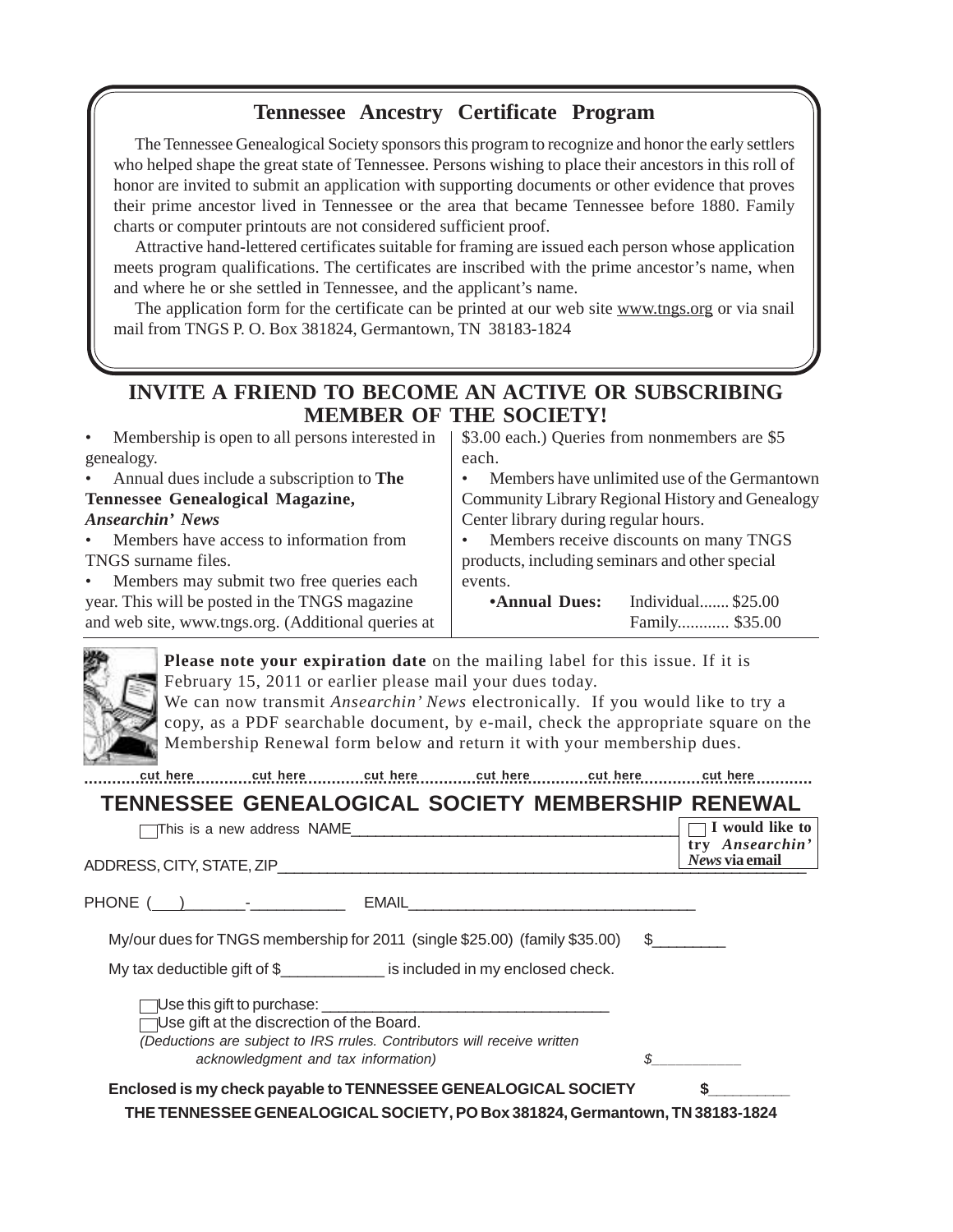## Tennessee Ancestry Certificate Program

The Tennessee Genealogical Society sponsors this program to recognize and honor the early settlers who helped shape the great state of Tennessee. Persons wishing to place their ancestors in this roll of honor are invited to submit an application with supporting documents or other evidence that proves their prime ancestor lived in Tennessee or the area that became Tennessee before 1880. Family charts or computer printouts are not considered sufficient proof.

Attractive hand-lettered certificates suitable for framing are issued each person whose application meets program qualifications. The certificates are inscribed with the prime ancestor's name, when and where he or she settled in Tennessee, and the applicant's name.

The application form for the certificate can be printed at our web site www.tngs.org or via snail mail from TNGS P. O. Box 381824, Germantown, TN 38183-1824

## INVITE A FRIEND TO BECOME AN ACTIVE OR SUBSCRIBING MEMBER OF THE SOCIETY!

- Membership is open to all persons interested in genealogy.
- Annual dues include a subscription to **The Tennessee Genealogical Magazine,** ***Ansearchin' News***
- Members have access to information from TNGS surname files.
- Members may submit two free queries each year. This will be posted in the TNGS magazine and web site, www.tngs.org. (Additional queries at $3.00 each.) Queries from nonmembers are $5 each.
- Members have unlimited use of the Germantown Community Library Regional History and Genealogy Center library during regular hours.
- Members receive discounts on many TNGS products, including seminars and other special events.
- **Annual Dues:** Individual....... $25.00
  Family............ $35.00

**Please note your expiration date** on the mailing label for this issue. If it is February 15, 2011 or earlier please mail your dues today.
We can now transmit *Ansearchin' News* electronically. If you would like to try a copy, as a PDF searchable document, by e-mail, check the appropriate square on the Membership Renewal form below and return it with your membership dues.

cut here ........ cut here ........ cut here ........ cut here ........ cut here ........ cut here

## TENNESSEE GENEALOGICAL SOCIETY MEMBERSHIP RENEWAL

☐ This is a new address NAME______________________________________

☐ **I would like to try *Ansearchin' News* via email**

ADDRESS, CITY, STATE, ZIP______________________________________________

PHONE (___)_______-___________ EMAIL__________________________________

My/our dues for TNGS membership for 2011 (single $25.00) (family $35.00) $________

My tax deductible gift of $____________ is included in my enclosed check.

☐ Use this gift to purchase: __________________________________

☐ Use gift at the discretion of the Board.

*(Deductions are subject to IRS rrules. Contributors will receive written acknowledgment and tax information)* *$___________*

**Enclosed is my check payable to TENNESSEE GENEALOGICAL SOCIETY $_________**

**THE TENNESSEE GENEALOGICAL SOCIETY, PO Box 381824, Germantown, TN 38183-1824**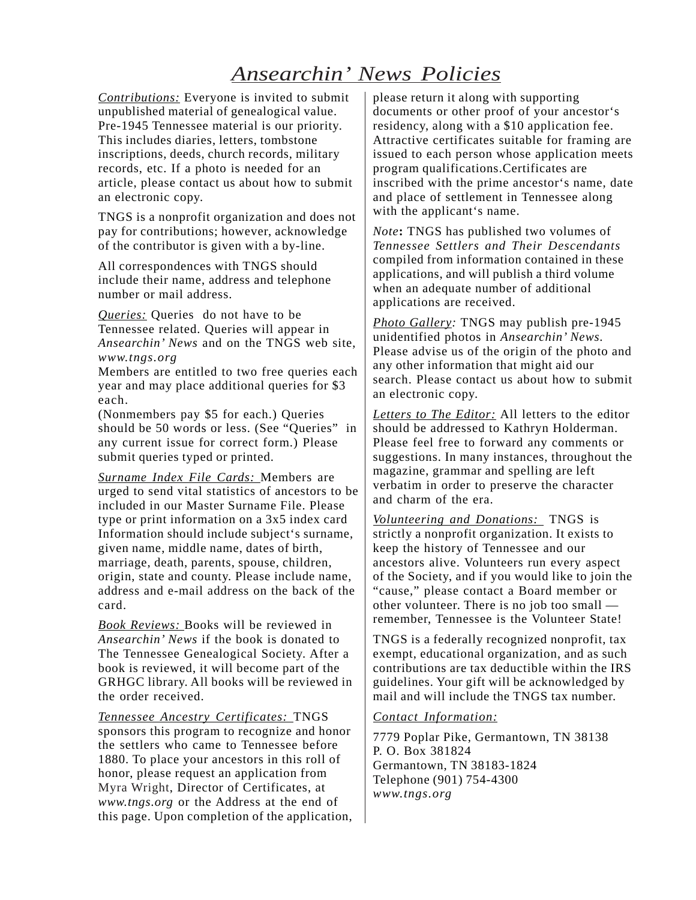# *Ansearchin' News Policies*

*Contributions:* Everyone is invited to submit unpublished material of genealogical value. Pre-1945 Tennessee material is our priority. This includes diaries, letters, tombstone inscriptions, deeds, church records, military records, etc. If a photo is needed for an article, please contact us about how to submit an electronic copy.

TNGS is a nonprofit organization and does not pay for contributions; however, acknowledge of the contributor is given with a by-line.

All correspondences with TNGS should include their name, address and telephone number or mail address.

*Queries:* Queries do not have to be Tennessee related. Queries will appear in *Ansearchin' News* and on the TNGS web site, *www.tngs.org*
Members are entitled to two free queries each year and may place additional queries for $3 each.
(Nonmembers pay $5 for each.) Queries should be 50 words or less. (See "Queries" in any current issue for correct form.) Please submit queries typed or printed.

*Surname Index File Cards:* Members are urged to send vital statistics of ancestors to be included in our Master Surname File. Please type or print information on a 3x5 index card Information should include subject's surname, given name, middle name, dates of birth, marriage, death, parents, spouse, children, origin, state and county. Please include name, address and e-mail address on the back of the card.

*Book Reviews:* Books will be reviewed in *Ansearchin' News* if the book is donated to The Tennessee Genealogical Society. After a book is reviewed, it will become part of the GRHGC library. All books will be reviewed in the order received.

*Tennessee Ancestry Certificates:* TNGS sponsors this program to recognize and honor the settlers who came to Tennessee before 1880. To place your ancestors in this roll of honor, please request an application from Myra Wright, Director of Certificates, at *www.tngs.org* or the Address at the end of this page. Upon completion of the application, please return it along with supporting documents or other proof of your ancestor's residency, along with a $10 application fee. Attractive certificates suitable for framing are issued to each person whose application meets program qualifications.Certificates are inscribed with the prime ancestor's name, date and place of settlement in Tennessee along with the applicant's name.

*Note*: TNGS has published two volumes of *Tennessee Settlers and Their Descendants* compiled from information contained in these applications, and will publish a third volume when an adequate number of additional applications are received.

*Photo Gallery:* TNGS may publish pre-1945 unidentified photos in *Ansearchin' News*. Please advise us of the origin of the photo and any other information that might aid our search. Please contact us about how to submit an electronic copy.

*Letters to The Editor:* All letters to the editor should be addressed to Kathryn Holderman. Please feel free to forward any comments or suggestions. In many instances, throughout the magazine, grammar and spelling are left verbatim in order to preserve the character and charm of the era.

*Volunteering and Donations:* TNGS is strictly a nonprofit organization. It exists to keep the history of Tennessee and our ancestors alive. Volunteers run every aspect of the Society, and if you would like to join the "cause," please contact a Board member or other volunteer. There is no job too small — remember, Tennessee is the Volunteer State!

TNGS is a federally recognized nonprofit, tax exempt, educational organization, and as such contributions are tax deductible within the IRS guidelines. Your gift will be acknowledged by mail and will include the TNGS tax number.

*Contact Information:*

7779 Poplar Pike, Germantown, TN 38138
P. O. Box 381824
Germantown, TN 38183-1824
Telephone (901) 754-4300
*www.tngs.org*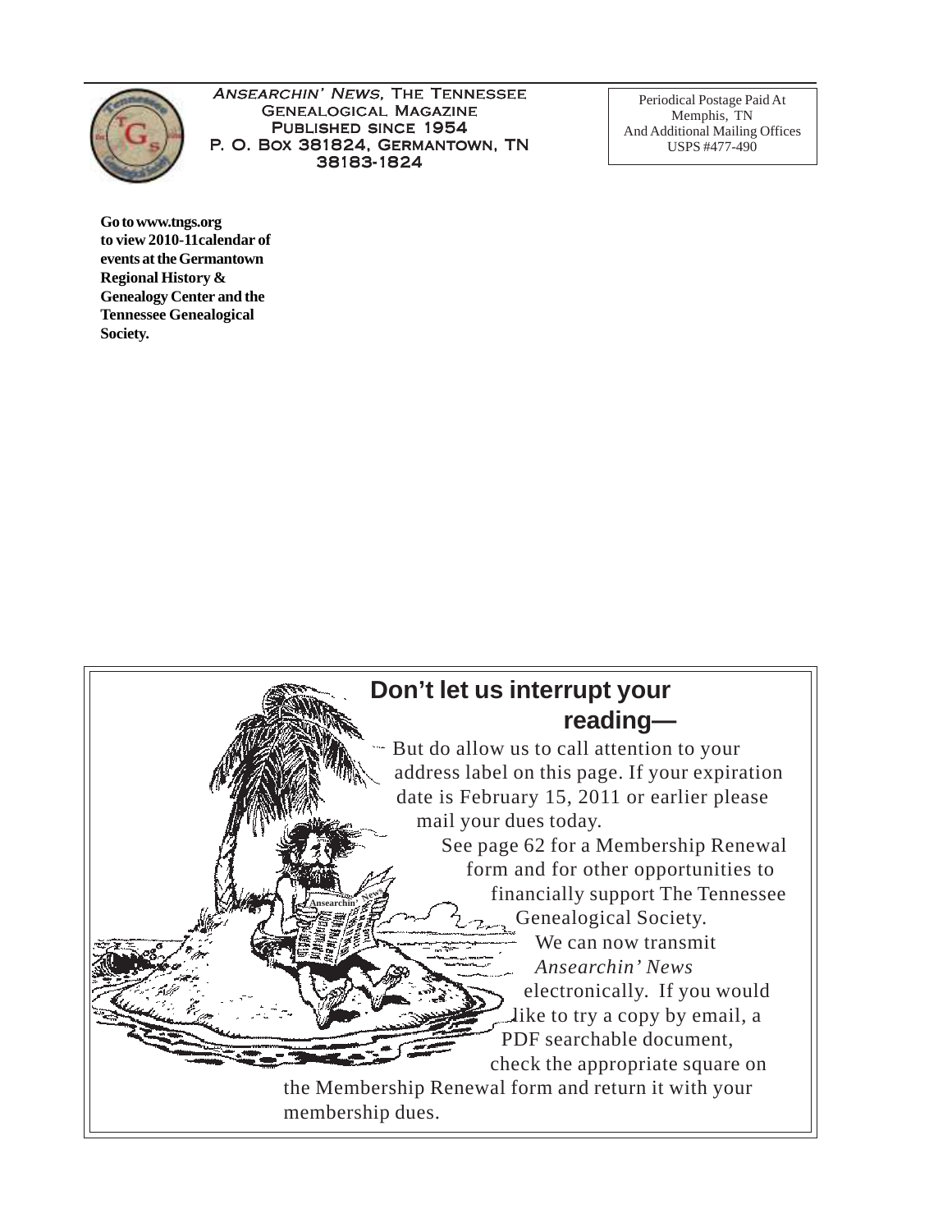*Ansearchin' News*, The Tennessee Genealogical Magazine
Published since 1954
P. O. Box 381824, Germantown, TN 38183-1824

Periodical Postage Paid At
Memphis, TN
And Additional Mailing Offices
USPS #477-490

**Go to www.tngs.org to view 2010-11calendar of events at the Germantown Regional History & Genealogy Center and the Tennessee Genealogical Society.**

## Don't let us interrupt your reading—

But do allow us to call attention to your address label on this page. If your expiration date is February 15, 2011 or earlier please mail your dues today.

See page 62 for a Membership Renewal form and for other opportunities to financially support The Tennessee Genealogical Society.

We can now transmit *Ansearchin' News* electronically. If you would like to try a copy by email, a PDF searchable document, check the appropriate square on the Membership Renewal form and return it with your membership dues.